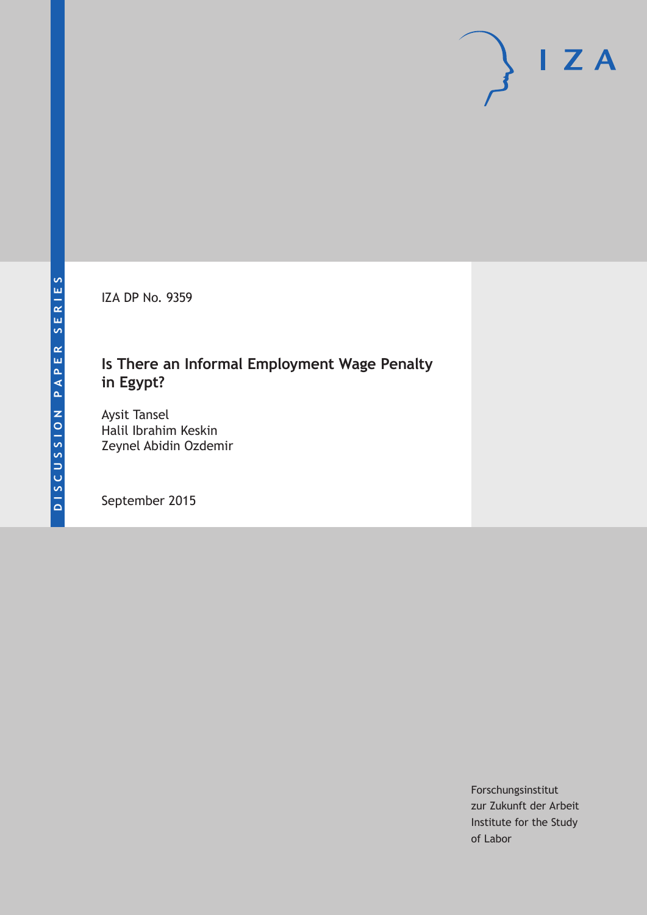DISCUSSION PAPER SERIES

IZA DP No. 9359

# Is There an Informal Employment Wage Penalty in Egypt?

Aysit Tansel
Halil Ibrahim Keskin
Zeynel Abidin Ozdemir

September 2015

Forschungsinstitut
zur Zukunft der Arbeit
Institute for the Study
of Labor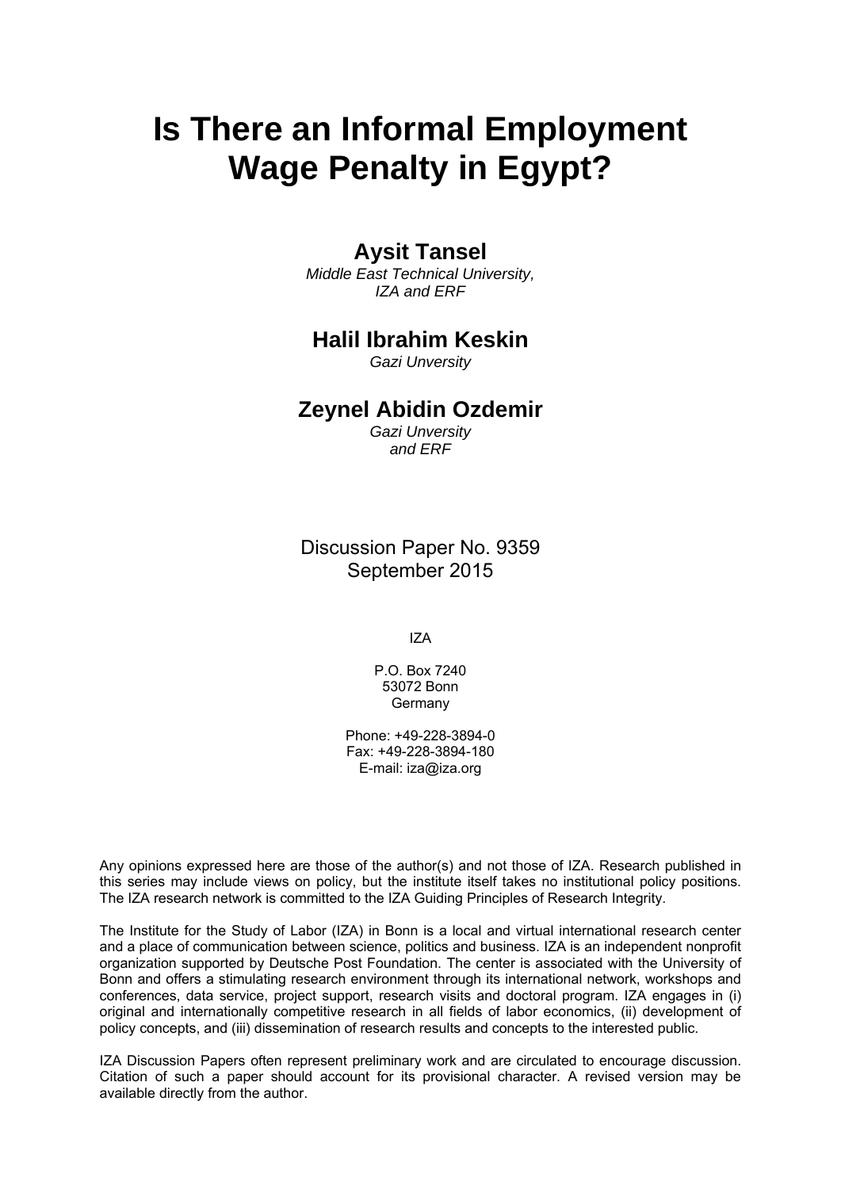# Is There an Informal Employment Wage Penalty in Egypt?

## Aysit Tansel

*Middle East Technical University, IZA and ERF*

## Halil Ibrahim Keskin

*Gazi Unversity*

## Zeynel Abidin Ozdemir

*Gazi Unversity and ERF*

Discussion Paper No. 9359
September 2015

IZA

P.O. Box 7240
53072 Bonn
Germany

Phone: +49-228-3894-0
Fax: +49-228-3894-180
E-mail: iza@iza.org

Any opinions expressed here are those of the author(s) and not those of IZA. Research published in this series may include views on policy, but the institute itself takes no institutional policy positions. The IZA research network is committed to the IZA Guiding Principles of Research Integrity.

The Institute for the Study of Labor (IZA) in Bonn is a local and virtual international research center and a place of communication between science, politics and business. IZA is an independent nonprofit organization supported by Deutsche Post Foundation. The center is associated with the University of Bonn and offers a stimulating research environment through its international network, workshops and conferences, data service, project support, research visits and doctoral program. IZA engages in (i) original and internationally competitive research in all fields of labor economics, (ii) development of policy concepts, and (iii) dissemination of research results and concepts to the interested public.

IZA Discussion Papers often represent preliminary work and are circulated to encourage discussion. Citation of such a paper should account for its provisional character. A revised version may be available directly from the author.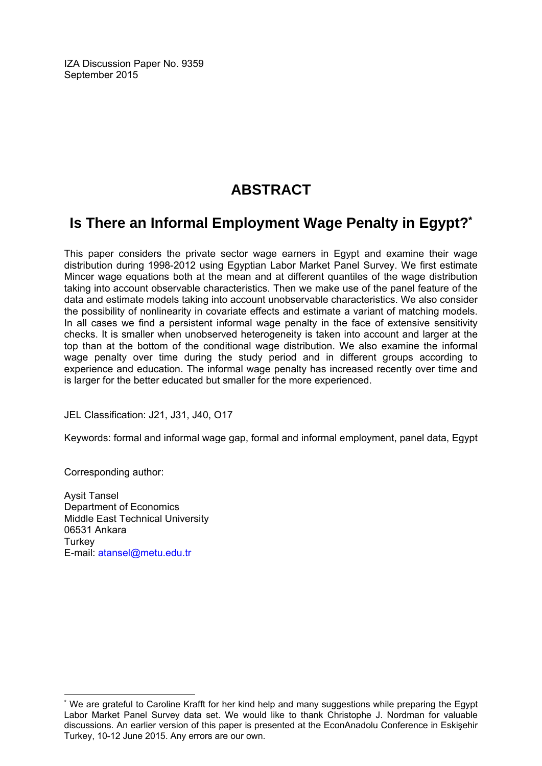IZA Discussion Paper No. 9359
September 2015

# ABSTRACT

## Is There an Informal Employment Wage Penalty in Egypt?*

This paper considers the private sector wage earners in Egypt and examine their wage distribution during 1998-2012 using Egyptian Labor Market Panel Survey. We first estimate Mincer wage equations both at the mean and at different quantiles of the wage distribution taking into account observable characteristics. Then we make use of the panel feature of the data and estimate models taking into account unobservable characteristics. We also consider the possibility of nonlinearity in covariate effects and estimate a variant of matching models. In all cases we find a persistent informal wage penalty in the face of extensive sensitivity checks. It is smaller when unobserved heterogeneity is taken into account and larger at the top than at the bottom of the conditional wage distribution. We also examine the informal wage penalty over time during the study period and in different groups according to experience and education. The informal wage penalty has increased recently over time and is larger for the better educated but smaller for the more experienced.

JEL Classification: J21, J31, J40, O17

Keywords: formal and informal wage gap, formal and informal employment, panel data, Egypt

Corresponding author:

Aysit Tansel
Department of Economics
Middle East Technical University
06531 Ankara
Turkey
E-mail: atansel@metu.edu.tr

---

* We are grateful to Caroline Krafft for her kind help and many suggestions while preparing the Egypt Labor Market Panel Survey data set. We would like to thank Christophe J. Nordman for valuable discussions. An earlier version of this paper is presented at the EconAnadolu Conference in Eskişehir Turkey, 10-12 June 2015. Any errors are our own.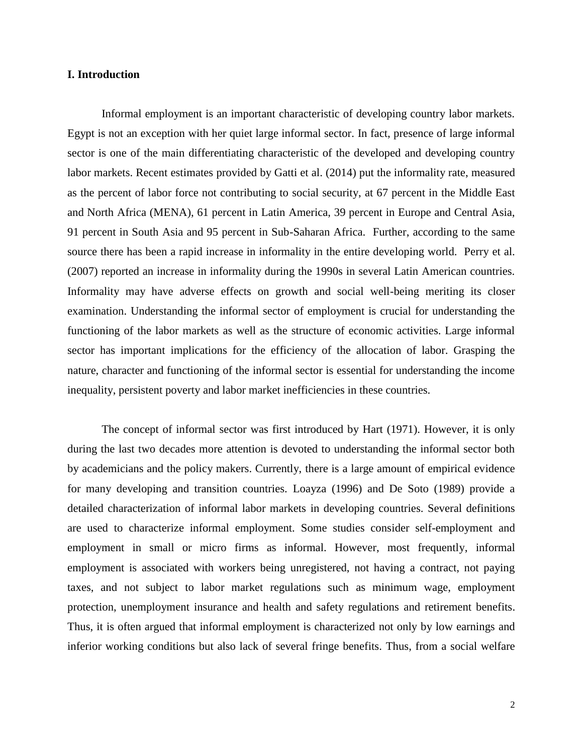## I. Introduction

Informal employment is an important characteristic of developing country labor markets. Egypt is not an exception with her quiet large informal sector. In fact, presence of large informal sector is one of the main differentiating characteristic of the developed and developing country labor markets. Recent estimates provided by Gatti et al. (2014) put the informality rate, measured as the percent of labor force not contributing to social security, at 67 percent in the Middle East and North Africa (MENA), 61 percent in Latin America, 39 percent in Europe and Central Asia, 91 percent in South Asia and 95 percent in Sub-Saharan Africa. Further, according to the same source there has been a rapid increase in informality in the entire developing world. Perry et al. (2007) reported an increase in informality during the 1990s in several Latin American countries. Informality may have adverse effects on growth and social well-being meriting its closer examination. Understanding the informal sector of employment is crucial for understanding the functioning of the labor markets as well as the structure of economic activities. Large informal sector has important implications for the efficiency of the allocation of labor. Grasping the nature, character and functioning of the informal sector is essential for understanding the income inequality, persistent poverty and labor market inefficiencies in these countries.

The concept of informal sector was first introduced by Hart (1971). However, it is only during the last two decades more attention is devoted to understanding the informal sector both by academicians and the policy makers. Currently, there is a large amount of empirical evidence for many developing and transition countries. Loayza (1996) and De Soto (1989) provide a detailed characterization of informal labor markets in developing countries. Several definitions are used to characterize informal employment. Some studies consider self-employment and employment in small or micro firms as informal. However, most frequently, informal employment is associated with workers being unregistered, not having a contract, not paying taxes, and not subject to labor market regulations such as minimum wage, employment protection, unemployment insurance and health and safety regulations and retirement benefits. Thus, it is often argued that informal employment is characterized not only by low earnings and inferior working conditions but also lack of several fringe benefits. Thus, from a social welfare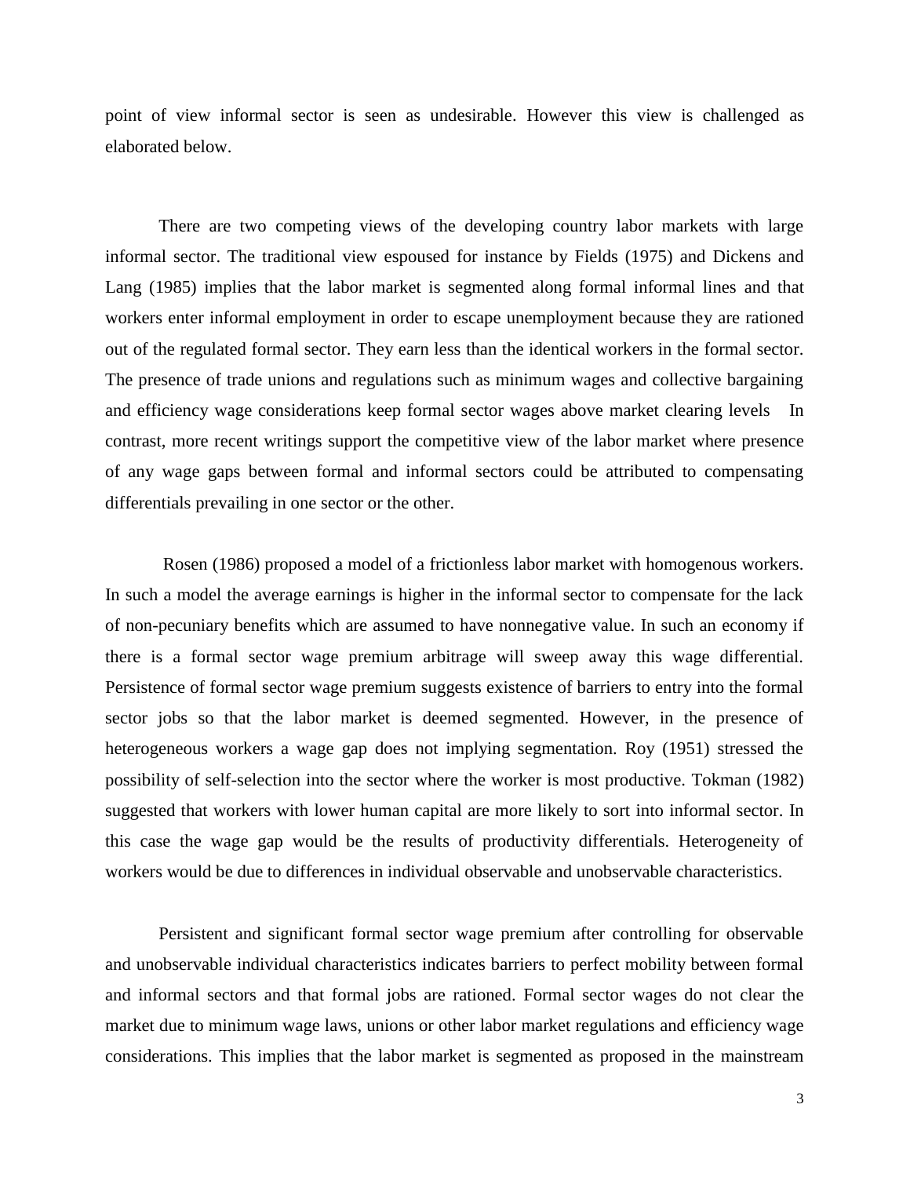point of view informal sector is seen as undesirable. However this view is challenged as elaborated below.

There are two competing views of the developing country labor markets with large informal sector. The traditional view espoused for instance by Fields (1975) and Dickens and Lang (1985) implies that the labor market is segmented along formal informal lines and that workers enter informal employment in order to escape unemployment because they are rationed out of the regulated formal sector. They earn less than the identical workers in the formal sector. The presence of trade unions and regulations such as minimum wages and collective bargaining and efficiency wage considerations keep formal sector wages above market clearing levels In contrast, more recent writings support the competitive view of the labor market where presence of any wage gaps between formal and informal sectors could be attributed to compensating differentials prevailing in one sector or the other.

Rosen (1986) proposed a model of a frictionless labor market with homogenous workers. In such a model the average earnings is higher in the informal sector to compensate for the lack of non-pecuniary benefits which are assumed to have nonnegative value. In such an economy if there is a formal sector wage premium arbitrage will sweep away this wage differential. Persistence of formal sector wage premium suggests existence of barriers to entry into the formal sector jobs so that the labor market is deemed segmented. However, in the presence of heterogeneous workers a wage gap does not implying segmentation. Roy (1951) stressed the possibility of self-selection into the sector where the worker is most productive. Tokman (1982) suggested that workers with lower human capital are more likely to sort into informal sector. In this case the wage gap would be the results of productivity differentials. Heterogeneity of workers would be due to differences in individual observable and unobservable characteristics.

Persistent and significant formal sector wage premium after controlling for observable and unobservable individual characteristics indicates barriers to perfect mobility between formal and informal sectors and that formal jobs are rationed. Formal sector wages do not clear the market due to minimum wage laws, unions or other labor market regulations and efficiency wage considerations. This implies that the labor market is segmented as proposed in the mainstream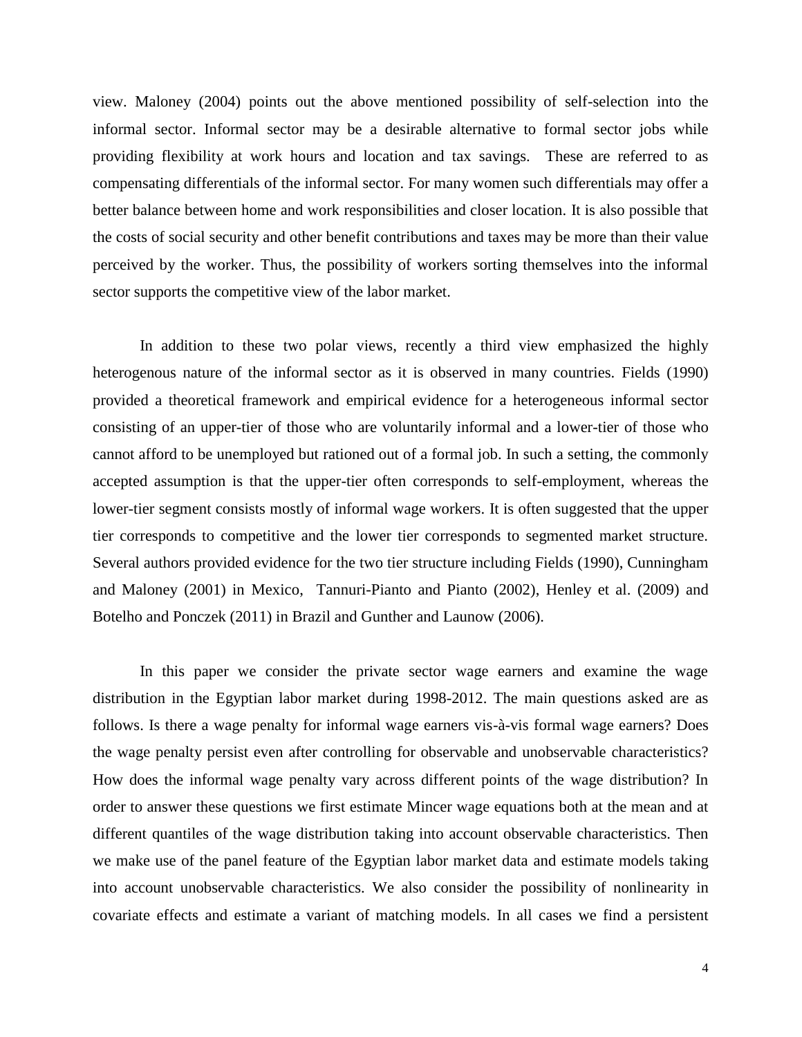view. Maloney (2004) points out the above mentioned possibility of self-selection into the informal sector. Informal sector may be a desirable alternative to formal sector jobs while providing flexibility at work hours and location and tax savings. These are referred to as compensating differentials of the informal sector. For many women such differentials may offer a better balance between home and work responsibilities and closer location. It is also possible that the costs of social security and other benefit contributions and taxes may be more than their value perceived by the worker. Thus, the possibility of workers sorting themselves into the informal sector supports the competitive view of the labor market.

In addition to these two polar views, recently a third view emphasized the highly heterogenous nature of the informal sector as it is observed in many countries. Fields (1990) provided a theoretical framework and empirical evidence for a heterogeneous informal sector consisting of an upper-tier of those who are voluntarily informal and a lower-tier of those who cannot afford to be unemployed but rationed out of a formal job. In such a setting, the commonly accepted assumption is that the upper-tier often corresponds to self-employment, whereas the lower-tier segment consists mostly of informal wage workers. It is often suggested that the upper tier corresponds to competitive and the lower tier corresponds to segmented market structure. Several authors provided evidence for the two tier structure including Fields (1990), Cunningham and Maloney (2001) in Mexico, Tannuri-Pianto and Pianto (2002), Henley et al. (2009) and Botelho and Ponczek (2011) in Brazil and Gunther and Launow (2006).

In this paper we consider the private sector wage earners and examine the wage distribution in the Egyptian labor market during 1998-2012. The main questions asked are as follows. Is there a wage penalty for informal wage earners vis-à-vis formal wage earners? Does the wage penalty persist even after controlling for observable and unobservable characteristics? How does the informal wage penalty vary across different points of the wage distribution? In order to answer these questions we first estimate Mincer wage equations both at the mean and at different quantiles of the wage distribution taking into account observable characteristics. Then we make use of the panel feature of the Egyptian labor market data and estimate models taking into account unobservable characteristics. We also consider the possibility of nonlinearity in covariate effects and estimate a variant of matching models. In all cases we find a persistent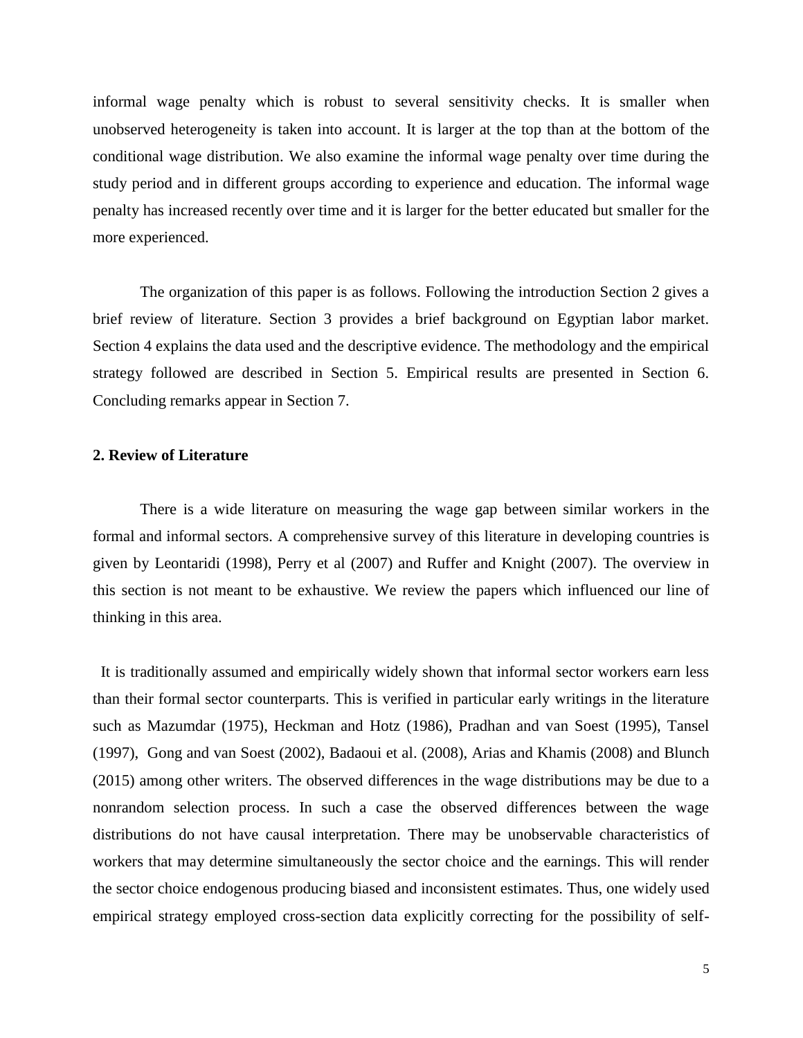informal wage penalty which is robust to several sensitivity checks. It is smaller when unobserved heterogeneity is taken into account. It is larger at the top than at the bottom of the conditional wage distribution. We also examine the informal wage penalty over time during the study period and in different groups according to experience and education. The informal wage penalty has increased recently over time and it is larger for the better educated but smaller for the more experienced.

The organization of this paper is as follows. Following the introduction Section 2 gives a brief review of literature. Section 3 provides a brief background on Egyptian labor market. Section 4 explains the data used and the descriptive evidence. The methodology and the empirical strategy followed are described in Section 5. Empirical results are presented in Section 6. Concluding remarks appear in Section 7.

## 2. Review of Literature

There is a wide literature on measuring the wage gap between similar workers in the formal and informal sectors. A comprehensive survey of this literature in developing countries is given by Leontaridi (1998), Perry et al (2007) and Ruffer and Knight (2007). The overview in this section is not meant to be exhaustive. We review the papers which influenced our line of thinking in this area.

It is traditionally assumed and empirically widely shown that informal sector workers earn less than their formal sector counterparts. This is verified in particular early writings in the literature such as Mazumdar (1975), Heckman and Hotz (1986), Pradhan and van Soest (1995), Tansel (1997), Gong and van Soest (2002), Badaoui et al. (2008), Arias and Khamis (2008) and Blunch (2015) among other writers. The observed differences in the wage distributions may be due to a nonrandom selection process. In such a case the observed differences between the wage distributions do not have causal interpretation. There may be unobservable characteristics of workers that may determine simultaneously the sector choice and the earnings. This will render the sector choice endogenous producing biased and inconsistent estimates. Thus, one widely used empirical strategy employed cross-section data explicitly correcting for the possibility of self-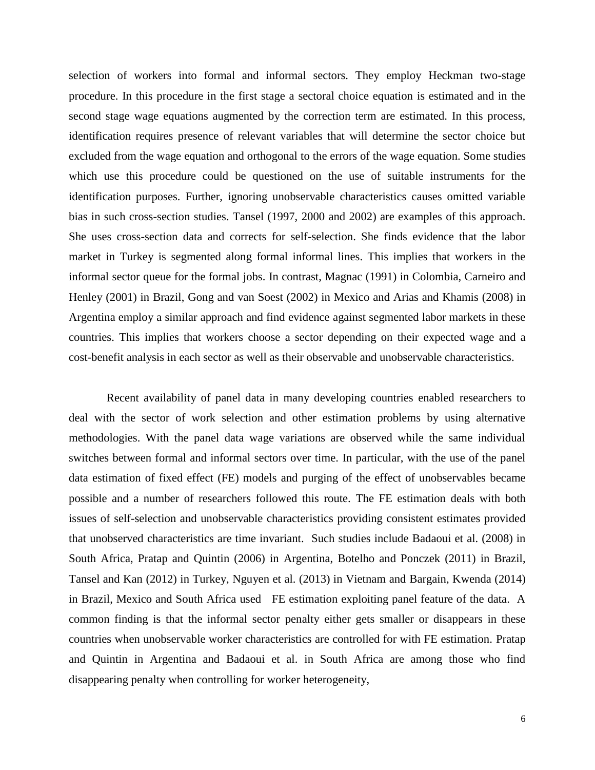selection of workers into formal and informal sectors. They employ Heckman two-stage procedure. In this procedure in the first stage a sectoral choice equation is estimated and in the second stage wage equations augmented by the correction term are estimated. In this process, identification requires presence of relevant variables that will determine the sector choice but excluded from the wage equation and orthogonal to the errors of the wage equation. Some studies which use this procedure could be questioned on the use of suitable instruments for the identification purposes. Further, ignoring unobservable characteristics causes omitted variable bias in such cross-section studies. Tansel (1997, 2000 and 2002) are examples of this approach. She uses cross-section data and corrects for self-selection. She finds evidence that the labor market in Turkey is segmented along formal informal lines. This implies that workers in the informal sector queue for the formal jobs. In contrast, Magnac (1991) in Colombia, Carneiro and Henley (2001) in Brazil, Gong and van Soest (2002) in Mexico and Arias and Khamis (2008) in Argentina employ a similar approach and find evidence against segmented labor markets in these countries. This implies that workers choose a sector depending on their expected wage and a cost-benefit analysis in each sector as well as their observable and unobservable characteristics.

Recent availability of panel data in many developing countries enabled researchers to deal with the sector of work selection and other estimation problems by using alternative methodologies. With the panel data wage variations are observed while the same individual switches between formal and informal sectors over time. In particular, with the use of the panel data estimation of fixed effect (FE) models and purging of the effect of unobservables became possible and a number of researchers followed this route. The FE estimation deals with both issues of self-selection and unobservable characteristics providing consistent estimates provided that unobserved characteristics are time invariant. Such studies include Badaoui et al. (2008) in South Africa, Pratap and Quintin (2006) in Argentina, Botelho and Ponczek (2011) in Brazil, Tansel and Kan (2012) in Turkey, Nguyen et al. (2013) in Vietnam and Bargain, Kwenda (2014) in Brazil, Mexico and South Africa used FE estimation exploiting panel feature of the data. A common finding is that the informal sector penalty either gets smaller or disappears in these countries when unobservable worker characteristics are controlled for with FE estimation. Pratap and Quintin in Argentina and Badaoui et al. in South Africa are among those who find disappearing penalty when controlling for worker heterogeneity,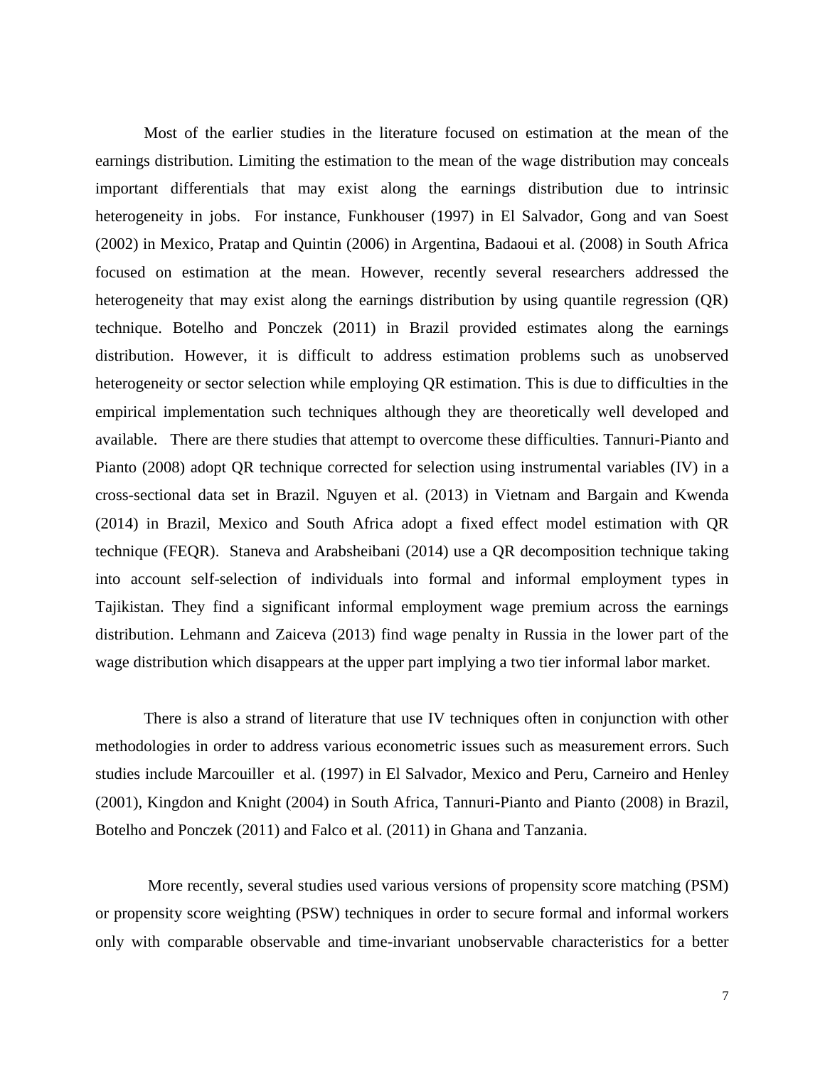Most of the earlier studies in the literature focused on estimation at the mean of the earnings distribution. Limiting the estimation to the mean of the wage distribution may conceals important differentials that may exist along the earnings distribution due to intrinsic heterogeneity in jobs. For instance, Funkhouser (1997) in El Salvador, Gong and van Soest (2002) in Mexico, Pratap and Quintin (2006) in Argentina, Badaoui et al. (2008) in South Africa focused on estimation at the mean. However, recently several researchers addressed the heterogeneity that may exist along the earnings distribution by using quantile regression (QR) technique. Botelho and Ponczek (2011) in Brazil provided estimates along the earnings distribution. However, it is difficult to address estimation problems such as unobserved heterogeneity or sector selection while employing QR estimation. This is due to difficulties in the empirical implementation such techniques although they are theoretically well developed and available. There are there studies that attempt to overcome these difficulties. Tannuri-Pianto and Pianto (2008) adopt QR technique corrected for selection using instrumental variables (IV) in a cross-sectional data set in Brazil. Nguyen et al. (2013) in Vietnam and Bargain and Kwenda (2014) in Brazil, Mexico and South Africa adopt a fixed effect model estimation with QR technique (FEQR). Staneva and Arabsheibani (2014) use a QR decomposition technique taking into account self-selection of individuals into formal and informal employment types in Tajikistan. They find a significant informal employment wage premium across the earnings distribution. Lehmann and Zaiceva (2013) find wage penalty in Russia in the lower part of the wage distribution which disappears at the upper part implying a two tier informal labor market.

There is also a strand of literature that use IV techniques often in conjunction with other methodologies in order to address various econometric issues such as measurement errors. Such studies include Marcouiller et al. (1997) in El Salvador, Mexico and Peru, Carneiro and Henley (2001), Kingdon and Knight (2004) in South Africa, Tannuri-Pianto and Pianto (2008) in Brazil, Botelho and Ponczek (2011) and Falco et al. (2011) in Ghana and Tanzania.

More recently, several studies used various versions of propensity score matching (PSM) or propensity score weighting (PSW) techniques in order to secure formal and informal workers only with comparable observable and time-invariant unobservable characteristics for a better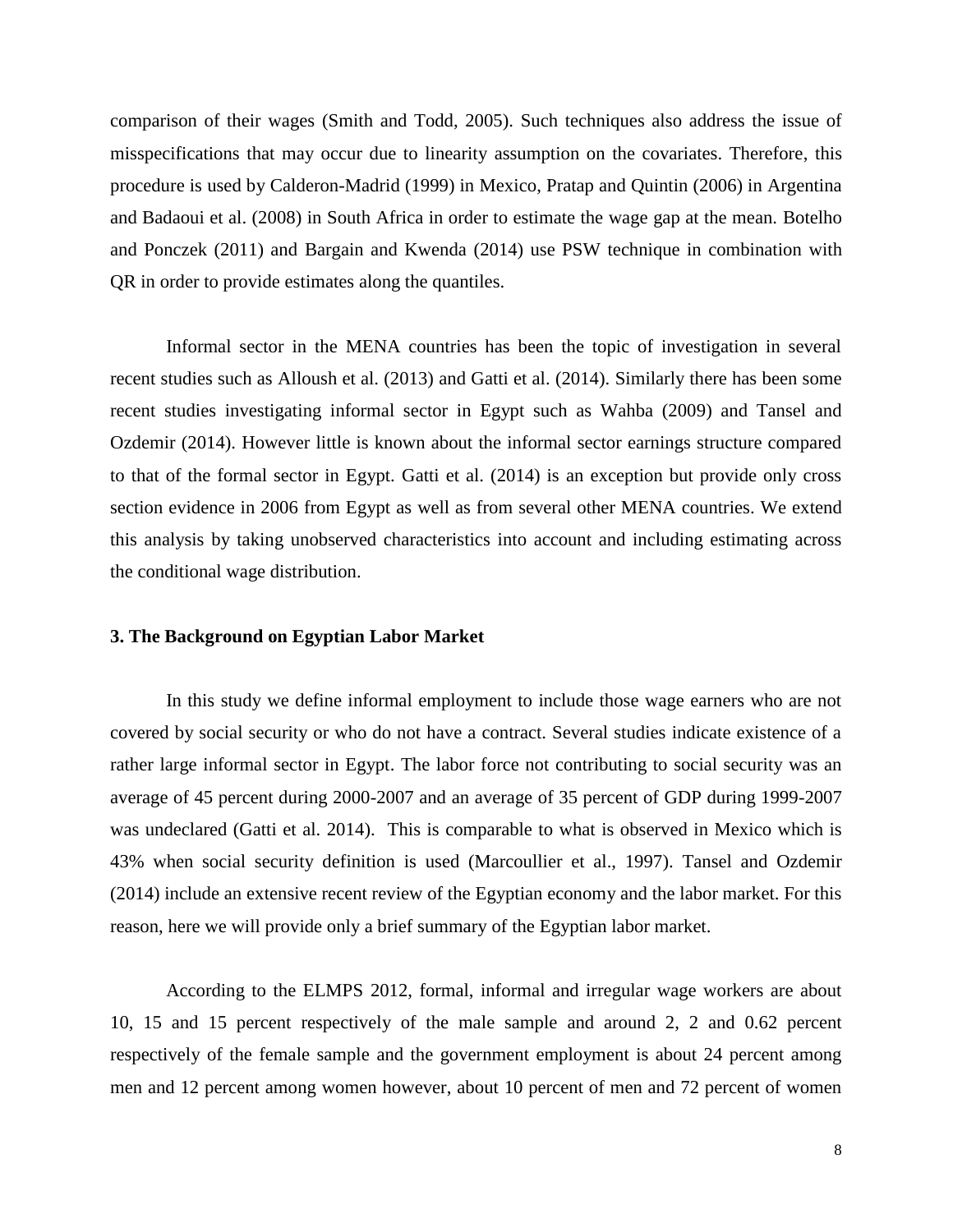comparison of their wages (Smith and Todd, 2005). Such techniques also address the issue of misspecifications that may occur due to linearity assumption on the covariates. Therefore, this procedure is used by Calderon-Madrid (1999) in Mexico, Pratap and Quintin (2006) in Argentina and Badaoui et al. (2008) in South Africa in order to estimate the wage gap at the mean. Botelho and Ponczek (2011) and Bargain and Kwenda (2014) use PSW technique in combination with QR in order to provide estimates along the quantiles.

Informal sector in the MENA countries has been the topic of investigation in several recent studies such as Alloush et al. (2013) and Gatti et al. (2014). Similarly there has been some recent studies investigating informal sector in Egypt such as Wahba (2009) and Tansel and Ozdemir (2014). However little is known about the informal sector earnings structure compared to that of the formal sector in Egypt. Gatti et al. (2014) is an exception but provide only cross section evidence in 2006 from Egypt as well as from several other MENA countries. We extend this analysis by taking unobserved characteristics into account and including estimating across the conditional wage distribution.

### 3. The Background on Egyptian Labor Market

In this study we define informal employment to include those wage earners who are not covered by social security or who do not have a contract. Several studies indicate existence of a rather large informal sector in Egypt. The labor force not contributing to social security was an average of 45 percent during 2000-2007 and an average of 35 percent of GDP during 1999-2007 was undeclared (Gatti et al. 2014). This is comparable to what is observed in Mexico which is 43% when social security definition is used (Marcoullier et al., 1997). Tansel and Ozdemir (2014) include an extensive recent review of the Egyptian economy and the labor market. For this reason, here we will provide only a brief summary of the Egyptian labor market.

According to the ELMPS 2012, formal, informal and irregular wage workers are about 10, 15 and 15 percent respectively of the male sample and around 2, 2 and 0.62 percent respectively of the female sample and the government employment is about 24 percent among men and 12 percent among women however, about 10 percent of men and 72 percent of women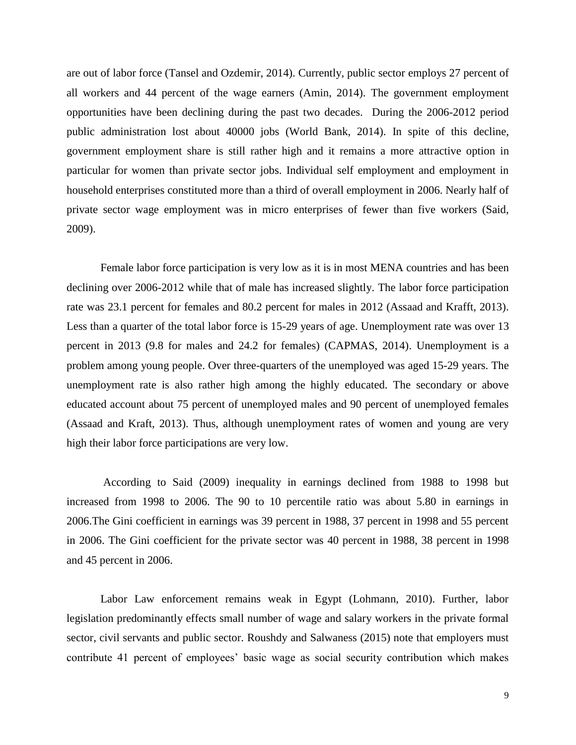are out of labor force (Tansel and Ozdemir, 2014). Currently, public sector employs 27 percent of all workers and 44 percent of the wage earners (Amin, 2014). The government employment opportunities have been declining during the past two decades. During the 2006-2012 period public administration lost about 40000 jobs (World Bank, 2014). In spite of this decline, government employment share is still rather high and it remains a more attractive option in particular for women than private sector jobs. Individual self employment and employment in household enterprises constituted more than a third of overall employment in 2006. Nearly half of private sector wage employment was in micro enterprises of fewer than five workers (Said, 2009).

Female labor force participation is very low as it is in most MENA countries and has been declining over 2006-2012 while that of male has increased slightly. The labor force participation rate was 23.1 percent for females and 80.2 percent for males in 2012 (Assaad and Krafft, 2013). Less than a quarter of the total labor force is 15-29 years of age. Unemployment rate was over 13 percent in 2013 (9.8 for males and 24.2 for females) (CAPMAS, 2014). Unemployment is a problem among young people. Over three-quarters of the unemployed was aged 15-29 years. The unemployment rate is also rather high among the highly educated. The secondary or above educated account about 75 percent of unemployed males and 90 percent of unemployed females (Assaad and Kraft, 2013). Thus, although unemployment rates of women and young are very high their labor force participations are very low.

According to Said (2009) inequality in earnings declined from 1988 to 1998 but increased from 1998 to 2006. The 90 to 10 percentile ratio was about 5.80 in earnings in 2006.The Gini coefficient in earnings was 39 percent in 1988, 37 percent in 1998 and 55 percent in 2006. The Gini coefficient for the private sector was 40 percent in 1988, 38 percent in 1998 and 45 percent in 2006.

Labor Law enforcement remains weak in Egypt (Lohmann, 2010). Further, labor legislation predominantly effects small number of wage and salary workers in the private formal sector, civil servants and public sector. Roushdy and Salwaness (2015) note that employers must contribute 41 percent of employees' basic wage as social security contribution which makes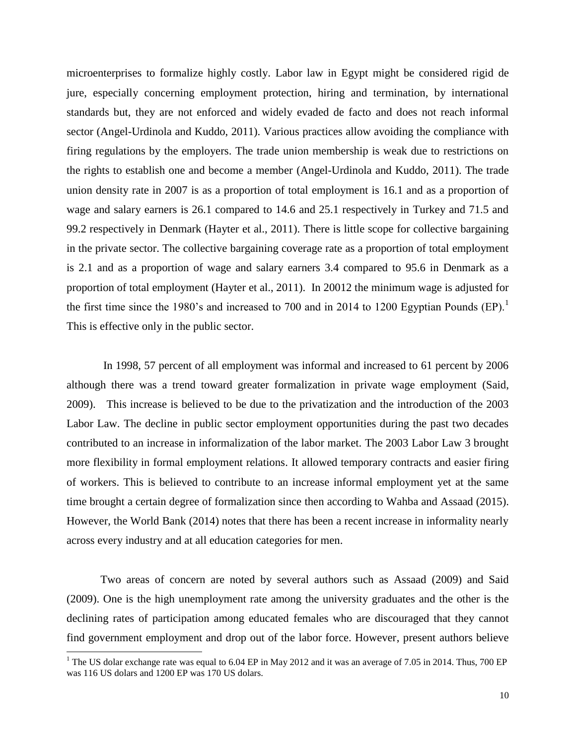microenterprises to formalize highly costly. Labor law in Egypt might be considered rigid de jure, especially concerning employment protection, hiring and termination, by international standards but, they are not enforced and widely evaded de facto and does not reach informal sector (Angel-Urdinola and Kuddo, 2011). Various practices allow avoiding the compliance with firing regulations by the employers. The trade union membership is weak due to restrictions on the rights to establish one and become a member (Angel-Urdinola and Kuddo, 2011). The trade union density rate in 2007 is as a proportion of total employment is 16.1 and as a proportion of wage and salary earners is 26.1 compared to 14.6 and 25.1 respectively in Turkey and 71.5 and 99.2 respectively in Denmark (Hayter et al., 2011). There is little scope for collective bargaining in the private sector. The collective bargaining coverage rate as a proportion of total employment is 2.1 and as a proportion of wage and salary earners 3.4 compared to 95.6 in Denmark as a proportion of total employment (Hayter et al., 2011). In 20012 the minimum wage is adjusted for the first time since the 1980's and increased to 700 and in 2014 to 1200 Egyptian Pounds (EP).[1] This is effective only in the public sector.

In 1998, 57 percent of all employment was informal and increased to 61 percent by 2006 although there was a trend toward greater formalization in private wage employment (Said, 2009). This increase is believed to be due to the privatization and the introduction of the 2003 Labor Law. The decline in public sector employment opportunities during the past two decades contributed to an increase in informalization of the labor market. The 2003 Labor Law 3 brought more flexibility in formal employment relations. It allowed temporary contracts and easier firing of workers. This is believed to contribute to an increase informal employment yet at the same time brought a certain degree of formalization since then according to Wahba and Assaad (2015). However, the World Bank (2014) notes that there has been a recent increase in informality nearly across every industry and at all education categories for men.

Two areas of concern are noted by several authors such as Assaad (2009) and Said (2009). One is the high unemployment rate among the university graduates and the other is the declining rates of participation among educated females who are discouraged that they cannot find government employment and drop out of the labor force. However, present authors believe

[1] The US dolar exchange rate was equal to 6.04 EP in May 2012 and it was an average of 7.05 in 2014. Thus, 700 EP was 116 US dollars and 1200 EP was 170 US dolars.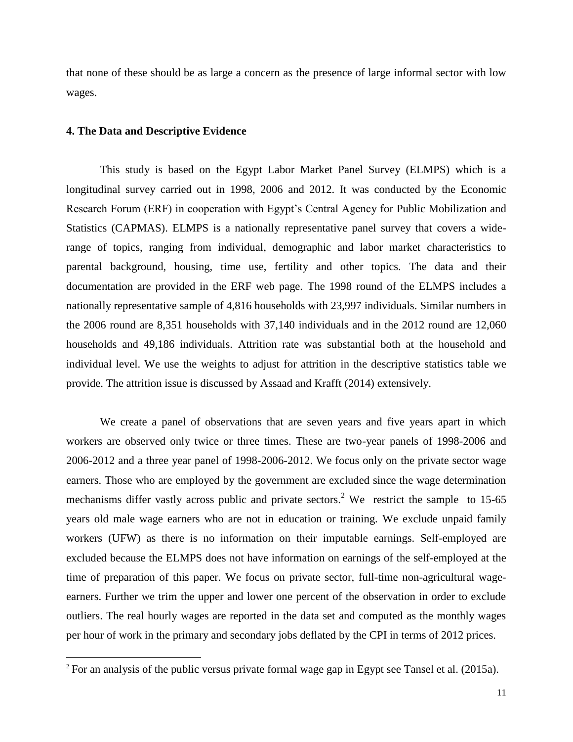that none of these should be as large a concern as the presence of large informal sector with low wages.

## 4. The Data and Descriptive Evidence

This study is based on the Egypt Labor Market Panel Survey (ELMPS) which is a longitudinal survey carried out in 1998, 2006 and 2012. It was conducted by the Economic Research Forum (ERF) in cooperation with Egypt's Central Agency for Public Mobilization and Statistics (CAPMAS). ELMPS is a nationally representative panel survey that covers a wide-range of topics, ranging from individual, demographic and labor market characteristics to parental background, housing, time use, fertility and other topics. The data and their documentation are provided in the ERF web page. The 1998 round of the ELMPS includes a nationally representative sample of 4,816 households with 23,997 individuals. Similar numbers in the 2006 round are 8,351 households with 37,140 individuals and in the 2012 round are 12,060 households and 49,186 individuals. Attrition rate was substantial both at the household and individual level. We use the weights to adjust for attrition in the descriptive statistics table we provide. The attrition issue is discussed by Assaad and Krafft (2014) extensively.

We create a panel of observations that are seven years and five years apart in which workers are observed only twice or three times. These are two-year panels of 1998-2006 and 2006-2012 and a three year panel of 1998-2006-2012. We focus only on the private sector wage earners. Those who are employed by the government are excluded since the wage determination mechanisms differ vastly across public and private sectors.[2] We restrict the sample to 15-65 years old male wage earners who are not in education or training. We exclude unpaid family workers (UFW) as there is no information on their imputable earnings. Self-employed are excluded because the ELMPS does not have information on earnings of the self-employed at the time of preparation of this paper. We focus on private sector, full-time non-agricultural wage-earners. Further we trim the upper and lower one percent of the observation in order to exclude outliers. The real hourly wages are reported in the data set and computed as the monthly wages per hour of work in the primary and secondary jobs deflated by the CPI in terms of 2012 prices.

---

[2] For an analysis of the public versus private formal wage gap in Egypt see Tansel et al. (2015a).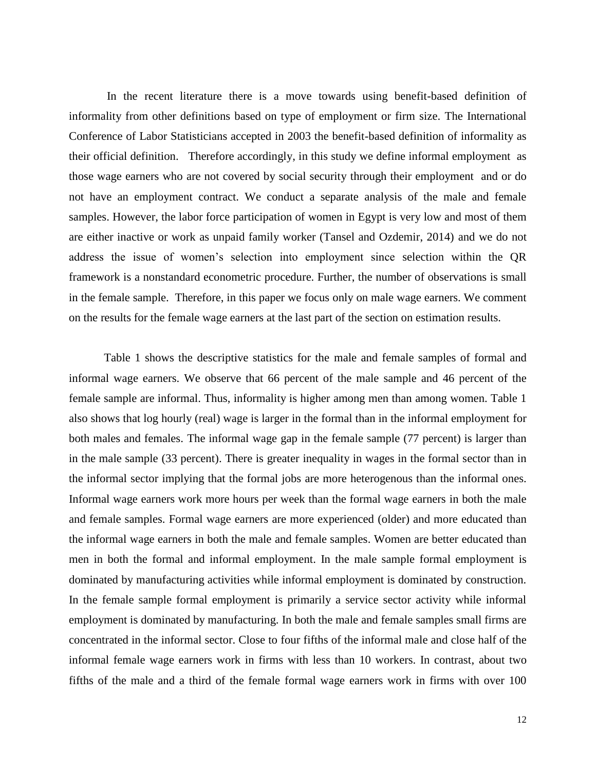In the recent literature there is a move towards using benefit-based definition of informality from other definitions based on type of employment or firm size. The International Conference of Labor Statisticians accepted in 2003 the benefit-based definition of informality as their official definition. Therefore accordingly, in this study we define informal employment as those wage earners who are not covered by social security through their employment and or do not have an employment contract. We conduct a separate analysis of the male and female samples. However, the labor force participation of women in Egypt is very low and most of them are either inactive or work as unpaid family worker (Tansel and Ozdemir, 2014) and we do not address the issue of women's selection into employment since selection within the QR framework is a nonstandard econometric procedure. Further, the number of observations is small in the female sample. Therefore, in this paper we focus only on male wage earners. We comment on the results for the female wage earners at the last part of the section on estimation results.

Table 1 shows the descriptive statistics for the male and female samples of formal and informal wage earners. We observe that 66 percent of the male sample and 46 percent of the female sample are informal. Thus, informality is higher among men than among women. Table 1 also shows that log hourly (real) wage is larger in the formal than in the informal employment for both males and females. The informal wage gap in the female sample (77 percent) is larger than in the male sample (33 percent). There is greater inequality in wages in the formal sector than in the informal sector implying that the formal jobs are more heterogenous than the informal ones. Informal wage earners work more hours per week than the formal wage earners in both the male and female samples. Formal wage earners are more experienced (older) and more educated than the informal wage earners in both the male and female samples. Women are better educated than men in both the formal and informal employment. In the male sample formal employment is dominated by manufacturing activities while informal employment is dominated by construction. In the female sample formal employment is primarily a service sector activity while informal employment is dominated by manufacturing. In both the male and female samples small firms are concentrated in the informal sector. Close to four fifths of the informal male and close half of the informal female wage earners work in firms with less than 10 workers. In contrast, about two fifths of the male and a third of the female formal wage earners work in firms with over 100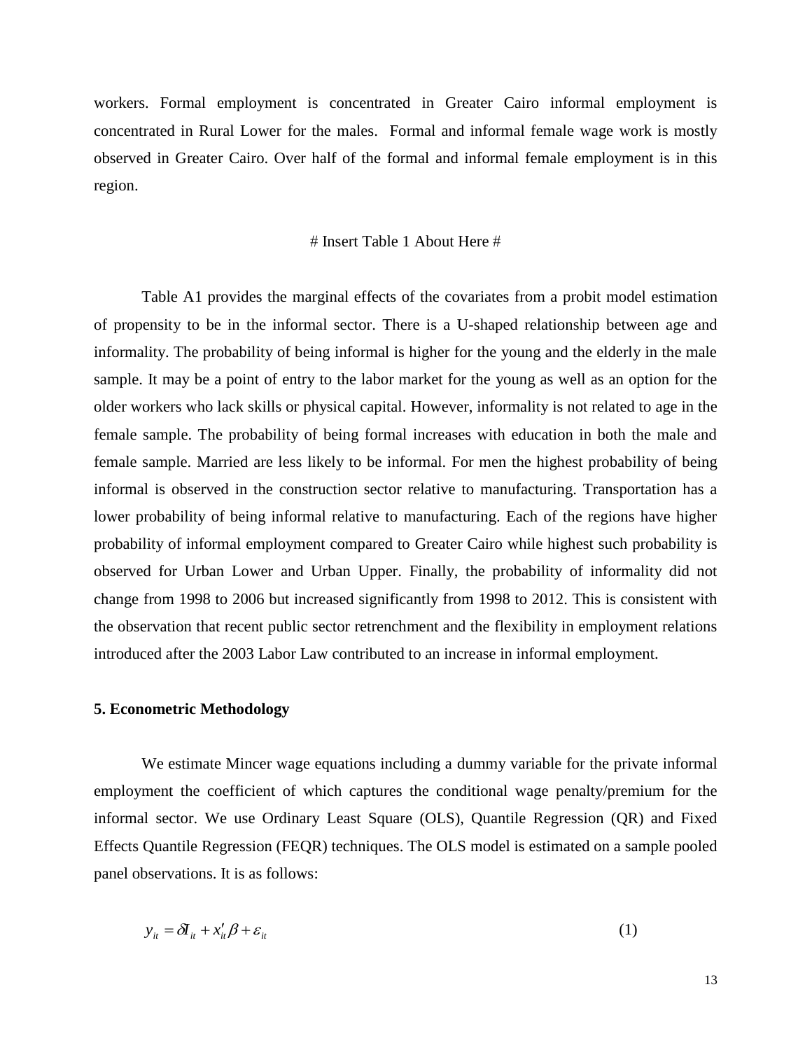workers. Formal employment is concentrated in Greater Cairo informal employment is concentrated in Rural Lower for the males. Formal and informal female wage work is mostly observed in Greater Cairo. Over half of the formal and informal female employment is in this region.

# Insert Table 1 About Here #

Table A1 provides the marginal effects of the covariates from a probit model estimation of propensity to be in the informal sector. There is a U-shaped relationship between age and informality. The probability of being informal is higher for the young and the elderly in the male sample. It may be a point of entry to the labor market for the young as well as an option for the older workers who lack skills or physical capital. However, informality is not related to age in the female sample. The probability of being formal increases with education in both the male and female sample. Married are less likely to be informal. For men the highest probability of being informal is observed in the construction sector relative to manufacturing. Transportation has a lower probability of being informal relative to manufacturing. Each of the regions have higher probability of informal employment compared to Greater Cairo while highest such probability is observed for Urban Lower and Urban Upper. Finally, the probability of informality did not change from 1998 to 2006 but increased significantly from 1998 to 2012. This is consistent with the observation that recent public sector retrenchment and the flexibility in employment relations introduced after the 2003 Labor Law contributed to an increase in informal employment.

**5. Econometric Methodology**

We estimate Mincer wage equations including a dummy variable for the private informal employment the coefficient of which captures the conditional wage penalty/premium for the informal sector. We use Ordinary Least Square (OLS), Quantile Regression (QR) and Fixed Effects Quantile Regression (FEQR) techniques. The OLS model is estimated on a sample pooled panel observations. It is as follows:

$$y_{it} = \delta I_{it} + x_{it}'\beta + \varepsilon_{it} \qquad (1)$$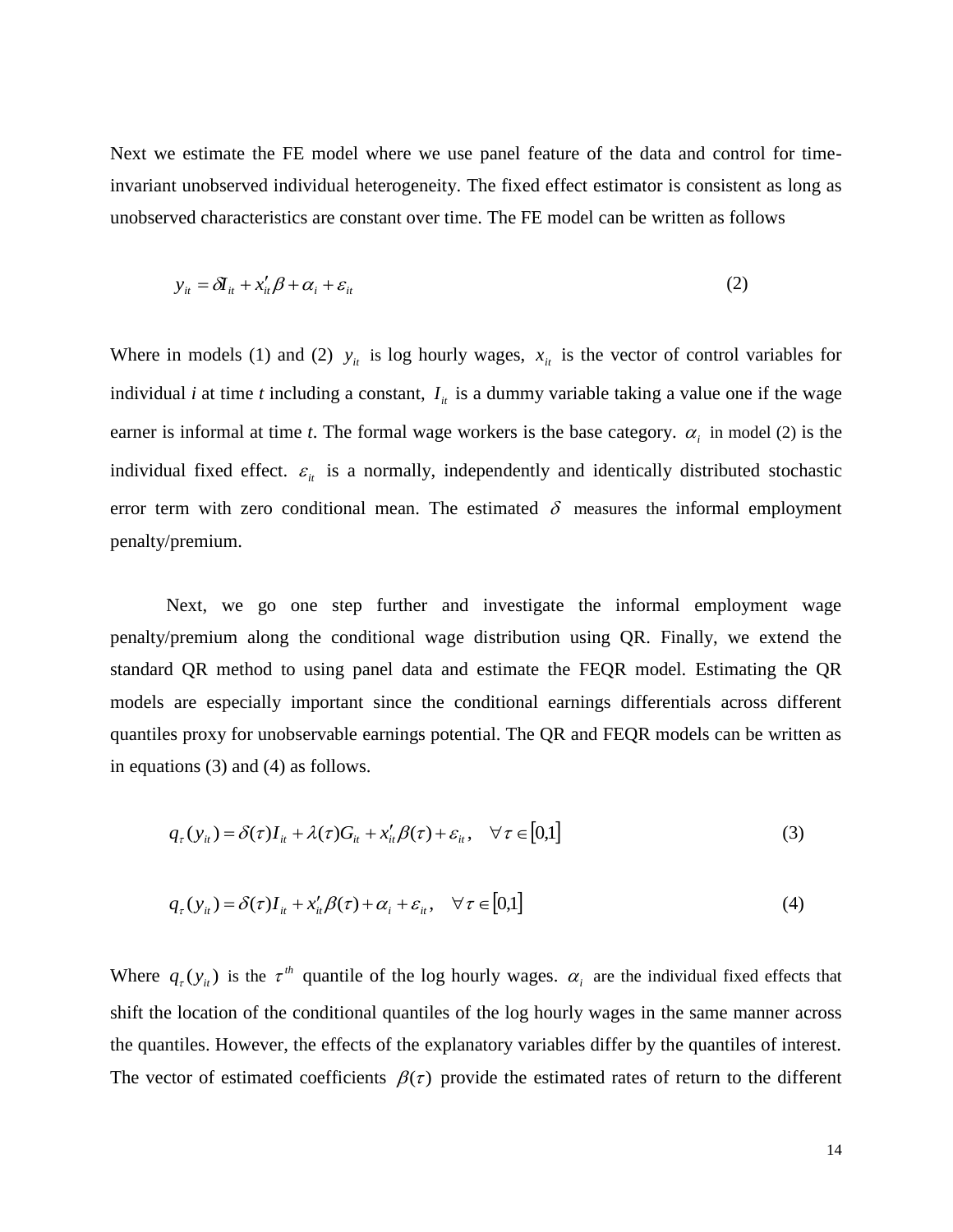Next we estimate the FE model where we use panel feature of the data and control for time-invariant unobserved individual heterogeneity. The fixed effect estimator is consistent as long as unobserved characteristics are constant over time. The FE model can be written as follows

$$y_{it} = \delta I_{it} + x'_{it}\beta + \alpha_i + \varepsilon_{it} \tag{2}$$

Where in models (1) and (2) $y_{it}$ is log hourly wages, $x_{it}$ is the vector of control variables for individual *i* at time *t* including a constant, $I_{it}$ is a dummy variable taking a value one if the wage earner is informal at time *t*. The formal wage workers is the base category. $\alpha_i$ in model (2) is the individual fixed effect. $\varepsilon_{it}$ is a normally, independently and identically distributed stochastic error term with zero conditional mean. The estimated $\delta$ measures the informal employment penalty/premium.

Next, we go one step further and investigate the informal employment wage penalty/premium along the conditional wage distribution using QR. Finally, we extend the standard QR method to using panel data and estimate the FEQR model. Estimating the QR models are especially important since the conditional earnings differentials across different quantiles proxy for unobservable earnings potential. The QR and FEQR models can be written as in equations (3) and (4) as follows.

$$q_\tau(y_{it}) = \delta(\tau)I_{it} + \lambda(\tau)G_{it} + x'_{it}\beta(\tau) + \varepsilon_{it}, \quad \forall \tau \in [0,1] \tag{3}$$

$$q_\tau(y_{it}) = \delta(\tau)I_{it} + x'_{it}\beta(\tau) + \alpha_i + \varepsilon_{it}, \quad \forall \tau \in [0,1] \tag{4}$$

Where $q_\tau(y_{it})$ is the $\tau^{th}$ quantile of the log hourly wages. $\alpha_i$ are the individual fixed effects that shift the location of the conditional quantiles of the log hourly wages in the same manner across the quantiles. However, the effects of the explanatory variables differ by the quantiles of interest. The vector of estimated coefficients $\beta(\tau)$ provide the estimated rates of return to the different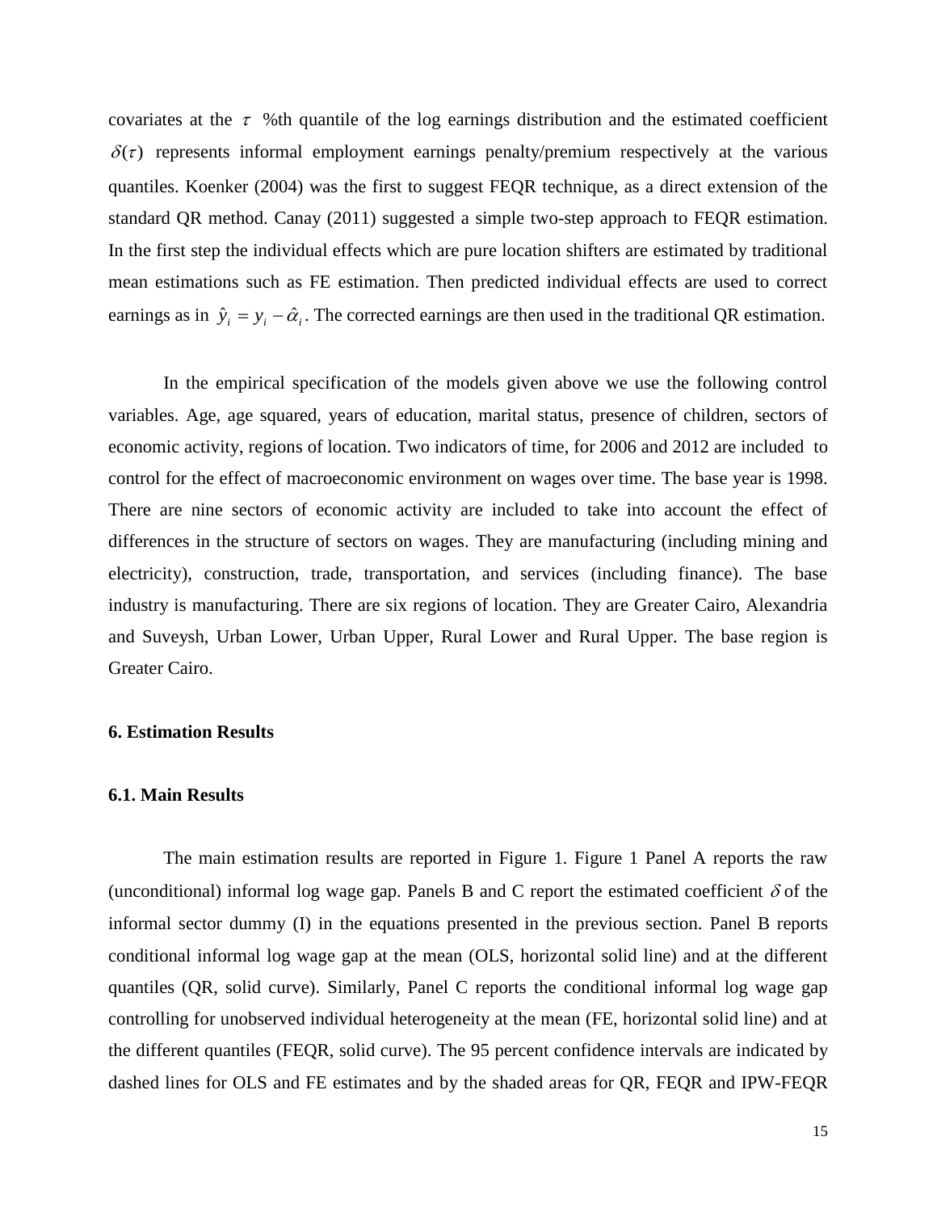covariates at the $\tau$ %th quantile of the log earnings distribution and the estimated coefficient $\delta(\tau)$ represents informal employment earnings penalty/premium respectively at the various quantiles. Koenker (2004) was the first to suggest FEQR technique, as a direct extension of the standard QR method. Canay (2011) suggested a simple two-step approach to FEQR estimation. In the first step the individual effects which are pure location shifters are estimated by traditional mean estimations such as FE estimation. Then predicted individual effects are used to correct earnings as in $\hat{y}_i = y_i - \hat{\alpha}_i$. The corrected earnings are then used in the traditional QR estimation.

In the empirical specification of the models given above we use the following control variables. Age, age squared, years of education, marital status, presence of children, sectors of economic activity, regions of location. Two indicators of time, for 2006 and 2012 are included to control for the effect of macroeconomic environment on wages over time. The base year is 1998. There are nine sectors of economic activity are included to take into account the effect of differences in the structure of sectors on wages. They are manufacturing (including mining and electricity), construction, trade, transportation, and services (including finance). The base industry is manufacturing. There are six regions of location. They are Greater Cairo, Alexandria and Suveysh, Urban Lower, Urban Upper, Rural Lower and Rural Upper. The base region is Greater Cairo.

## 6. Estimation Results

### 6.1. Main Results

The main estimation results are reported in Figure 1. Figure 1 Panel A reports the raw (unconditional) informal log wage gap. Panels B and C report the estimated coefficient $\delta$ of the informal sector dummy (I) in the equations presented in the previous section. Panel B reports conditional informal log wage gap at the mean (OLS, horizontal solid line) and at the different quantiles (QR, solid curve). Similarly, Panel C reports the conditional informal log wage gap controlling for unobserved individual heterogeneity at the mean (FE, horizontal solid line) and at the different quantiles (FEQR, solid curve). The 95 percent confidence intervals are indicated by dashed lines for OLS and FE estimates and by the shaded areas for QR, FEQR and IPW-FEQR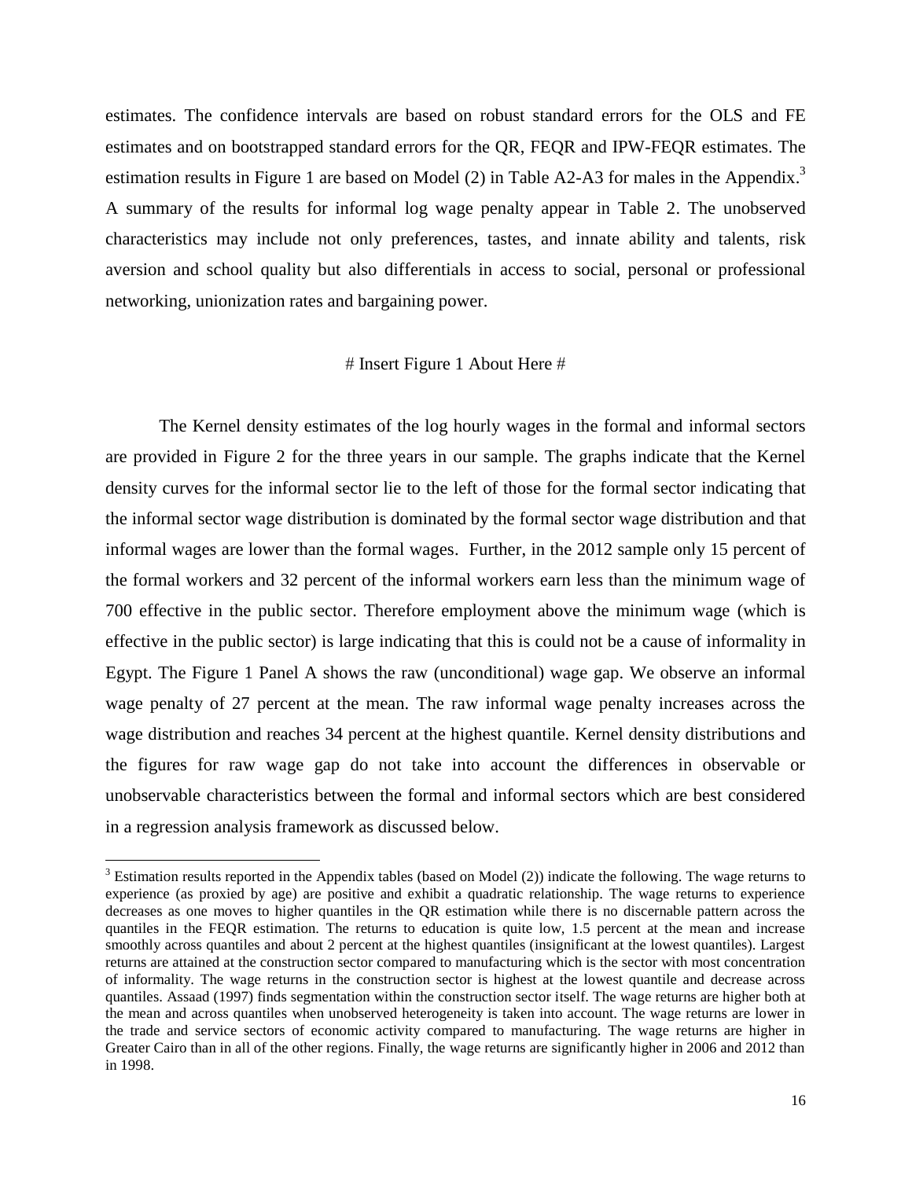estimates. The confidence intervals are based on robust standard errors for the OLS and FE estimates and on bootstrapped standard errors for the QR, FEQR and IPW-FEQR estimates. The estimation results in Figure 1 are based on Model (2) in Table A2-A3 for males in the Appendix.[3] A summary of the results for informal log wage penalty appear in Table 2. The unobserved characteristics may include not only preferences, tastes, and innate ability and talents, risk aversion and school quality but also differentials in access to social, personal or professional networking, unionization rates and bargaining power.

# Insert Figure 1 About Here #

The Kernel density estimates of the log hourly wages in the formal and informal sectors are provided in Figure 2 for the three years in our sample. The graphs indicate that the Kernel density curves for the informal sector lie to the left of those for the formal sector indicating that the informal sector wage distribution is dominated by the formal sector wage distribution and that informal wages are lower than the formal wages. Further, in the 2012 sample only 15 percent of the formal workers and 32 percent of the informal workers earn less than the minimum wage of 700 effective in the public sector. Therefore employment above the minimum wage (which is effective in the public sector) is large indicating that this is could not be a cause of informality in Egypt. The Figure 1 Panel A shows the raw (unconditional) wage gap. We observe an informal wage penalty of 27 percent at the mean. The raw informal wage penalty increases across the wage distribution and reaches 34 percent at the highest quantile. Kernel density distributions and the figures for raw wage gap do not take into account the differences in observable or unobservable characteristics between the formal and informal sectors which are best considered in a regression analysis framework as discussed below.

---

[3] Estimation results reported in the Appendix tables (based on Model (2)) indicate the following. The wage returns to experience (as proxied by age) are positive and exhibit a quadratic relationship. The wage returns to experience decreases as one moves to higher quantiles in the QR estimation while there is no discernable pattern across the quantiles in the FEQR estimation. The returns to education is quite low, 1.5 percent at the mean and increase smoothly across quantiles and about 2 percent at the highest quantiles (insignificant at the lowest quantiles). Largest returns are attained at the construction sector compared to manufacturing which is the sector with most concentration of informality. The wage returns in the construction sector is highest at the lowest quantile and decrease across quantiles. Assaad (1997) finds segmentation within the construction sector itself. The wage returns are higher both at the mean and across quantiles when unobserved heterogeneity is taken into account. The wage returns are lower in the trade and service sectors of economic activity compared to manufacturing. The wage returns are higher in Greater Cairo than in all of the other regions. Finally, the wage returns are significantly higher in 2006 and 2012 than in 1998.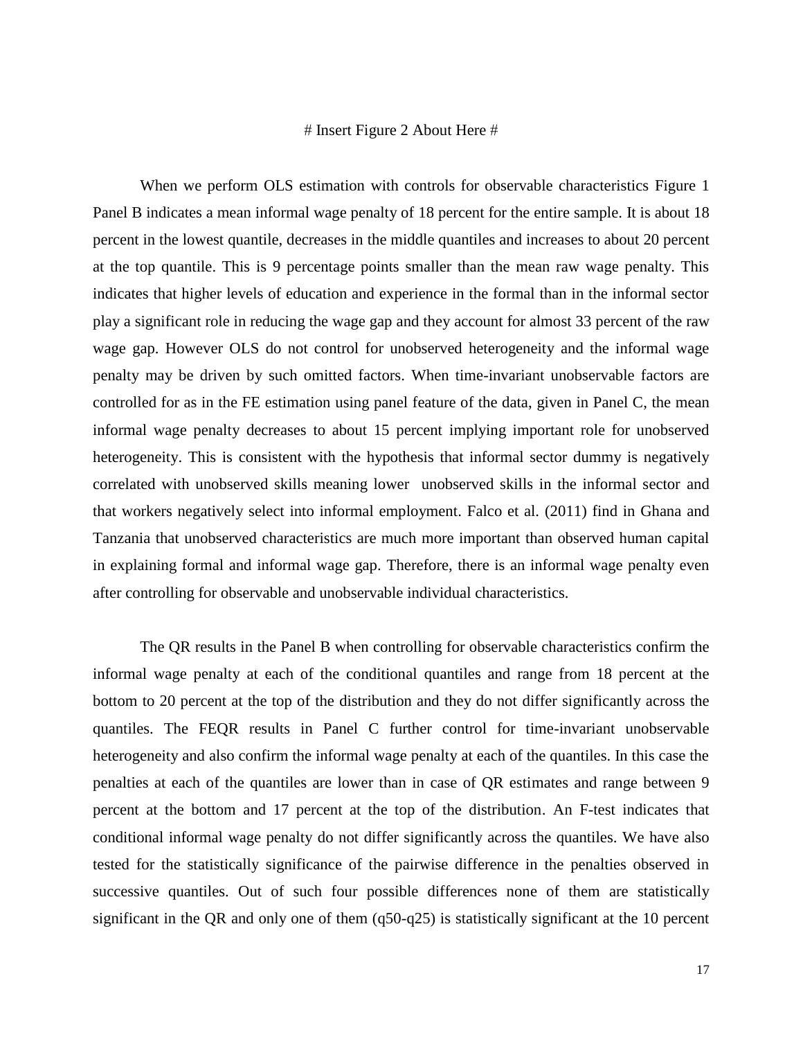# Insert Figure 2 About Here #

When we perform OLS estimation with controls for observable characteristics Figure 1 Panel B indicates a mean informal wage penalty of 18 percent for the entire sample. It is about 18 percent in the lowest quantile, decreases in the middle quantiles and increases to about 20 percent at the top quantile. This is 9 percentage points smaller than the mean raw wage penalty. This indicates that higher levels of education and experience in the formal than in the informal sector play a significant role in reducing the wage gap and they account for almost 33 percent of the raw wage gap. However OLS do not control for unobserved heterogeneity and the informal wage penalty may be driven by such omitted factors. When time-invariant unobservable factors are controlled for as in the FE estimation using panel feature of the data, given in Panel C, the mean informal wage penalty decreases to about 15 percent implying important role for unobserved heterogeneity. This is consistent with the hypothesis that informal sector dummy is negatively correlated with unobserved skills meaning lower unobserved skills in the informal sector and that workers negatively select into informal employment. Falco et al. (2011) find in Ghana and Tanzania that unobserved characteristics are much more important than observed human capital in explaining formal and informal wage gap. Therefore, there is an informal wage penalty even after controlling for observable and unobservable individual characteristics.

The QR results in the Panel B when controlling for observable characteristics confirm the informal wage penalty at each of the conditional quantiles and range from 18 percent at the bottom to 20 percent at the top of the distribution and they do not differ significantly across the quantiles. The FEQR results in Panel C further control for time-invariant unobservable heterogeneity and also confirm the informal wage penalty at each of the quantiles. In this case the penalties at each of the quantiles are lower than in case of QR estimates and range between 9 percent at the bottom and 17 percent at the top of the distribution. An F-test indicates that conditional informal wage penalty do not differ significantly across the quantiles. We have also tested for the statistically significance of the pairwise difference in the penalties observed in successive quantiles. Out of such four possible differences none of them are statistically significant in the QR and only one of them (q50-q25) is statistically significant at the 10 percent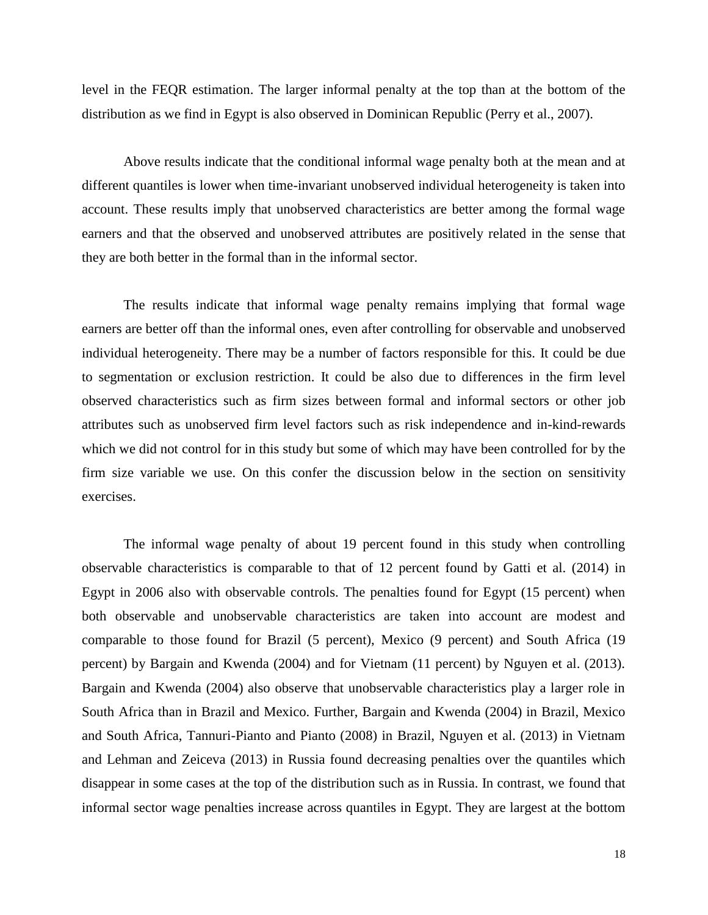level in the FEQR estimation. The larger informal penalty at the top than at the bottom of the distribution as we find in Egypt is also observed in Dominican Republic (Perry et al., 2007).

Above results indicate that the conditional informal wage penalty both at the mean and at different quantiles is lower when time-invariant unobserved individual heterogeneity is taken into account. These results imply that unobserved characteristics are better among the formal wage earners and that the observed and unobserved attributes are positively related in the sense that they are both better in the formal than in the informal sector.

The results indicate that informal wage penalty remains implying that formal wage earners are better off than the informal ones, even after controlling for observable and unobserved individual heterogeneity. There may be a number of factors responsible for this. It could be due to segmentation or exclusion restriction. It could be also due to differences in the firm level observed characteristics such as firm sizes between formal and informal sectors or other job attributes such as unobserved firm level factors such as risk independence and in-kind-rewards which we did not control for in this study but some of which may have been controlled for by the firm size variable we use. On this confer the discussion below in the section on sensitivity exercises.

The informal wage penalty of about 19 percent found in this study when controlling observable characteristics is comparable to that of 12 percent found by Gatti et al. (2014) in Egypt in 2006 also with observable controls. The penalties found for Egypt (15 percent) when both observable and unobservable characteristics are taken into account are modest and comparable to those found for Brazil (5 percent), Mexico (9 percent) and South Africa (19 percent) by Bargain and Kwenda (2004) and for Vietnam (11 percent) by Nguyen et al. (2013). Bargain and Kwenda (2004) also observe that unobservable characteristics play a larger role in South Africa than in Brazil and Mexico. Further, Bargain and Kwenda (2004) in Brazil, Mexico and South Africa, Tannuri-Pianto and Pianto (2008) in Brazil, Nguyen et al. (2013) in Vietnam and Lehman and Zeiceva (2013) in Russia found decreasing penalties over the quantiles which disappear in some cases at the top of the distribution such as in Russia. In contrast, we found that informal sector wage penalties increase across quantiles in Egypt. They are largest at the bottom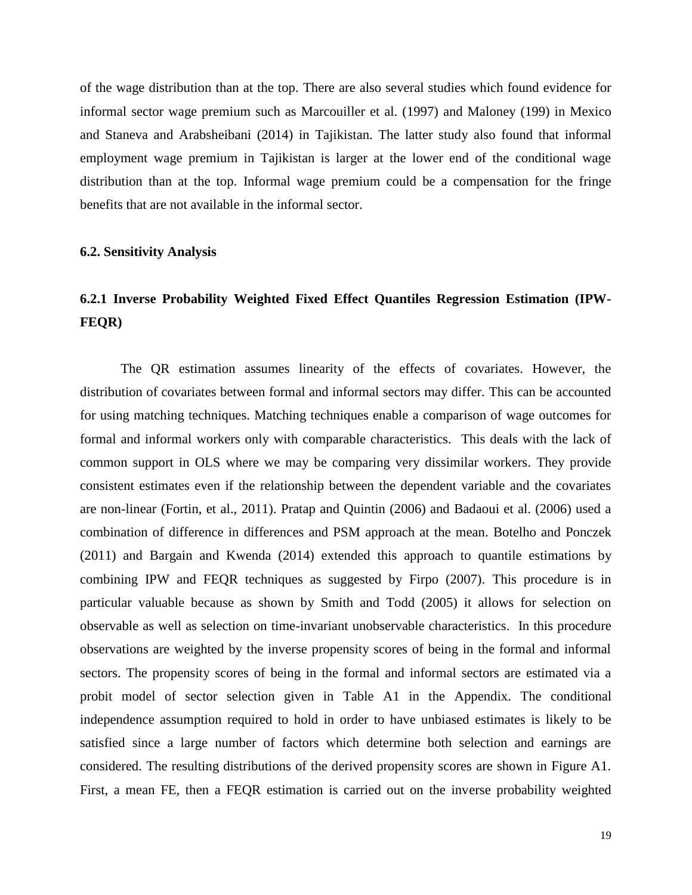of the wage distribution than at the top. There are also several studies which found evidence for informal sector wage premium such as Marcouiller et al. (1997) and Maloney (199) in Mexico and Staneva and Arabsheibani (2014) in Tajikistan. The latter study also found that informal employment wage premium in Tajikistan is larger at the lower end of the conditional wage distribution than at the top. Informal wage premium could be a compensation for the fringe benefits that are not available in the informal sector.

### 6.2. Sensitivity Analysis

### 6.2.1 Inverse Probability Weighted Fixed Effect Quantiles Regression Estimation (IPW-FEQR)

The QR estimation assumes linearity of the effects of covariates. However, the distribution of covariates between formal and informal sectors may differ. This can be accounted for using matching techniques. Matching techniques enable a comparison of wage outcomes for formal and informal workers only with comparable characteristics. This deals with the lack of common support in OLS where we may be comparing very dissimilar workers. They provide consistent estimates even if the relationship between the dependent variable and the covariates are non-linear (Fortin, et al., 2011). Pratap and Quintin (2006) and Badaoui et al. (2006) used a combination of difference in differences and PSM approach at the mean. Botelho and Ponczek (2011) and Bargain and Kwenda (2014) extended this approach to quantile estimations by combining IPW and FEQR techniques as suggested by Firpo (2007). This procedure is in particular valuable because as shown by Smith and Todd (2005) it allows for selection on observable as well as selection on time-invariant unobservable characteristics. In this procedure observations are weighted by the inverse propensity scores of being in the formal and informal sectors. The propensity scores of being in the formal and informal sectors are estimated via a probit model of sector selection given in Table A1 in the Appendix. The conditional independence assumption required to hold in order to have unbiased estimates is likely to be satisfied since a large number of factors which determine both selection and earnings are considered. The resulting distributions of the derived propensity scores are shown in Figure A1. First, a mean FE, then a FEQR estimation is carried out on the inverse probability weighted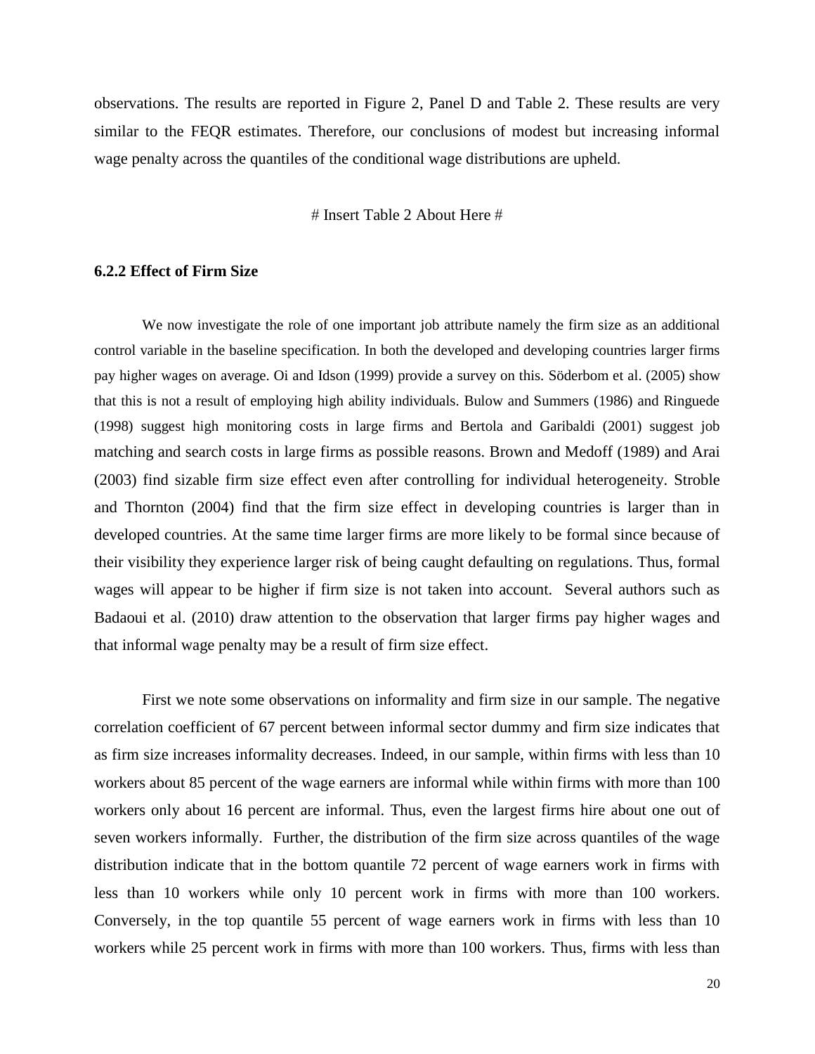observations. The results are reported in Figure 2, Panel D and Table 2. These results are very similar to the FEQR estimates. Therefore, our conclusions of modest but increasing informal wage penalty across the quantiles of the conditional wage distributions are upheld.

# Insert Table 2 About Here #

### 6.2.2 Effect of Firm Size

We now investigate the role of one important job attribute namely the firm size as an additional control variable in the baseline specification. In both the developed and developing countries larger firms pay higher wages on average. Oi and Idson (1999) provide a survey on this. Söderbom et al. (2005) show that this is not a result of employing high ability individuals. Bulow and Summers (1986) and Ringuede (1998) suggest high monitoring costs in large firms and Bertola and Garibaldi (2001) suggest job matching and search costs in large firms as possible reasons. Brown and Medoff (1989) and Arai (2003) find sizable firm size effect even after controlling for individual heterogeneity. Stroble and Thornton (2004) find that the firm size effect in developing countries is larger than in developed countries. At the same time larger firms are more likely to be formal since because of their visibility they experience larger risk of being caught defaulting on regulations. Thus, formal wages will appear to be higher if firm size is not taken into account. Several authors such as Badaoui et al. (2010) draw attention to the observation that larger firms pay higher wages and that informal wage penalty may be a result of firm size effect.

First we note some observations on informality and firm size in our sample. The negative correlation coefficient of 67 percent between informal sector dummy and firm size indicates that as firm size increases informality decreases. Indeed, in our sample, within firms with less than 10 workers about 85 percent of the wage earners are informal while within firms with more than 100 workers only about 16 percent are informal. Thus, even the largest firms hire about one out of seven workers informally. Further, the distribution of the firm size across quantiles of the wage distribution indicate that in the bottom quantile 72 percent of wage earners work in firms with less than 10 workers while only 10 percent work in firms with more than 100 workers. Conversely, in the top quantile 55 percent of wage earners work in firms with less than 10 workers while 25 percent work in firms with more than 100 workers. Thus, firms with less than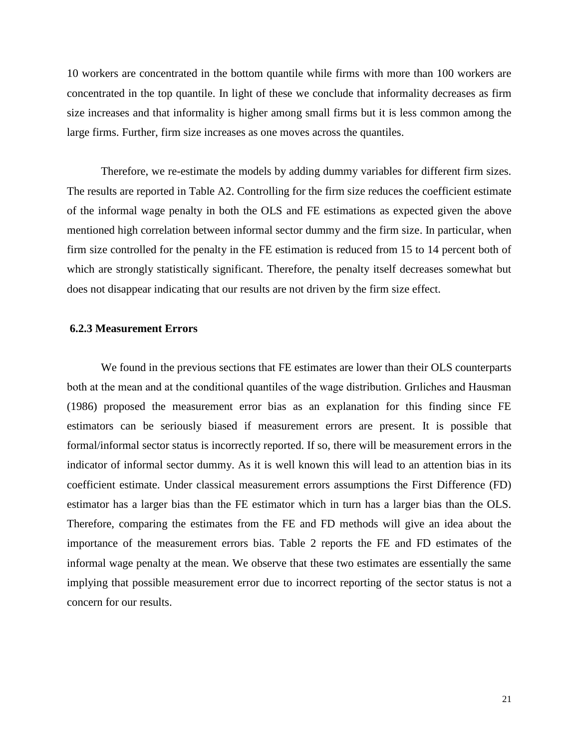10 workers are concentrated in the bottom quantile while firms with more than 100 workers are concentrated in the top quantile. In light of these we conclude that informality decreases as firm size increases and that informality is higher among small firms but it is less common among the large firms. Further, firm size increases as one moves across the quantiles.

Therefore, we re-estimate the models by adding dummy variables for different firm sizes. The results are reported in Table A2. Controlling for the firm size reduces the coefficient estimate of the informal wage penalty in both the OLS and FE estimations as expected given the above mentioned high correlation between informal sector dummy and the firm size. In particular, when firm size controlled for the penalty in the FE estimation is reduced from 15 to 14 percent both of which are strongly statistically significant. Therefore, the penalty itself decreases somewhat but does not disappear indicating that our results are not driven by the firm size effect.

### 6.2.3 Measurement Errors

We found in the previous sections that FE estimates are lower than their OLS counterparts both at the mean and at the conditional quantiles of the wage distribution. Grıliches and Hausman (1986) proposed the measurement error bias as an explanation for this finding since FE estimators can be seriously biased if measurement errors are present. It is possible that formal/informal sector status is incorrectly reported. If so, there will be measurement errors in the indicator of informal sector dummy. As it is well known this will lead to an attention bias in its coefficient estimate. Under classical measurement errors assumptions the First Difference (FD) estimator has a larger bias than the FE estimator which in turn has a larger bias than the OLS. Therefore, comparing the estimates from the FE and FD methods will give an idea about the importance of the measurement errors bias. Table 2 reports the FE and FD estimates of the informal wage penalty at the mean. We observe that these two estimates are essentially the same implying that possible measurement error due to incorrect reporting of the sector status is not a concern for our results.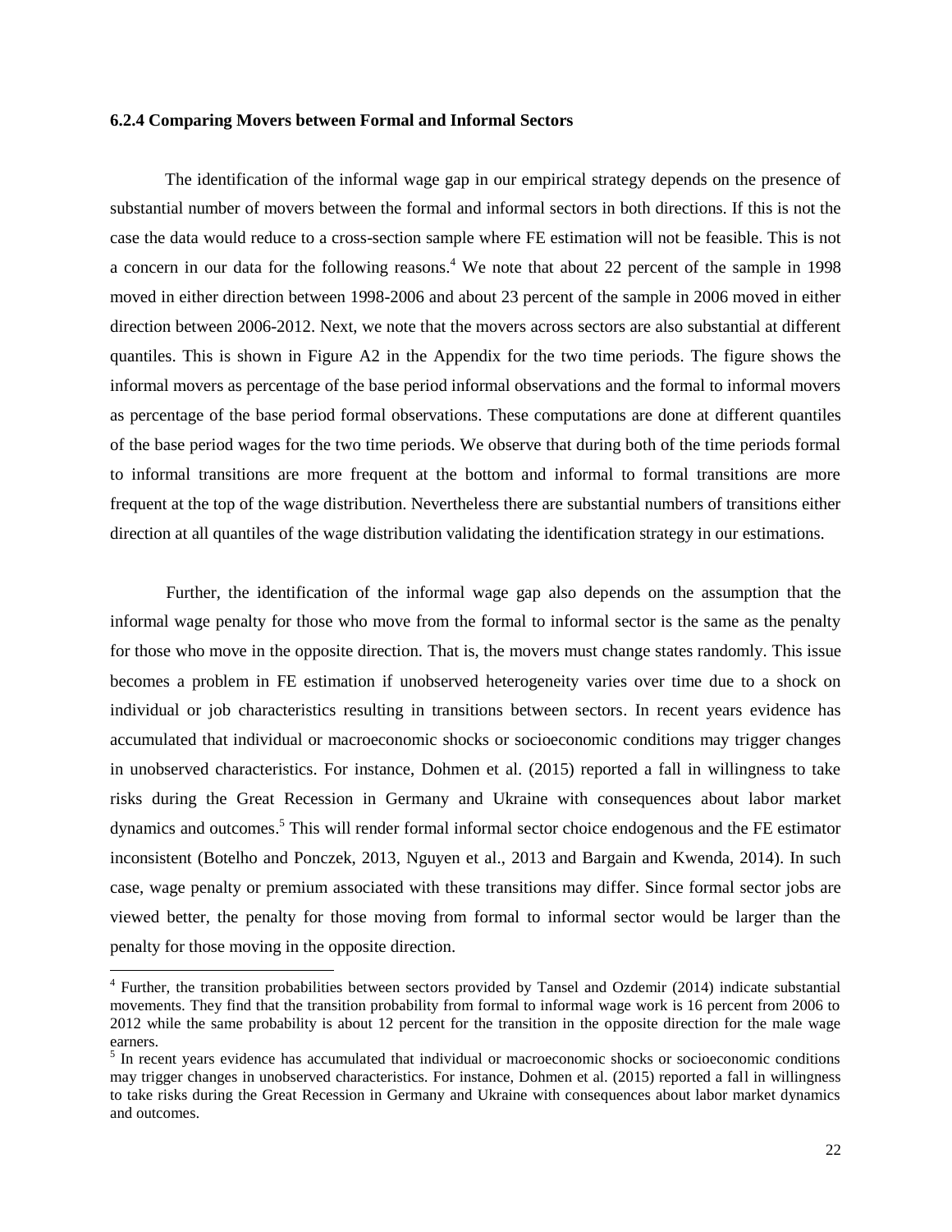### 6.2.4 Comparing Movers between Formal and Informal Sectors

The identification of the informal wage gap in our empirical strategy depends on the presence of substantial number of movers between the formal and informal sectors in both directions. If this is not the case the data would reduce to a cross-section sample where FE estimation will not be feasible. This is not a concern in our data for the following reasons.[4] We note that about 22 percent of the sample in 1998 moved in either direction between 1998-2006 and about 23 percent of the sample in 2006 moved in either direction between 2006-2012. Next, we note that the movers across sectors are also substantial at different quantiles. This is shown in Figure A2 in the Appendix for the two time periods. The figure shows the informal movers as percentage of the base period informal observations and the formal to informal movers as percentage of the base period formal observations. These computations are done at different quantiles of the base period wages for the two time periods. We observe that during both of the time periods formal to informal transitions are more frequent at the bottom and informal to formal transitions are more frequent at the top of the wage distribution. Nevertheless there are substantial numbers of transitions either direction at all quantiles of the wage distribution validating the identification strategy in our estimations.

Further, the identification of the informal wage gap also depends on the assumption that the informal wage penalty for those who move from the formal to informal sector is the same as the penalty for those who move in the opposite direction. That is, the movers must change states randomly. This issue becomes a problem in FE estimation if unobserved heterogeneity varies over time due to a shock on individual or job characteristics resulting in transitions between sectors. In recent years evidence has accumulated that individual or macroeconomic shocks or socioeconomic conditions may trigger changes in unobserved characteristics. For instance, Dohmen et al. (2015) reported a fall in willingness to take risks during the Great Recession in Germany and Ukraine with consequences about labor market dynamics and outcomes.[5] This will render formal informal sector choice endogenous and the FE estimator inconsistent (Botelho and Ponczek, 2013, Nguyen et al., 2013 and Bargain and Kwenda, 2014). In such case, wage penalty or premium associated with these transitions may differ. Since formal sector jobs are viewed better, the penalty for those moving from formal to informal sector would be larger than the penalty for those moving in the opposite direction.

[4] Further, the transition probabilities between sectors provided by Tansel and Ozdemir (2014) indicate substantial movements. They find that the transition probability from formal to informal wage work is 16 percent from 2006 to 2012 while the same probability is about 12 percent for the transition in the opposite direction for the male wage earners.

[5] In recent years evidence has accumulated that individual or macroeconomic shocks or socioeconomic conditions may trigger changes in unobserved characteristics. For instance, Dohmen et al. (2015) reported a fall in willingness to take risks during the Great Recession in Germany and Ukraine with consequences about labor market dynamics and outcomes.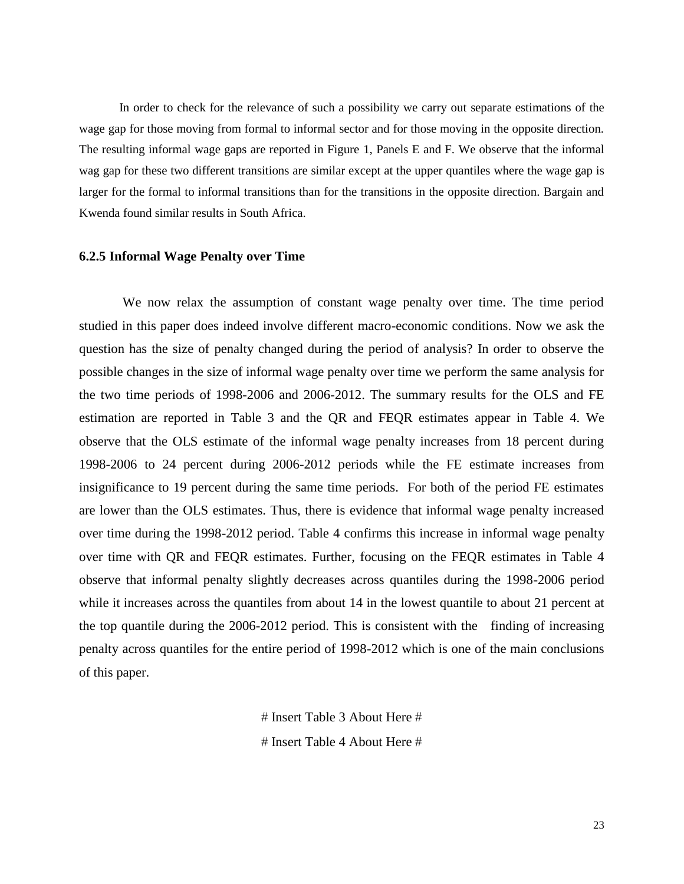In order to check for the relevance of such a possibility we carry out separate estimations of the wage gap for those moving from formal to informal sector and for those moving in the opposite direction. The resulting informal wage gaps are reported in Figure 1, Panels E and F. We observe that the informal wag gap for these two different transitions are similar except at the upper quantiles where the wage gap is larger for the formal to informal transitions than for the transitions in the opposite direction. Bargain and Kwenda found similar results in South Africa.

### 6.2.5 Informal Wage Penalty over Time

We now relax the assumption of constant wage penalty over time. The time period studied in this paper does indeed involve different macro-economic conditions. Now we ask the question has the size of penalty changed during the period of analysis? In order to observe the possible changes in the size of informal wage penalty over time we perform the same analysis for the two time periods of 1998-2006 and 2006-2012. The summary results for the OLS and FE estimation are reported in Table 3 and the QR and FEQR estimates appear in Table 4. We observe that the OLS estimate of the informal wage penalty increases from 18 percent during 1998-2006 to 24 percent during 2006-2012 periods while the FE estimate increases from insignificance to 19 percent during the same time periods. For both of the period FE estimates are lower than the OLS estimates. Thus, there is evidence that informal wage penalty increased over time during the 1998-2012 period. Table 4 confirms this increase in informal wage penalty over time with QR and FEQR estimates. Further, focusing on the FEQR estimates in Table 4 observe that informal penalty slightly decreases across quantiles during the 1998-2006 period while it increases across the quantiles from about 14 in the lowest quantile to about 21 percent at the top quantile during the 2006-2012 period. This is consistent with the finding of increasing penalty across quantiles for the entire period of 1998-2012 which is one of the main conclusions of this paper.

# Insert Table 3 About Here #

# Insert Table 4 About Here #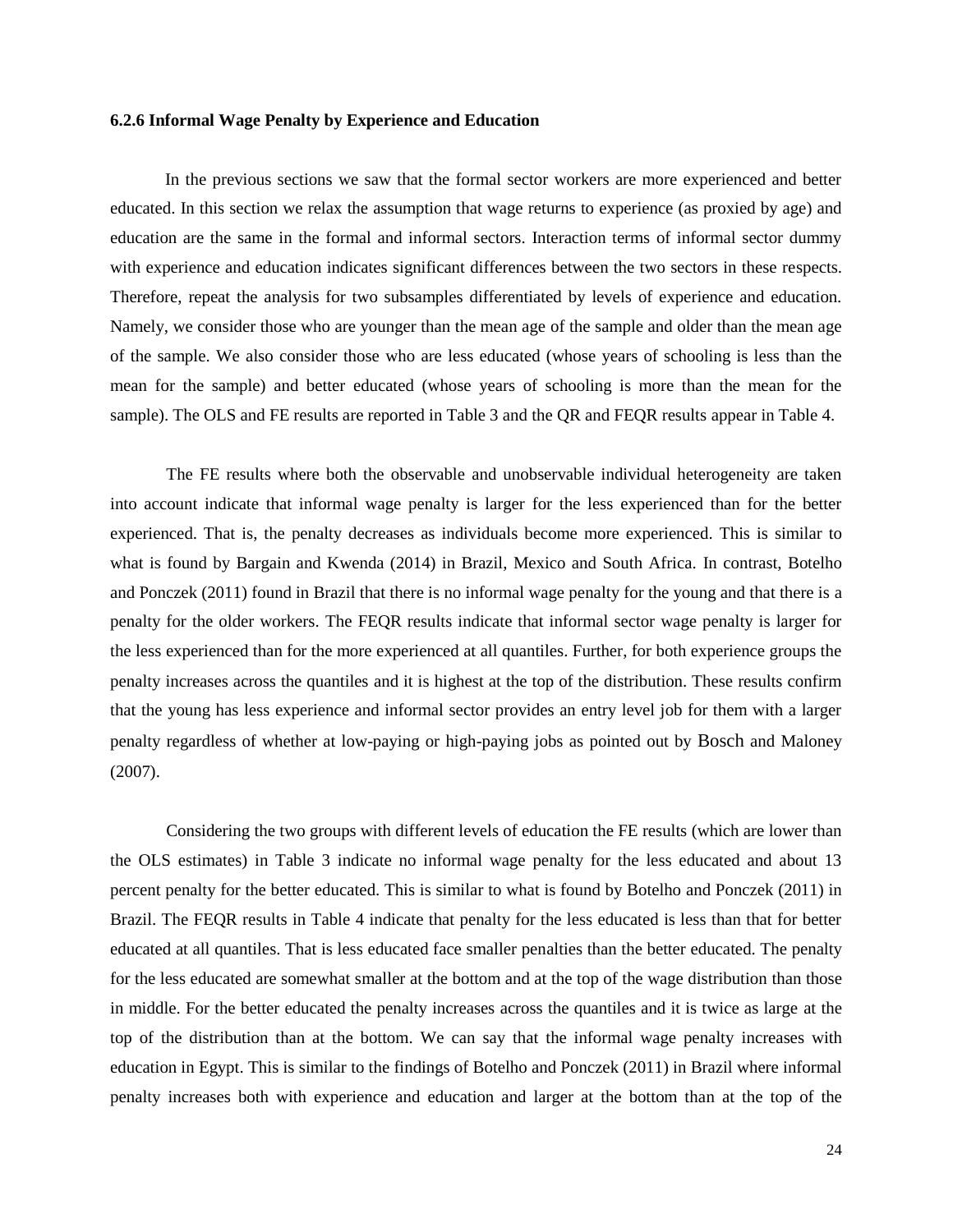#### 6.2.6 Informal Wage Penalty by Experience and Education

In the previous sections we saw that the formal sector workers are more experienced and better educated. In this section we relax the assumption that wage returns to experience (as proxied by age) and education are the same in the formal and informal sectors. Interaction terms of informal sector dummy with experience and education indicates significant differences between the two sectors in these respects. Therefore, repeat the analysis for two subsamples differentiated by levels of experience and education. Namely, we consider those who are younger than the mean age of the sample and older than the mean age of the sample. We also consider those who are less educated (whose years of schooling is less than the mean for the sample) and better educated (whose years of schooling is more than the mean for the sample). The OLS and FE results are reported in Table 3 and the QR and FEQR results appear in Table 4.

The FE results where both the observable and unobservable individual heterogeneity are taken into account indicate that informal wage penalty is larger for the less experienced than for the better experienced. That is, the penalty decreases as individuals become more experienced. This is similar to what is found by Bargain and Kwenda (2014) in Brazil, Mexico and South Africa. In contrast, Botelho and Ponczek (2011) found in Brazil that there is no informal wage penalty for the young and that there is a penalty for the older workers. The FEQR results indicate that informal sector wage penalty is larger for the less experienced than for the more experienced at all quantiles. Further, for both experience groups the penalty increases across the quantiles and it is highest at the top of the distribution. These results confirm that the young has less experience and informal sector provides an entry level job for them with a larger penalty regardless of whether at low-paying or high-paying jobs as pointed out by Bosch and Maloney (2007).

Considering the two groups with different levels of education the FE results (which are lower than the OLS estimates) in Table 3 indicate no informal wage penalty for the less educated and about 13 percent penalty for the better educated. This is similar to what is found by Botelho and Ponczek (2011) in Brazil. The FEQR results in Table 4 indicate that penalty for the less educated is less than that for better educated at all quantiles. That is less educated face smaller penalties than the better educated. The penalty for the less educated are somewhat smaller at the bottom and at the top of the wage distribution than those in middle. For the better educated the penalty increases across the quantiles and it is twice as large at the top of the distribution than at the bottom. We can say that the informal wage penalty increases with education in Egypt. This is similar to the findings of Botelho and Ponczek (2011) in Brazil where informal penalty increases both with experience and education and larger at the bottom than at the top of the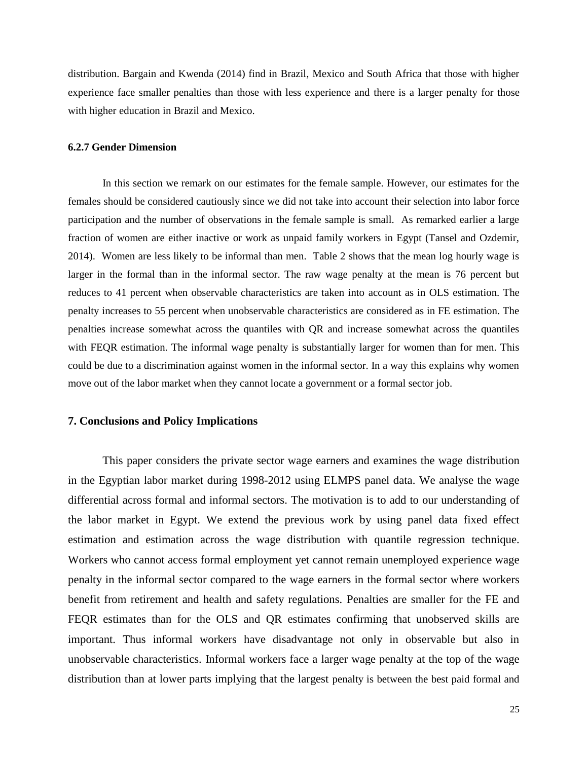distribution. Bargain and Kwenda (2014) find in Brazil, Mexico and South Africa that those with higher experience face smaller penalties than those with less experience and there is a larger penalty for those with higher education in Brazil and Mexico.

#### 6.2.7 Gender Dimension

In this section we remark on our estimates for the female sample. However, our estimates for the females should be considered cautiously since we did not take into account their selection into labor force participation and the number of observations in the female sample is small. As remarked earlier a large fraction of women are either inactive or work as unpaid family workers in Egypt (Tansel and Ozdemir, 2014). Women are less likely to be informal than men. Table 2 shows that the mean log hourly wage is larger in the formal than in the informal sector. The raw wage penalty at the mean is 76 percent but reduces to 41 percent when observable characteristics are taken into account as in OLS estimation. The penalty increases to 55 percent when unobservable characteristics are considered as in FE estimation. The penalties increase somewhat across the quantiles with QR and increase somewhat across the quantiles with FEQR estimation. The informal wage penalty is substantially larger for women than for men. This could be due to a discrimination against women in the informal sector. In a way this explains why women move out of the labor market when they cannot locate a government or a formal sector job.

## 7. Conclusions and Policy Implications

This paper considers the private sector wage earners and examines the wage distribution in the Egyptian labor market during 1998-2012 using ELMPS panel data. We analyse the wage differential across formal and informal sectors. The motivation is to add to our understanding of the labor market in Egypt. We extend the previous work by using panel data fixed effect estimation and estimation across the wage distribution with quantile regression technique. Workers who cannot access formal employment yet cannot remain unemployed experience wage penalty in the informal sector compared to the wage earners in the formal sector where workers benefit from retirement and health and safety regulations. Penalties are smaller for the FE and FEQR estimates than for the OLS and QR estimates confirming that unobserved skills are important. Thus informal workers have disadvantage not only in observable but also in unobservable characteristics. Informal workers face a larger wage penalty at the top of the wage distribution than at lower parts implying that the largest penalty is between the best paid formal and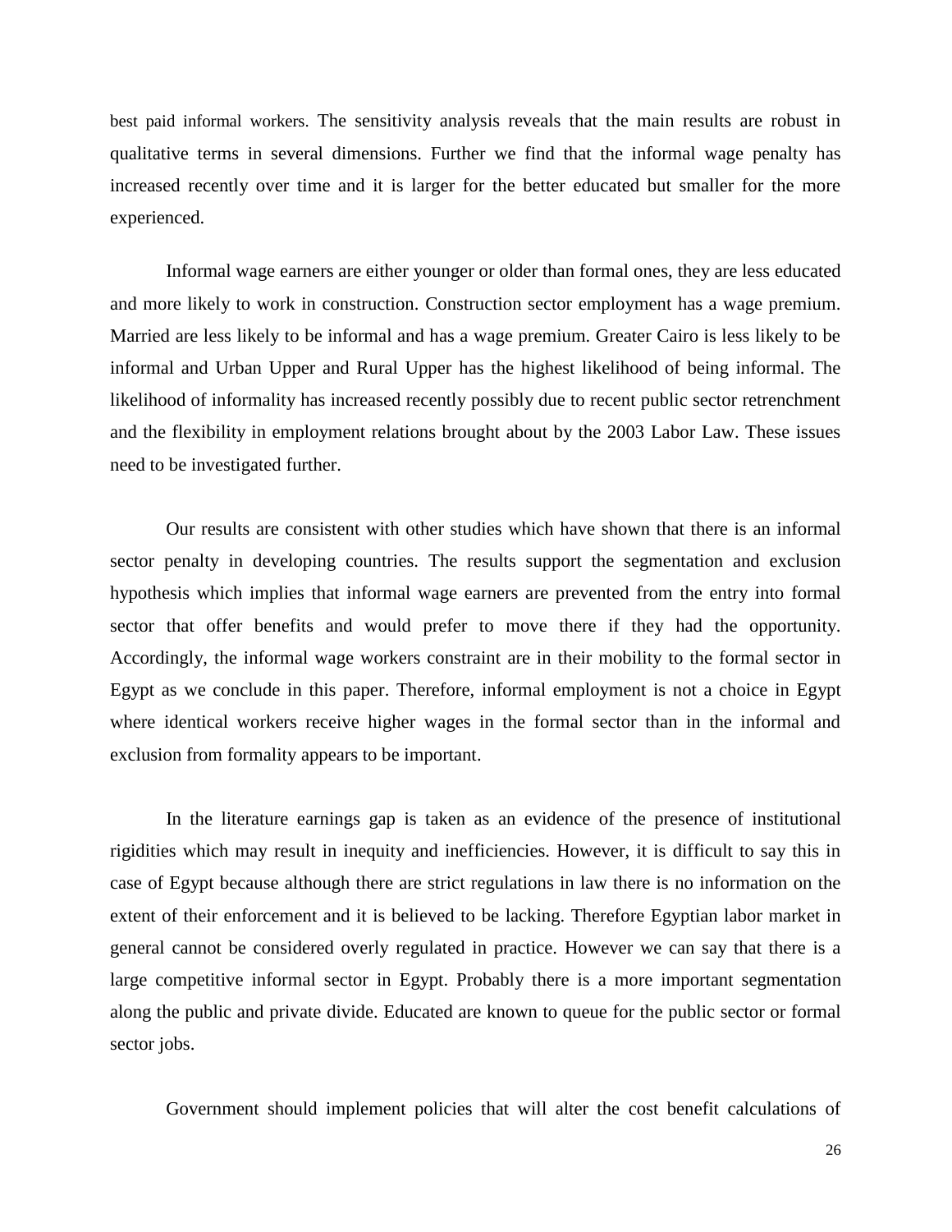best paid informal workers. The sensitivity analysis reveals that the main results are robust in qualitative terms in several dimensions. Further we find that the informal wage penalty has increased recently over time and it is larger for the better educated but smaller for the more experienced.

Informal wage earners are either younger or older than formal ones, they are less educated and more likely to work in construction. Construction sector employment has a wage premium. Married are less likely to be informal and has a wage premium. Greater Cairo is less likely to be informal and Urban Upper and Rural Upper has the highest likelihood of being informal. The likelihood of informality has increased recently possibly due to recent public sector retrenchment and the flexibility in employment relations brought about by the 2003 Labor Law. These issues need to be investigated further.

Our results are consistent with other studies which have shown that there is an informal sector penalty in developing countries. The results support the segmentation and exclusion hypothesis which implies that informal wage earners are prevented from the entry into formal sector that offer benefits and would prefer to move there if they had the opportunity. Accordingly, the informal wage workers constraint are in their mobility to the formal sector in Egypt as we conclude in this paper. Therefore, informal employment is not a choice in Egypt where identical workers receive higher wages in the formal sector than in the informal and exclusion from formality appears to be important.

In the literature earnings gap is taken as an evidence of the presence of institutional rigidities which may result in inequity and inefficiencies. However, it is difficult to say this in case of Egypt because although there are strict regulations in law there is no information on the extent of their enforcement and it is believed to be lacking. Therefore Egyptian labor market in general cannot be considered overly regulated in practice. However we can say that there is a large competitive informal sector in Egypt. Probably there is a more important segmentation along the public and private divide. Educated are known to queue for the public sector or formal sector jobs.

Government should implement policies that will alter the cost benefit calculations of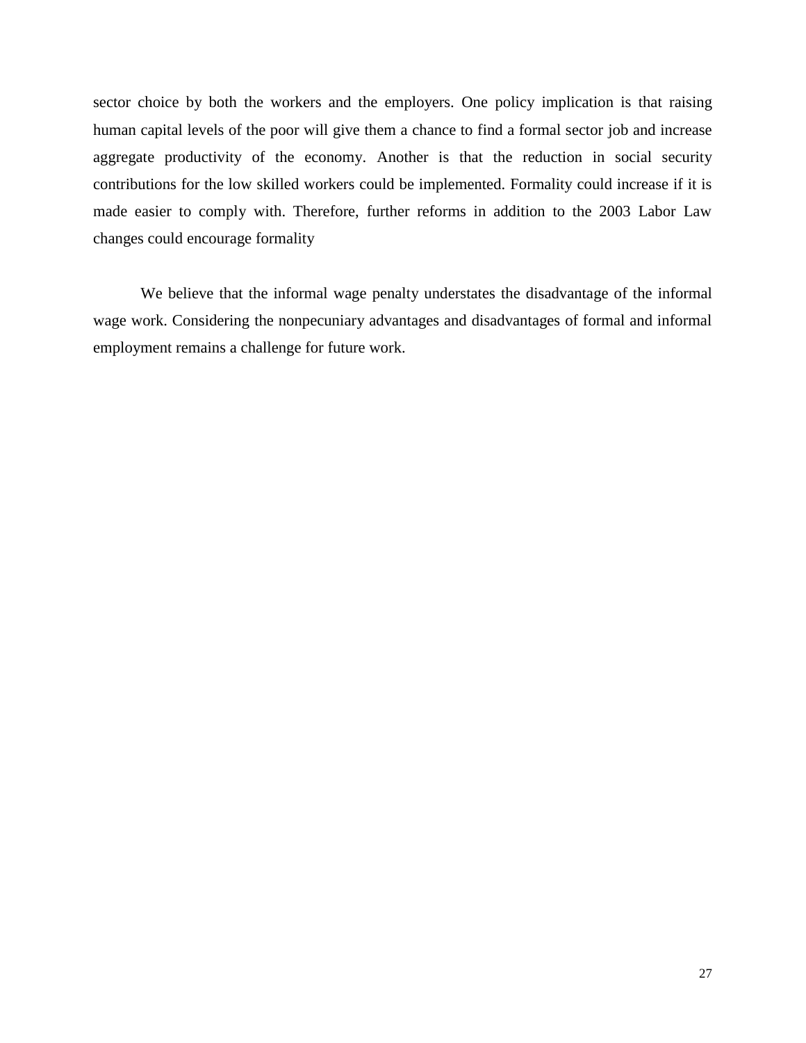sector choice by both the workers and the employers. One policy implication is that raising human capital levels of the poor will give them a chance to find a formal sector job and increase aggregate productivity of the economy. Another is that the reduction in social security contributions for the low skilled workers could be implemented. Formality could increase if it is made easier to comply with. Therefore, further reforms in addition to the 2003 Labor Law changes could encourage formality

We believe that the informal wage penalty understates the disadvantage of the informal wage work. Considering the nonpecuniary advantages and disadvantages of formal and informal employment remains a challenge for future work.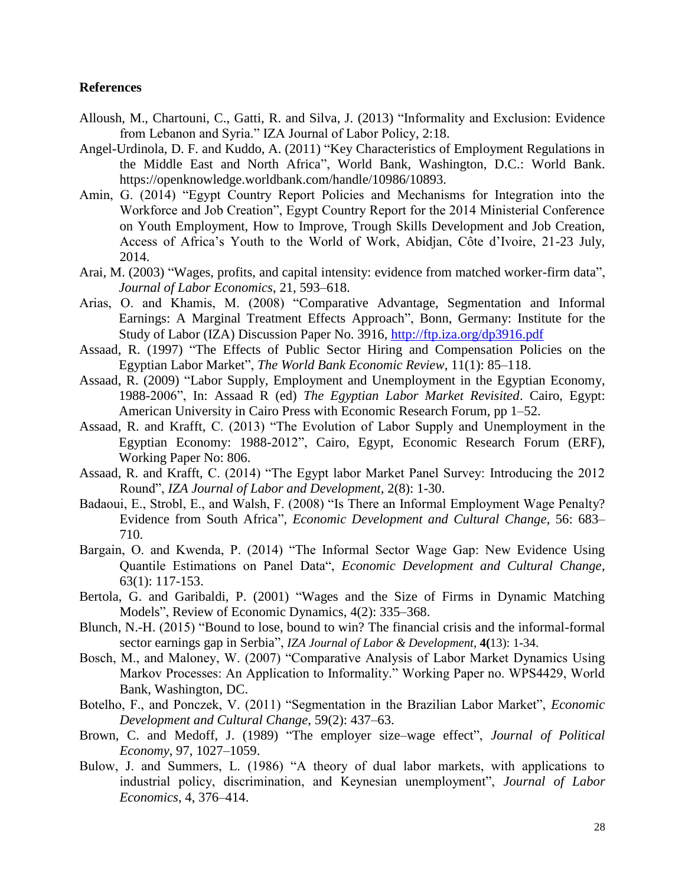## References

Alloush, M., Chartouni, C., Gatti, R. and Silva, J. (2013) "Informality and Exclusion: Evidence from Lebanon and Syria." IZA Journal of Labor Policy, 2:18.

Angel-Urdinola, D. F. and Kuddo, A. (2011) "Key Characteristics of Employment Regulations in the Middle East and North Africa", World Bank, Washington, D.C.: World Bank. https://openknowledge.worldbank.com/handle/10986/10893.

Amin, G. (2014) "Egypt Country Report Policies and Mechanisms for Integration into the Workforce and Job Creation", Egypt Country Report for the 2014 Ministerial Conference on Youth Employment, How to Improve, Trough Skills Development and Job Creation, Access of Africa's Youth to the World of Work, Abidjan, Côte d'Ivoire, 21-23 July, 2014.

Arai, M. (2003) "Wages, profits, and capital intensity: evidence from matched worker-firm data", *Journal of Labor Economics*, 21, 593–618.

Arias, O. and Khamis, M. (2008) "Comparative Advantage, Segmentation and Informal Earnings: A Marginal Treatment Effects Approach", Bonn, Germany: Institute for the Study of Labor (IZA) Discussion Paper No. 3916, http://ftp.iza.org/dp3916.pdf

Assaad, R. (1997) "The Effects of Public Sector Hiring and Compensation Policies on the Egyptian Labor Market", *The World Bank Economic Review*, 11(1): 85–118.

Assaad, R. (2009) "Labor Supply, Employment and Unemployment in the Egyptian Economy, 1988-2006", In: Assaad R (ed) *The Egyptian Labor Market Revisited*. Cairo, Egypt: American University in Cairo Press with Economic Research Forum, pp 1–52.

Assaad, R. and Krafft, C. (2013) "The Evolution of Labor Supply and Unemployment in the Egyptian Economy: 1988-2012", Cairo, Egypt, Economic Research Forum (ERF), Working Paper No: 806.

Assaad, R. and Krafft, C. (2014) "The Egypt labor Market Panel Survey: Introducing the 2012 Round", *IZA Journal of Labor and Development*, 2(8): 1-30.

Badaoui, E., Strobl, E., and Walsh, F. (2008) "Is There an Informal Employment Wage Penalty? Evidence from South Africa", *Economic Development and Cultural Change*, 56: 683–710.

Bargain, O. and Kwenda, P. (2014) "The Informal Sector Wage Gap: New Evidence Using Quantile Estimations on Panel Data", *Economic Development and Cultural Change*, 63(1): 117-153.

Bertola, G. and Garibaldi, P. (2001) "Wages and the Size of Firms in Dynamic Matching Models", Review of Economic Dynamics, 4(2): 335–368.

Blunch, N.-H. (2015) "Bound to lose, bound to win? The financial crisis and the informal-formal sector earnings gap in Serbia", *IZA Journal of Labor & Development*, **4(**13): 1-34.

Bosch, M., and Maloney, W. (2007) "Comparative Analysis of Labor Market Dynamics Using Markov Processes: An Application to Informality." Working Paper no. WPS4429, World Bank, Washington, DC.

Botelho, F., and Ponczek, V. (2011) "Segmentation in the Brazilian Labor Market", *Economic Development and Cultural Change*, 59(2): 437–63.

Brown, C. and Medoff, J. (1989) "The employer size–wage effect", *Journal of Political Economy*, 97, 1027–1059.

Bulow, J. and Summers, L. (1986) "A theory of dual labor markets, with applications to industrial policy, discrimination, and Keynesian unemployment", *Journal of Labor Economics*, 4, 376–414.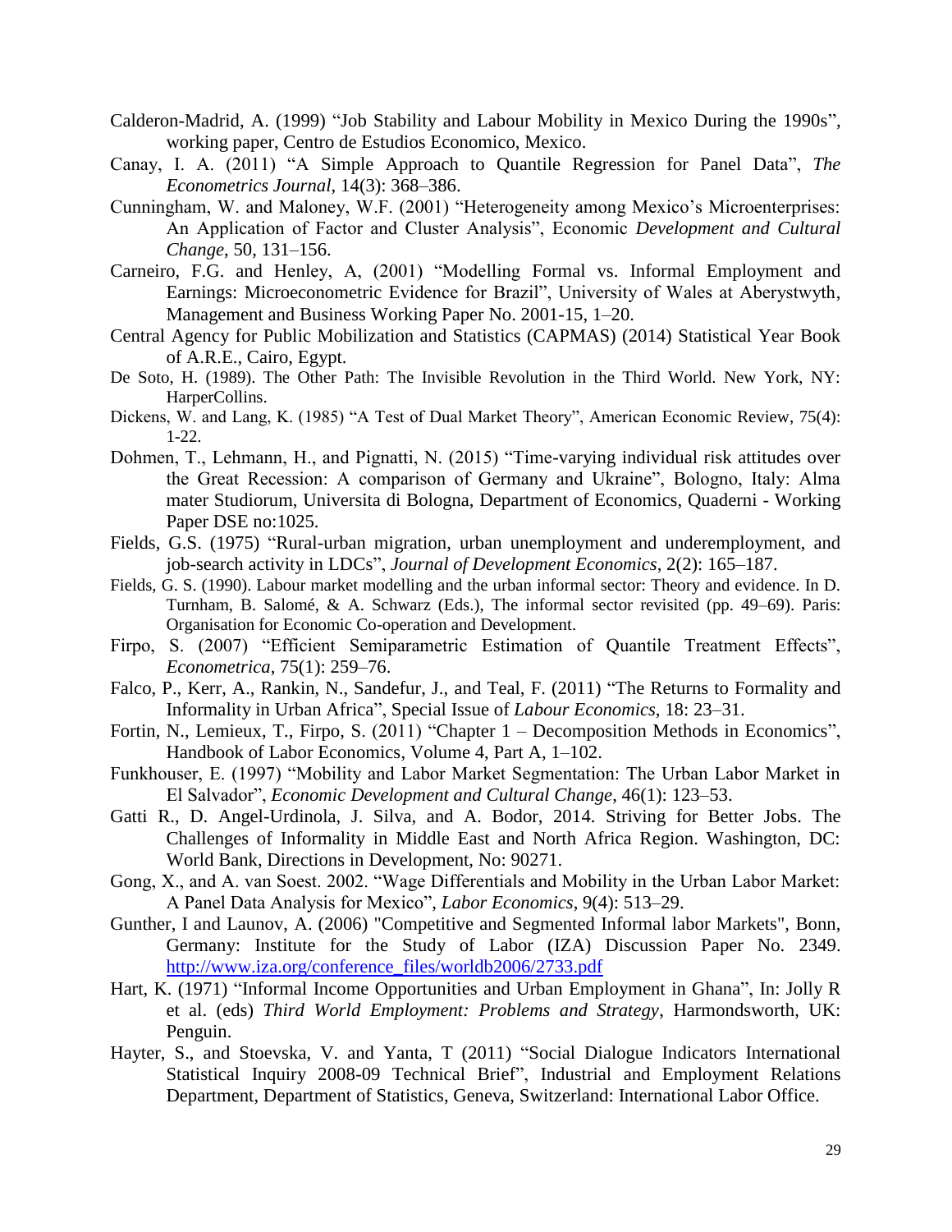Calderon-Madrid, A. (1999) "Job Stability and Labour Mobility in Mexico During the 1990s", working paper, Centro de Estudios Economico, Mexico.

Canay, I. A. (2011) "A Simple Approach to Quantile Regression for Panel Data", *The Econometrics Journal*, 14(3): 368–386.

Cunningham, W. and Maloney, W.F. (2001) "Heterogeneity among Mexico's Microenterprises: An Application of Factor and Cluster Analysis", Economic *Development and Cultural Change*, 50, 131–156.

Carneiro, F.G. and Henley, A, (2001) "Modelling Formal vs. Informal Employment and Earnings: Microeconometric Evidence for Brazil", University of Wales at Aberystwyth, Management and Business Working Paper No. 2001-15, 1–20.

Central Agency for Public Mobilization and Statistics (CAPMAS) (2014) Statistical Year Book of A.R.E., Cairo, Egypt.

De Soto, H. (1989). The Other Path: The Invisible Revolution in the Third World. New York, NY: HarperCollins.

Dickens, W. and Lang, K. (1985) "A Test of Dual Market Theory", American Economic Review, 75(4): 1-22.

Dohmen, T., Lehmann, H., and Pignatti, N. (2015) "Time-varying individual risk attitudes over the Great Recession: A comparison of Germany and Ukraine", Bologno, Italy: Alma mater Studiorum, Universita di Bologna, Department of Economics, Quaderni - Working Paper DSE no:1025.

Fields, G.S. (1975) "Rural-urban migration, urban unemployment and underemployment, and job-search activity in LDCs", *Journal of Development Economics*, 2(2): 165–187.

Fields, G. S. (1990). Labour market modelling and the urban informal sector: Theory and evidence. In D. Turnham, B. Salomé, & A. Schwarz (Eds.), The informal sector revisited (pp. 49–69). Paris: Organisation for Economic Co-operation and Development.

Firpo, S. (2007) "Efficient Semiparametric Estimation of Quantile Treatment Effects", *Econometrica*, 75(1): 259–76.

Falco, P., Kerr, A., Rankin, N., Sandefur, J., and Teal, F. (2011) "The Returns to Formality and Informality in Urban Africa", Special Issue of *Labour Economics*, 18: 23–31.

Fortin, N., Lemieux, T., Firpo, S. (2011) "Chapter 1 – Decomposition Methods in Economics", Handbook of Labor Economics, Volume 4, Part A, 1–102.

Funkhouser, E. (1997) "Mobility and Labor Market Segmentation: The Urban Labor Market in El Salvador", *Economic Development and Cultural Change*, 46(1): 123–53.

Gatti R., D. Angel-Urdinola, J. Silva, and A. Bodor, 2014. Striving for Better Jobs. The Challenges of Informality in Middle East and North Africa Region. Washington, DC: World Bank, Directions in Development, No: 90271.

Gong, X., and A. van Soest. 2002. "Wage Differentials and Mobility in the Urban Labor Market: A Panel Data Analysis for Mexico", *Labor Economics*, 9(4): 513–29.

Gunther, I and Launov, A. (2006) "Competitive and Segmented Informal labor Markets", Bonn, Germany: Institute for the Study of Labor (IZA) Discussion Paper No. 2349. http://www.iza.org/conference_files/worldb2006/2733.pdf

Hart, K. (1971) "Informal Income Opportunities and Urban Employment in Ghana", In: Jolly R et al. (eds) *Third World Employment: Problems and Strategy*, Harmondsworth, UK: Penguin.

Hayter, S., and Stoevska, V. and Yanta, T (2011) "Social Dialogue Indicators International Statistical Inquiry 2008-09 Technical Brief", Industrial and Employment Relations Department, Department of Statistics, Geneva, Switzerland: International Labor Office.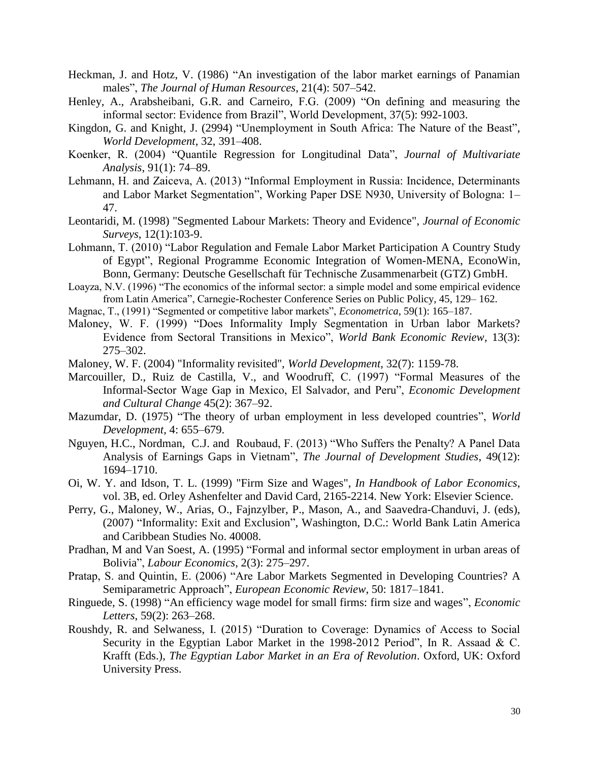Heckman, J. and Hotz, V. (1986) “An investigation of the labor market earnings of Panamian males”, *The Journal of Human Resources*, 21(4): 507–542.

Henley, A., Arabsheibani, G.R. and Carneiro, F.G. (2009) “On defining and measuring the informal sector: Evidence from Brazil”, World Development, 37(5): 992-1003.

Kingdon, G. and Knight, J. (2994) “Unemployment in South Africa: The Nature of the Beast”, *World Development*, 32, 391–408.

Koenker, R. (2004) “Quantile Regression for Longitudinal Data”, *Journal of Multivariate Analysis*, 91(1): 74–89.

Lehmann, H. and Zaiceva, A. (2013) “Informal Employment in Russia: Incidence, Determinants and Labor Market Segmentation”, Working Paper DSE N930, University of Bologna: 1–47.

Leontaridi, M. (1998) "Segmented Labour Markets: Theory and Evidence", *Journal of Economic Surveys*, 12(1):103-9.

Lohmann, T. (2010) “Labor Regulation and Female Labor Market Participation A Country Study of Egypt”, Regional Programme Economic Integration of Women-MENA, EconoWin, Bonn, Germany: Deutsche Gesellschaft für Technische Zusammenarbeit (GTZ) GmbH.

Loayza, N.V. (1996) “The economics of the informal sector: a simple model and some empirical evidence from Latin America”, Carnegie-Rochester Conference Series on Public Policy, 45, 129– 162.

Magnac, T., (1991) “Segmented or competitive labor markets”, *Econometrica*, 59(1): 165–187.

Maloney, W. F. (1999) “Does Informality Imply Segmentation in Urban labor Markets? Evidence from Sectoral Transitions in Mexico”, *World Bank Economic Review*, 13(3): 275–302.

Maloney, W. F. (2004) "Informality revisited", *World Development*, 32(7): 1159-78.

Marcouiller, D., Ruiz de Castilla, V., and Woodruff, C. (1997) “Formal Measures of the Informal-Sector Wage Gap in Mexico, El Salvador, and Peru”, *Economic Development and Cultural Change* 45(2): 367–92.

Mazumdar, D. (1975) “The theory of urban employment in less developed countries”, *World Development*, 4: 655–679.

Nguyen, H.C., Nordman, C.J. and Roubaud, F. (2013) “Who Suffers the Penalty? A Panel Data Analysis of Earnings Gaps in Vietnam”, *The Journal of Development Studies*, 49(12): 1694–1710.

Oi, W. Y. and Idson, T. L. (1999) "Firm Size and Wages", *In Handbook of Labor Economics*, vol. 3B, ed. Orley Ashenfelter and David Card, 2165-2214. New York: Elsevier Science.

Perry, G., Maloney, W., Arias, O., Fajnzylber, P., Mason, A., and Saavedra-Chanduvi, J. (eds), (2007) “Informality: Exit and Exclusion”, Washington, D.C.: World Bank Latin America and Caribbean Studies No. 40008.

Pradhan, M and Van Soest, A. (1995) “Formal and informal sector employment in urban areas of Bolivia”, *Labour Economics*, 2(3): 275–297.

Pratap, S. and Quintin, E. (2006) “Are Labor Markets Segmented in Developing Countries? A Semiparametric Approach”, *European Economic Review*, 50: 1817–1841.

Ringuede, S. (1998) “An efficiency wage model for small firms: firm size and wages”, *Economic Letters*, 59(2): 263–268.

Roushdy, R. and Selwaness, I. (2015) “Duration to Coverage: Dynamics of Access to Social Security in the Egyptian Labor Market in the 1998-2012 Period”, In R. Assaad & C. Krafft (Eds.), *The Egyptian Labor Market in an Era of Revolution*. Oxford, UK: Oxford University Press.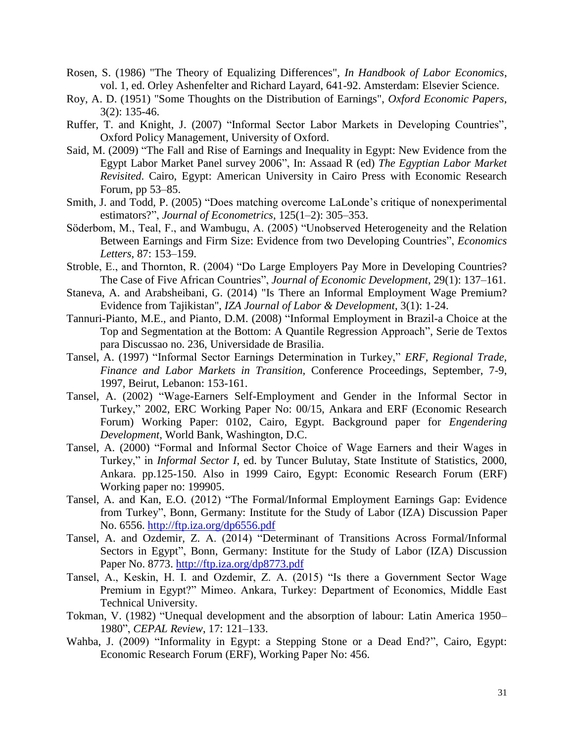Rosen, S. (1986) "The Theory of Equalizing Differences", *In Handbook of Labor Economics*, vol. 1, ed. Orley Ashenfelter and Richard Layard, 641-92. Amsterdam: Elsevier Science.

Roy, A. D. (1951) "Some Thoughts on the Distribution of Earnings", *Oxford Economic Papers*, 3(2): 135-46.

Ruffer, T. and Knight, J. (2007) "Informal Sector Labor Markets in Developing Countries", Oxford Policy Management, University of Oxford.

Said, M. (2009) "The Fall and Rise of Earnings and Inequality in Egypt: New Evidence from the Egypt Labor Market Panel survey 2006", In: Assaad R (ed) *The Egyptian Labor Market Revisited*. Cairo, Egypt: American University in Cairo Press with Economic Research Forum, pp 53–85.

Smith, J. and Todd, P. (2005) "Does matching overcome LaLonde's critique of nonexperimental estimators?", *Journal of Econometrics*, 125(1–2): 305–353.

Söderbom, M., Teal, F., and Wambugu, A. (2005) "Unobserved Heterogeneity and the Relation Between Earnings and Firm Size: Evidence from two Developing Countries", *Economics Letters*, 87: 153–159.

Stroble, E., and Thornton, R. (2004) "Do Large Employers Pay More in Developing Countries? The Case of Five African Countries", *Journal of Economic Development*, 29(1): 137–161.

Staneva, A. and Arabsheibani, G. (2014) "Is There an Informal Employment Wage Premium? Evidence from Tajikistan", *IZA Journal of Labor & Development*, 3(1): 1-24.

Tannuri-Pianto, M.E., and Pianto, D.M. (2008) "Informal Employment in Brazil-a Choice at the Top and Segmentation at the Bottom: A Quantile Regression Approach", Serie de Textos para Discussao no. 236, Universidade de Brasilia.

Tansel, A. (1997) "Informal Sector Earnings Determination in Turkey," *ERF, Regional Trade, Finance and Labor Markets in Transition*, Conference Proceedings, September, 7-9, 1997, Beirut, Lebanon: 153-161.

Tansel, A. (2002) "Wage-Earners Self-Employment and Gender in the Informal Sector in Turkey," 2002, ERC Working Paper No: 00/15, Ankara and ERF (Economic Research Forum) Working Paper: 0102, Cairo, Egypt. Background paper for *Engendering Development*, World Bank, Washington, D.C.

Tansel, A. (2000) "Formal and Informal Sector Choice of Wage Earners and their Wages in Turkey," in *Informal Sector I*, ed. by Tuncer Bulutay, State Institute of Statistics, 2000, Ankara. pp.125-150. Also in 1999 Cairo, Egypt: Economic Research Forum (ERF) Working paper no: 199905.

Tansel, A. and Kan, E.O. (2012) "The Formal/Informal Employment Earnings Gap: Evidence from Turkey", Bonn, Germany: Institute for the Study of Labor (IZA) Discussion Paper No. 6556. http://ftp.iza.org/dp6556.pdf

Tansel, A. and Ozdemir, Z. A. (2014) "Determinant of Transitions Across Formal/Informal Sectors in Egypt", Bonn, Germany: Institute for the Study of Labor (IZA) Discussion Paper No. 8773. http://ftp.iza.org/dp8773.pdf

Tansel, A., Keskin, H. I. and Ozdemir, Z. A. (2015) "Is there a Government Sector Wage Premium in Egypt?" Mimeo. Ankara, Turkey: Department of Economics, Middle East Technical University.

Tokman, V. (1982) "Unequal development and the absorption of labour: Latin America 1950–1980", *CEPAL Review*, 17: 121–133.

Wahba, J. (2009) "Informality in Egypt: a Stepping Stone or a Dead End?", Cairo, Egypt: Economic Research Forum (ERF), Working Paper No: 456.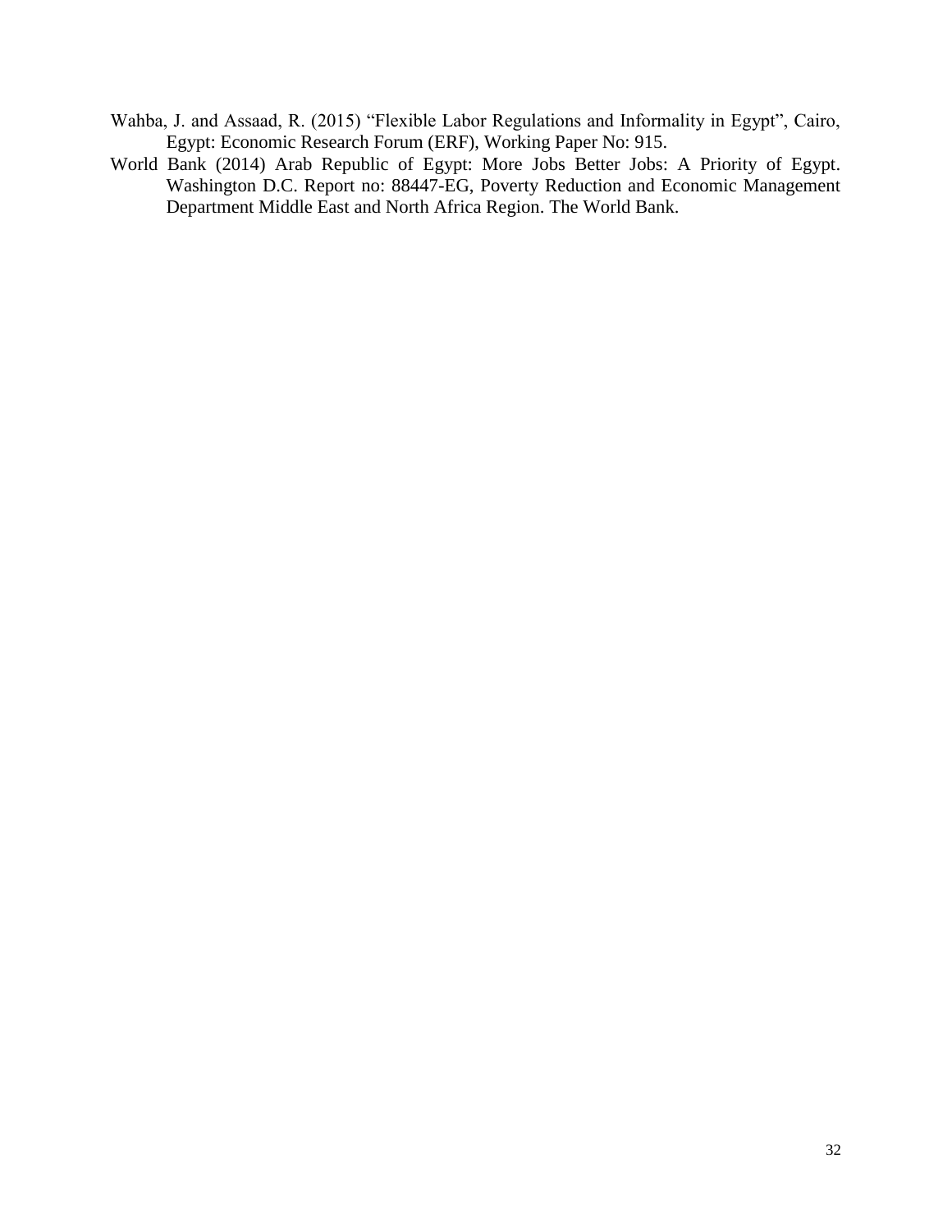Wahba, J. and Assaad, R. (2015) "Flexible Labor Regulations and Informality in Egypt", Cairo, Egypt: Economic Research Forum (ERF), Working Paper No: 915.

World Bank (2014) Arab Republic of Egypt: More Jobs Better Jobs: A Priority of Egypt. Washington D.C. Report no: 88447-EG, Poverty Reduction and Economic Management Department Middle East and North Africa Region. The World Bank.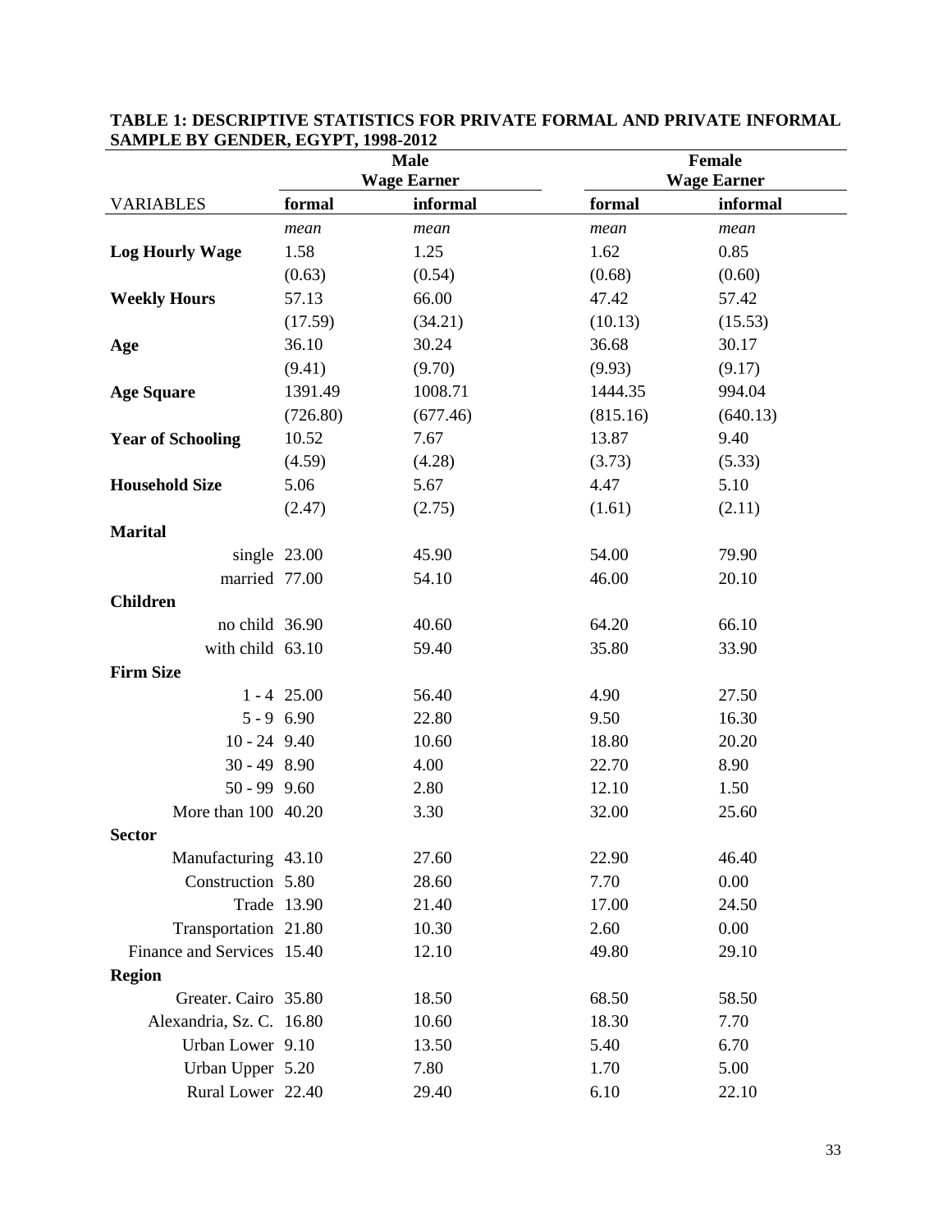**TABLE 1: DESCRIPTIVE STATISTICS FOR PRIVATE FORMAL AND PRIVATE INFORMAL SAMPLE BY GENDER, EGYPT, 1998-2012**

| | Male Wage Earner | | Female Wage Earner | |
|---|---|---|---|---|
| VARIABLES | **formal** | **informal** | **formal** | **informal** |
| | *mean* | *mean* | *mean* | *mean* |
| **Log Hourly Wage** | 1.58 | 1.25 | 1.62 | 0.85 |
| | (0.63) | (0.54) | (0.68) | (0.60) |
| **Weekly Hours** | 57.13 | 66.00 | 47.42 | 57.42 |
| | (17.59) | (34.21) | (10.13) | (15.53) |
| **Age** | 36.10 | 30.24 | 36.68 | 30.17 |
| | (9.41) | (9.70) | (9.93) | (9.17) |
| **Age Square** | 1391.49 | 1008.71 | 1444.35 | 994.04 |
| | (726.80) | (677.46) | (815.16) | (640.13) |
| **Year of Schooling** | 10.52 | 7.67 | 13.87 | 9.40 |
| | (4.59) | (4.28) | (3.73) | (5.33) |
| **Household Size** | 5.06 | 5.67 | 4.47 | 5.10 |
| | (2.47) | (2.75) | (1.61) | (2.11) |
| **Marital** | | | | |
| single | 23.00 | 45.90 | 54.00 | 79.90 |
| married | 77.00 | 54.10 | 46.00 | 20.10 |
| **Children** | | | | |
| no child | 36.90 | 40.60 | 64.20 | 66.10 |
| with child | 63.10 | 59.40 | 35.80 | 33.90 |
| **Firm Size** | | | | |
| 1 - 4 | 25.00 | 56.40 | 4.90 | 27.50 |
| 5 - 9 | 6.90 | 22.80 | 9.50 | 16.30 |
| 10 - 24 | 9.40 | 10.60 | 18.80 | 20.20 |
| 30 - 49 | 8.90 | 4.00 | 22.70 | 8.90 |
| 50 - 99 | 9.60 | 2.80 | 12.10 | 1.50 |
| More than 100 | 40.20 | 3.30 | 32.00 | 25.60 |
| **Sector** | | | | |
| Manufacturing | 43.10 | 27.60 | 22.90 | 46.40 |
| Construction | 5.80 | 28.60 | 7.70 | 0.00 |
| Trade | 13.90 | 21.40 | 17.00 | 24.50 |
| Transportation | 21.80 | 10.30 | 2.60 | 0.00 |
| Finance and Services | 15.40 | 12.10 | 49.80 | 29.10 |
| **Region** | | | | |
| Greater. Cairo | 35.80 | 18.50 | 68.50 | 58.50 |
| Alexandria, Sz. C. | 16.80 | 10.60 | 18.30 | 7.70 |
| Urban Lower | 9.10 | 13.50 | 5.40 | 6.70 |
| Urban Upper | 5.20 | 7.80 | 1.70 | 5.00 |
| Rural Lower | 22.40 | 29.40 | 6.10 | 22.10 |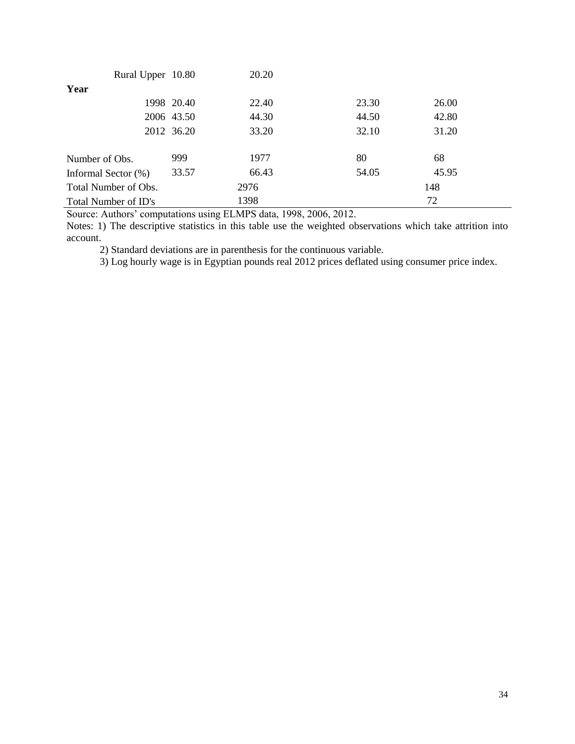| | | | | |
|---|---|---|---|---|
| Rural Upper | 10.80 | 20.20 | | |
| **Year** | | | | |
| 1998 | 20.40 | 22.40 | 23.30 | 26.00 |
| 2006 | 43.50 | 44.30 | 44.50 | 42.80 |
| 2012 | 36.20 | 33.20 | 32.10 | 31.20 |
| | | | | |
| Number of Obs. | 999 | 1977 | 80 | 68 |
| Informal Sector (%) | 33.57 | 66.43 | 54.05 | 45.95 |
| Total Number of Obs. | 2976 | | 148 | |
| Total Number of ID's | 1398 | | 72 | |

Source: Authors' computations using ELMPS data, 1998, 2006, 2012.

Notes: 1) The descriptive statistics in this table use the weighted observations which take attrition into account.

2) Standard deviations are in parenthesis for the continuous variable.

3) Log hourly wage is in Egyptian pounds real 2012 prices deflated using consumer price index.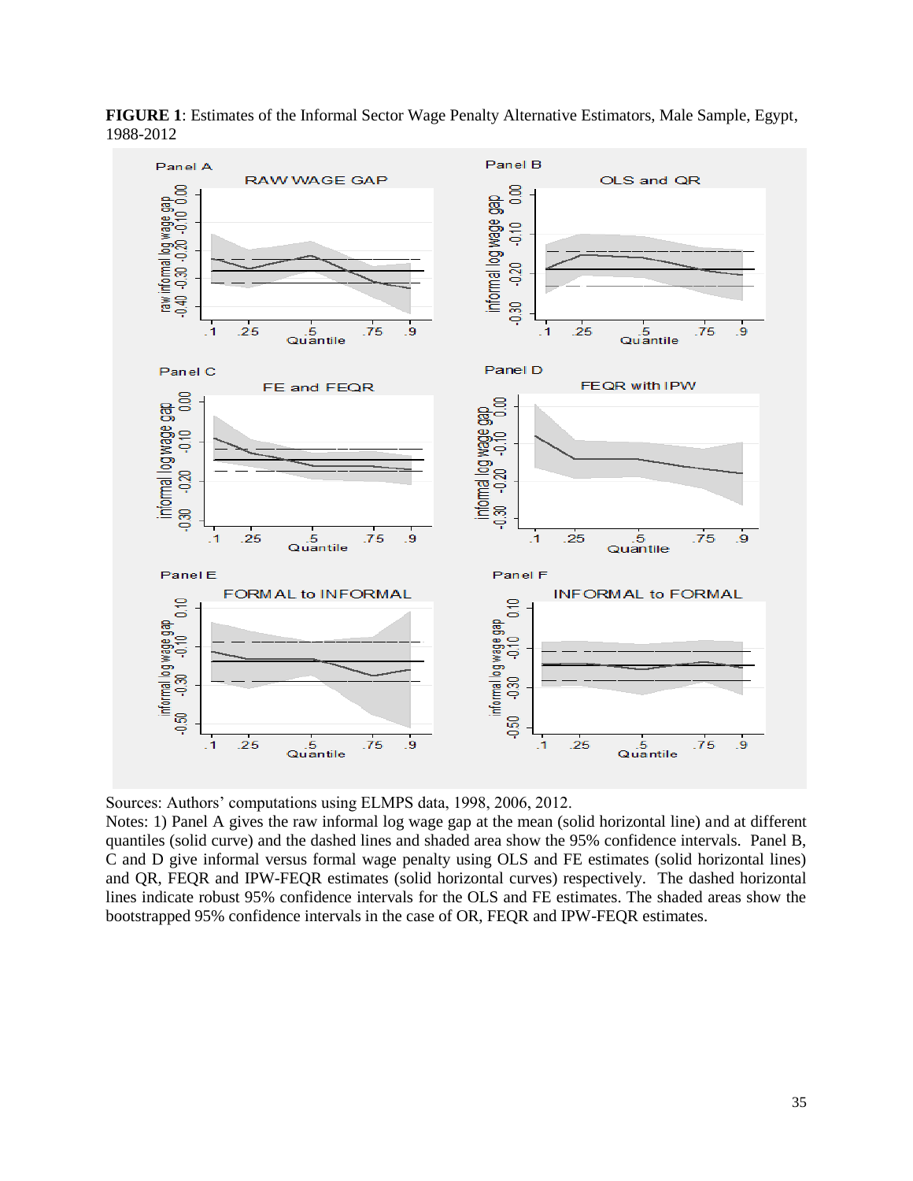**FIGURE 1**: Estimates of the Informal Sector Wage Penalty Alternative Estimators, Male Sample, Egypt, 1988-2012

Sources: Authors' computations using ELMPS data, 1998, 2006, 2012.

Notes: 1) Panel A gives the raw informal log wage gap at the mean (solid horizontal line) and at different quantiles (solid curve) and the dashed lines and shaded area show the 95% confidence intervals. Panel B, C and D give informal versus formal wage penalty using OLS and FE estimates (solid horizontal lines) and QR, FEQR and IPW-FEQR estimates (solid horizontal curves) respectively. The dashed horizontal lines indicate robust 95% confidence intervals for the OLS and FE estimates. The shaded areas show the bootstrapped 95% confidence intervals in the case of OR, FEQR and IPW-FEQR estimates.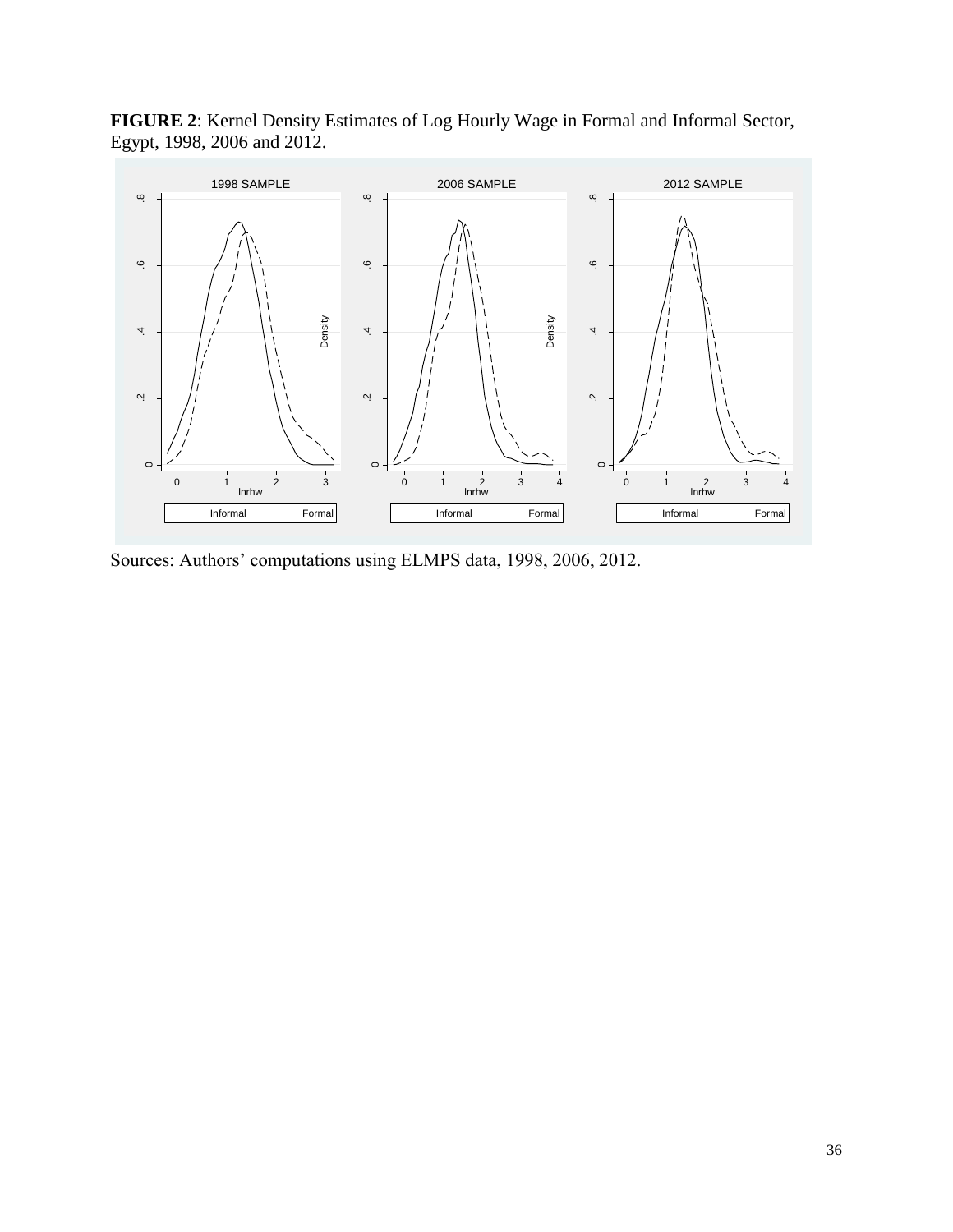**FIGURE 2**: Kernel Density Estimates of Log Hourly Wage in Formal and Informal Sector, Egypt, 1998, 2006 and 2012.

Sources: Authors' computations using ELMPS data, 1998, 2006, 2012.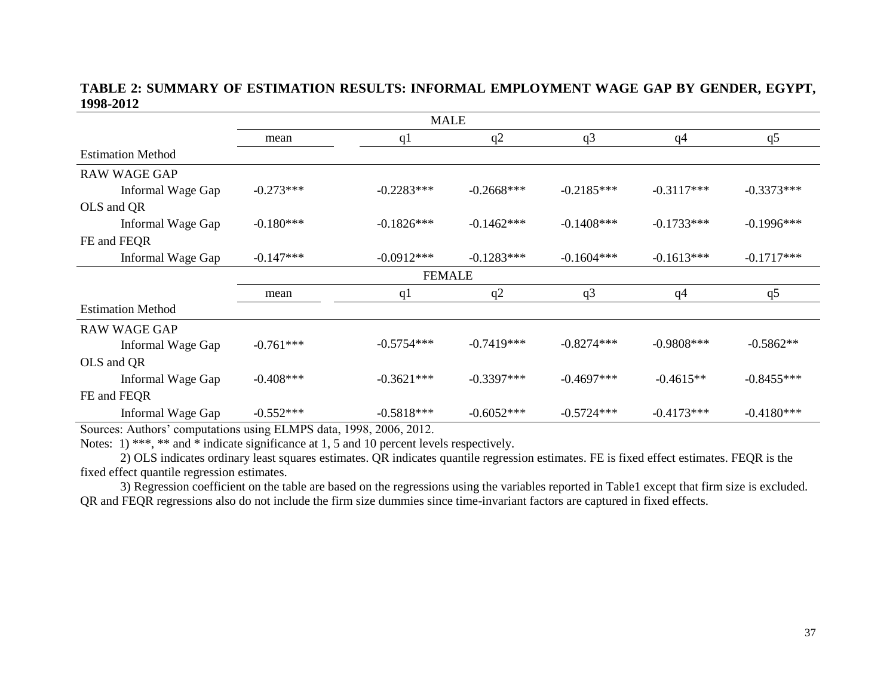**TABLE 2: SUMMARY OF ESTIMATION RESULTS: INFORMAL EMPLOYMENT WAGE GAP BY GENDER, EGYPT, 1998-2012**

| | MALE | | | | | |
|---|---|---|---|---|---|---|
| | mean | q1 | q2 | q3 | q4 | q5 |
| Estimation Method | | | | | | |
| RAW WAGE GAP | | | | | | |
| Informal Wage Gap | -0.273*** | -0.2283*** | -0.2668*** | -0.2185*** | -0.3117*** | -0.3373*** |
| OLS and QR | | | | | | |
| Informal Wage Gap | -0.180*** | -0.1826*** | -0.1462*** | -0.1408*** | -0.1733*** | -0.1996*** |
| FE and FEQR | | | | | | |
| Informal Wage Gap | -0.147*** | -0.0912*** | -0.1283*** | -0.1604*** | -0.1613*** | -0.1717*** |
| | FEMALE | | | | | |
| | mean | q1 | q2 | q3 | q4 | q5 |
| Estimation Method | | | | | | |
| RAW WAGE GAP | | | | | | |
| Informal Wage Gap | -0.761*** | -0.5754*** | -0.7419*** | -0.8274*** | -0.9808*** | -0.5862** |
| OLS and QR | | | | | | |
| Informal Wage Gap | -0.408*** | -0.3621*** | -0.3397*** | -0.4697*** | -0.4615** | -0.8455*** |
| FE and FEQR | | | | | | |
| Informal Wage Gap | -0.552*** | -0.5818*** | -0.6052*** | -0.5724*** | -0.4173*** | -0.4180*** |

Sources: Authors' computations using ELMPS data, 1998, 2006, 2012.

Notes: 1) ***, ** and * indicate significance at 1, 5 and 10 percent levels respectively.

2) OLS indicates ordinary least squares estimates. QR indicates quantile regression estimates. FE is fixed effect estimates. FEQR is the fixed effect quantile regression estimates.

3) Regression coefficient on the table are based on the regressions using the variables reported in Table1 except that firm size is excluded. QR and FEQR regressions also do not include the firm size dummies since time-invariant factors are captured in fixed effects.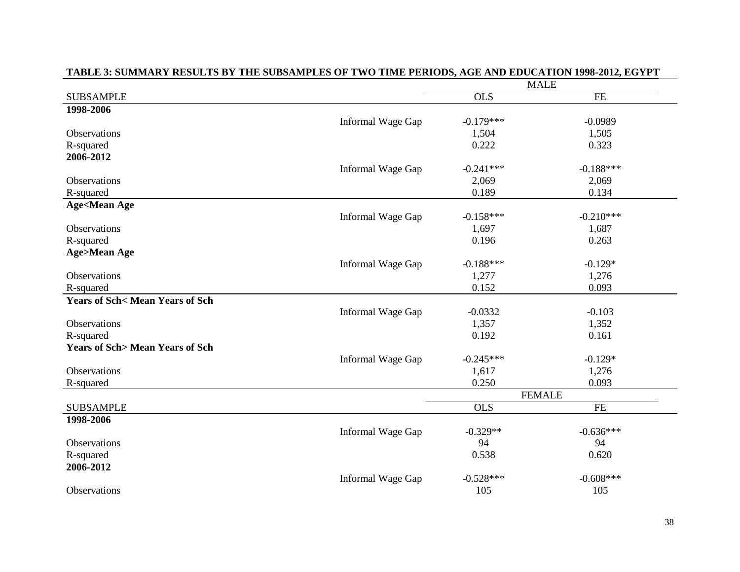**TABLE 3: SUMMARY RESULTS BY THE SUBSAMPLES OF TWO TIME PERIODS, AGE AND EDUCATION 1998-2012, EGYPT**

| | | MALE | |
|---|---|---|---|
| SUBSAMPLE | | OLS | FE |
| **1998-2006** | | | |
| | Informal Wage Gap | -0.179*** | -0.0989 |
| Observations | | 1,504 | 1,505 |
| R-squared | | 0.222 | 0.323 |
| **2006-2012** | | | |
| | Informal Wage Gap | -0.241*** | -0.188*** |
| Observations | | 2,069 | 2,069 |
| R-squared | | 0.189 | 0.134 |
| **Age<Mean Age** | | | |
| | Informal Wage Gap | -0.158*** | -0.210*** |
| Observations | | 1,697 | 1,687 |
| R-squared | | 0.196 | 0.263 |
| **Age>Mean Age** | | | |
| | Informal Wage Gap | -0.188*** | -0.129* |
| Observations | | 1,277 | 1,276 |
| R-squared | | 0.152 | 0.093 |
| **Years of Sch< Mean Years of Sch** | | | |
| | Informal Wage Gap | -0.0332 | -0.103 |
| Observations | | 1,357 | 1,352 |
| R-squared | | 0.192 | 0.161 |
| **Years of Sch> Mean Years of Sch** | | | |
| | Informal Wage Gap | -0.245*** | -0.129* |
| Observations | | 1,617 | 1,276 |
| R-squared | | 0.250 | 0.093 |
| | | FEMALE | |
| SUBSAMPLE | | OLS | FE |
| **1998-2006** | | | |
| | Informal Wage Gap | -0.329** | -0.636*** |
| Observations | | 94 | 94 |
| R-squared | | 0.538 | 0.620 |
| **2006-2012** | | | |
| | Informal Wage Gap | -0.528*** | -0.608*** |
| Observations | | 105 | 105 |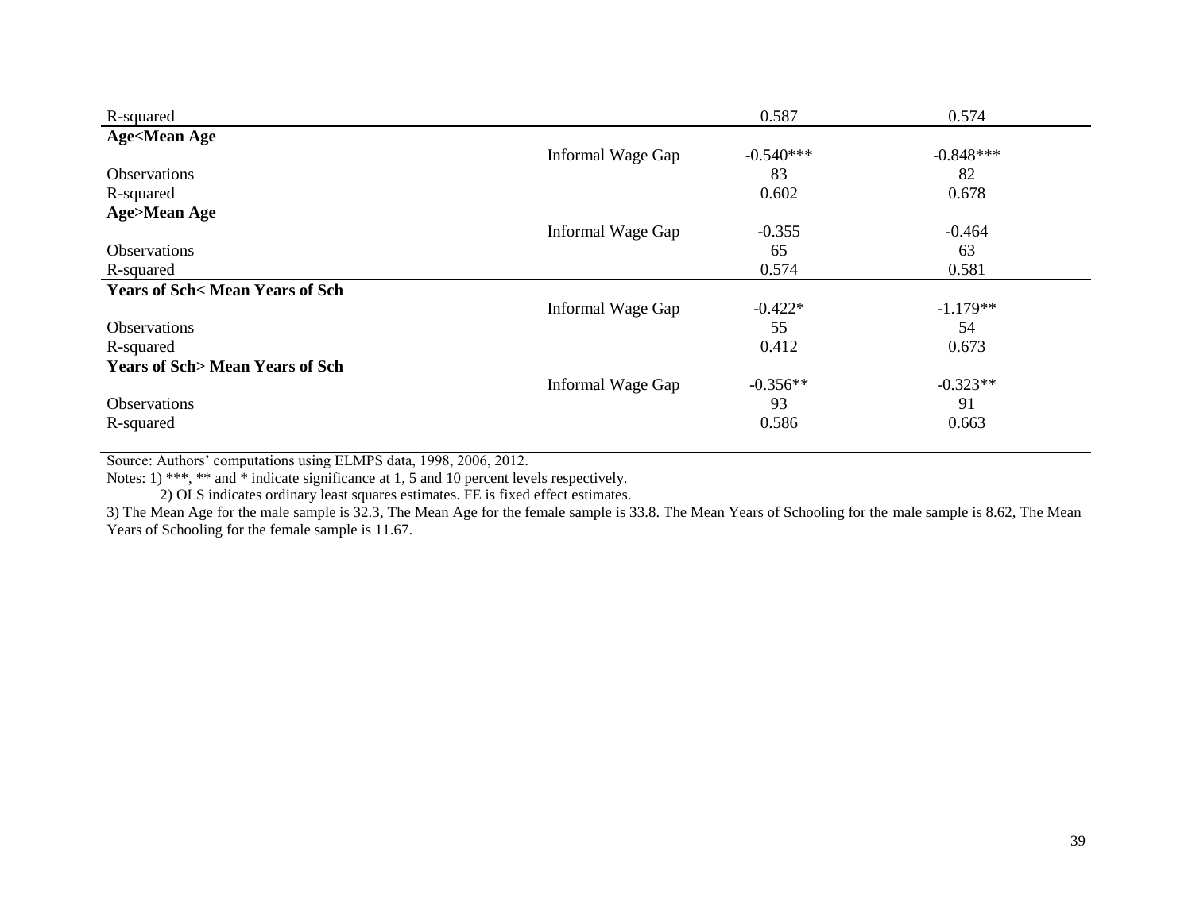| | | | |
|---|---|---|---|
| R-squared | | 0.587 | 0.574 |
| **Age<Mean Age** | | | |
| | Informal Wage Gap | -0.540*** | -0.848*** |
| Observations | | 83 | 82 |
| R-squared | | 0.602 | 0.678 |
| **Age>Mean Age** | | | |
| | Informal Wage Gap | -0.355 | -0.464 |
| Observations | | 65 | 63 |
| R-squared | | 0.574 | 0.581 |
| **Years of Sch< Mean Years of Sch** | | | |
| | Informal Wage Gap | -0.422* | -1.179** |
| Observations | | 55 | 54 |
| R-squared | | 0.412 | 0.673 |
| **Years of Sch> Mean Years of Sch** | | | |
| | Informal Wage Gap | -0.356** | -0.323** |
| Observations | | 93 | 91 |
| R-squared | | 0.586 | 0.663 |

Source: Authors' computations using ELMPS data, 1998, 2006, 2012.

Notes: 1) ***, ** and * indicate significance at 1, 5 and 10 percent levels respectively.

2) OLS indicates ordinary least squares estimates. FE is fixed effect estimates.

3) The Mean Age for the male sample is 32.3, The Mean Age for the female sample is 33.8. The Mean Years of Schooling for the male sample is 8.62, The Mean Years of Schooling for the female sample is 11.67.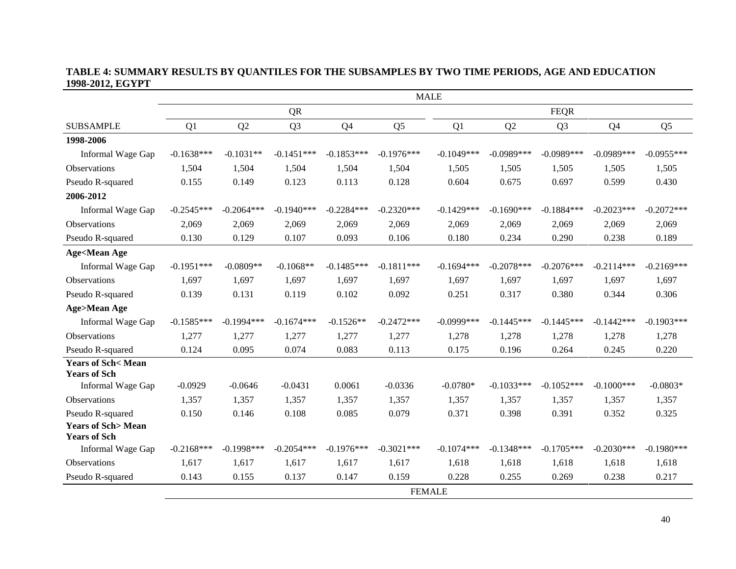**TABLE 4: SUMMARY RESULTS BY QUANTILES FOR THE SUBSAMPLES BY TWO TIME PERIODS, AGE AND EDUCATION 1998-2012, EGYPT**

| | MALE | | | | | | | | | |
|---|---|---|---|---|---|---|---|---|---|---|
| | QR | | | | | FEQR | | | | |
| SUBSAMPLE | Q1 | Q2 | Q3 | Q4 | Q5 | Q1 | Q2 | Q3 | Q4 | Q5 |
| **1998-2006** | | | | | | | | | | |
| Informal Wage Gap | -0.1638*** | -0.1031** | -0.1451*** | -0.1853*** | -0.1976*** | -0.1049*** | -0.0989*** | -0.0989*** | -0.0989*** | -0.0955*** |
| Observations | 1,504 | 1,504 | 1,504 | 1,504 | 1,504 | 1,505 | 1,505 | 1,505 | 1,505 | 1,505 |
| Pseudo R-squared | 0.155 | 0.149 | 0.123 | 0.113 | 0.128 | 0.604 | 0.675 | 0.697 | 0.599 | 0.430 |
| **2006-2012** | | | | | | | | | | |
| Informal Wage Gap | -0.2545*** | -0.2064*** | -0.1940*** | -0.2284*** | -0.2320*** | -0.1429*** | -0.1690*** | -0.1884*** | -0.2023*** | -0.2072*** |
| Observations | 2,069 | 2,069 | 2,069 | 2,069 | 2,069 | 2,069 | 2,069 | 2,069 | 2,069 | 2,069 |
| Pseudo R-squared | 0.130 | 0.129 | 0.107 | 0.093 | 0.106 | 0.180 | 0.234 | 0.290 | 0.238 | 0.189 |
| **Age<Mean Age** | | | | | | | | | | |
| Informal Wage Gap | -0.1951*** | -0.0809** | -0.1068** | -0.1485*** | -0.1811*** | -0.1694*** | -0.2078*** | -0.2076*** | -0.2114*** | -0.2169*** |
| Observations | 1,697 | 1,697 | 1,697 | 1,697 | 1,697 | 1,697 | 1,697 | 1,697 | 1,697 | 1,697 |
| Pseudo R-squared | 0.139 | 0.131 | 0.119 | 0.102 | 0.092 | 0.251 | 0.317 | 0.380 | 0.344 | 0.306 |
| **Age>Mean Age** | | | | | | | | | | |
| Informal Wage Gap | -0.1585*** | -0.1994*** | -0.1674*** | -0.1526** | -0.2472*** | -0.0999*** | -0.1445*** | -0.1445*** | -0.1442*** | -0.1903*** |
| Observations | 1,277 | 1,277 | 1,277 | 1,277 | 1,277 | 1,278 | 1,278 | 1,278 | 1,278 | 1,278 |
| Pseudo R-squared | 0.124 | 0.095 | 0.074 | 0.083 | 0.113 | 0.175 | 0.196 | 0.264 | 0.245 | 0.220 |
| **Years of Sch< Mean Years of Sch** | | | | | | | | | | |
| Informal Wage Gap | -0.0929 | -0.0646 | -0.0431 | 0.0061 | -0.0336 | -0.0780* | -0.1033*** | -0.1052*** | -0.1000*** | -0.0803* |
| Observations | 1,357 | 1,357 | 1,357 | 1,357 | 1,357 | 1,357 | 1,357 | 1,357 | 1,357 | 1,357 |
| Pseudo R-squared | 0.150 | 0.146 | 0.108 | 0.085 | 0.079 | 0.371 | 0.398 | 0.391 | 0.352 | 0.325 |
| **Years of Sch> Mean Years of Sch** | | | | | | | | | | |
| Informal Wage Gap | -0.2168*** | -0.1998*** | -0.2054*** | -0.1976*** | -0.3021*** | -0.1074*** | -0.1348*** | -0.1705*** | -0.2030*** | -0.1980*** |
| Observations | 1,617 | 1,617 | 1,617 | 1,617 | 1,617 | 1,618 | 1,618 | 1,618 | 1,618 | 1,618 |
| Pseudo R-squared | 0.143 | 0.155 | 0.137 | 0.147 | 0.159 | 0.228 | 0.255 | 0.269 | 0.238 | 0.217 |
| | FEMALE | | | | | | | | | |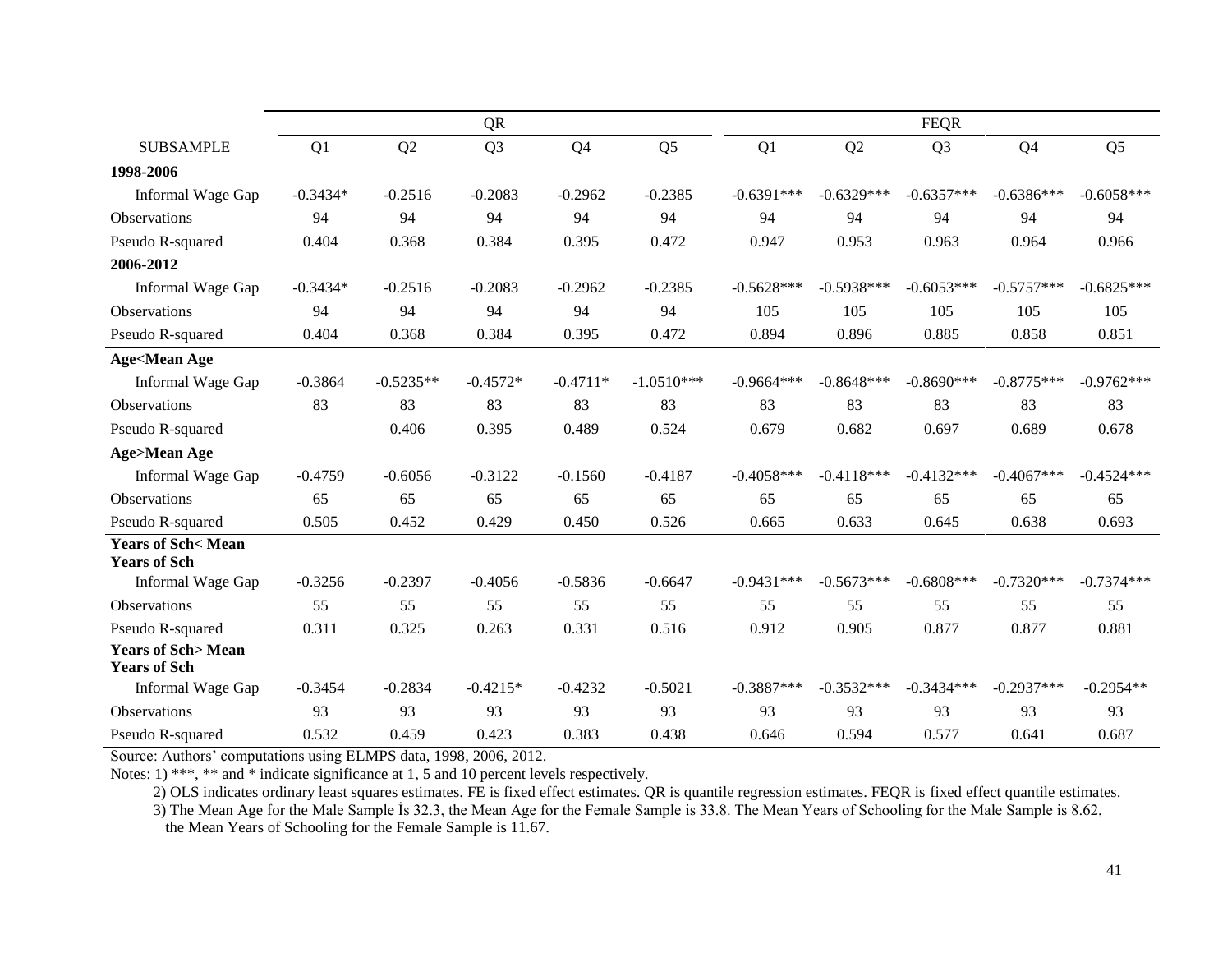| | QR | | | | | FEQR | | | | |
|---|---|---|---|---|---|---|---|---|---|---|
| SUBSAMPLE | Q1 | Q2 | Q3 | Q4 | Q5 | Q1 | Q2 | Q3 | Q4 | Q5 |
| **1998-2006** | | | | | | | | | | |
| Informal Wage Gap | -0.3434* | -0.2516 | -0.2083 | -0.2962 | -0.2385 | -0.6391*** | -0.6329*** | -0.6357*** | -0.6386*** | -0.6058*** |
| Observations | 94 | 94 | 94 | 94 | 94 | 94 | 94 | 94 | 94 | 94 |
| Pseudo R-squared | 0.404 | 0.368 | 0.384 | 0.395 | 0.472 | 0.947 | 0.953 | 0.963 | 0.964 | 0.966 |
| **2006-2012** | | | | | | | | | | |
| Informal Wage Gap | -0.3434* | -0.2516 | -0.2083 | -0.2962 | -0.2385 | -0.5628*** | -0.5938*** | -0.6053*** | -0.5757*** | -0.6825*** |
| Observations | 94 | 94 | 94 | 94 | 94 | 105 | 105 | 105 | 105 | 105 |
| Pseudo R-squared | 0.404 | 0.368 | 0.384 | 0.395 | 0.472 | 0.894 | 0.896 | 0.885 | 0.858 | 0.851 |
| **Age<Mean Age** | | | | | | | | | | |
| Informal Wage Gap | -0.3864 | -0.5235** | -0.4572* | -0.4711* | -1.0510*** | -0.9664*** | -0.8648*** | -0.8690*** | -0.8775*** | -0.9762*** |
| Observations | 83 | 83 | 83 | 83 | 83 | 83 | 83 | 83 | 83 | 83 |
| Pseudo R-squared | | 0.406 | 0.395 | 0.489 | 0.524 | 0.679 | 0.682 | 0.697 | 0.689 | 0.678 |
| **Age>Mean Age** | | | | | | | | | | |
| Informal Wage Gap | -0.4759 | -0.6056 | -0.3122 | -0.1560 | -0.4187 | -0.4058*** | -0.4118*** | -0.4132*** | -0.4067*** | -0.4524*** |
| Observations | 65 | 65 | 65 | 65 | 65 | 65 | 65 | 65 | 65 | 65 |
| Pseudo R-squared | 0.505 | 0.452 | 0.429 | 0.450 | 0.526 | 0.665 | 0.633 | 0.645 | 0.638 | 0.693 |
| **Years of Sch< Mean Years of Sch** | | | | | | | | | | |
| Informal Wage Gap | -0.3256 | -0.2397 | -0.4056 | -0.5836 | -0.6647 | -0.9431*** | -0.5673*** | -0.6808*** | -0.7320*** | -0.7374*** |
| Observations | 55 | 55 | 55 | 55 | 55 | 55 | 55 | 55 | 55 | 55 |
| Pseudo R-squared | 0.311 | 0.325 | 0.263 | 0.331 | 0.516 | 0.912 | 0.905 | 0.877 | 0.877 | 0.881 |
| **Years of Sch> Mean Years of Sch** | | | | | | | | | | |
| Informal Wage Gap | -0.3454 | -0.2834 | -0.4215* | -0.4232 | -0.5021 | -0.3887*** | -0.3532*** | -0.3434*** | -0.2937*** | -0.2954** |
| Observations | 93 | 93 | 93 | 93 | 93 | 93 | 93 | 93 | 93 | 93 |
| Pseudo R-squared | 0.532 | 0.459 | 0.423 | 0.383 | 0.438 | 0.646 | 0.594 | 0.577 | 0.641 | 0.687 |

Source: Authors' computations using ELMPS data, 1998, 2006, 2012.

Notes: 1) ***, ** and * indicate significance at 1, 5 and 10 percent levels respectively.

2) OLS indicates ordinary least squares estimates. FE is fixed effect estimates. QR is quantile regression estimates. FEQR is fixed effect quantile estimates.

3) The Mean Age for the Male Sample İs 32.3, the Mean Age for the Female Sample is 33.8. The Mean Years of Schooling for the Male Sample is 8.62, the Mean Years of Schooling for the Female Sample is 11.67.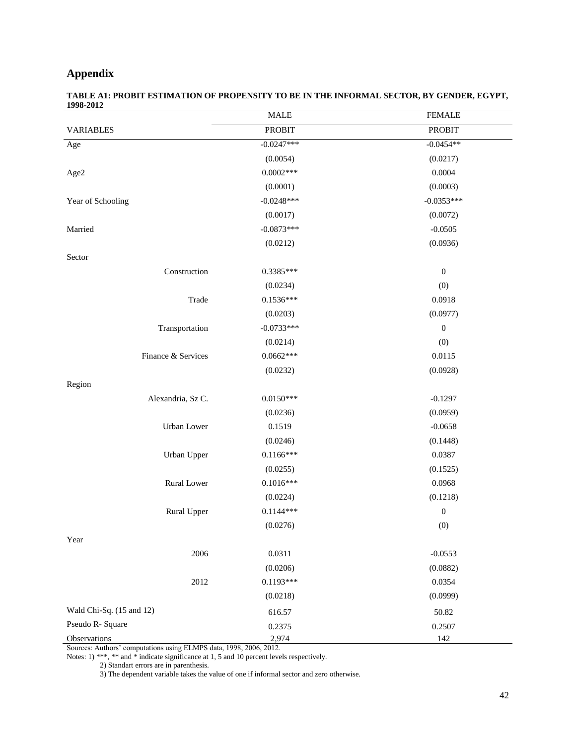# Appendix

**TABLE A1: PROBIT ESTIMATION OF PROPENSITY TO BE IN THE INFORMAL SECTOR, BY GENDER, EGYPT, 1998-2012**

| | MALE | FEMALE |
|---|---|---|
| VARIABLES | PROBIT | PROBIT |
| Age | -0.0247*** | -0.0454** |
| | (0.0054) | (0.0217) |
| Age2 | 0.0002*** | 0.0004 |
| | (0.0001) | (0.0003) |
| Year of Schooling | -0.0248*** | -0.0353*** |
| | (0.0017) | (0.0072) |
| Married | -0.0873*** | -0.0505 |
| | (0.0212) | (0.0936) |
| Sector | | |
| Construction | 0.3385*** | 0 |
| | (0.0234) | (0) |
| Trade | 0.1536*** | 0.0918 |
| | (0.0203) | (0.0977) |
| Transportation | -0.0733*** | 0 |
| | (0.0214) | (0) |
| Finance & Services | 0.0662*** | 0.0115 |
| | (0.0232) | (0.0928) |
| Region | | |
| Alexandria, Sz C. | 0.0150*** | -0.1297 |
| | (0.0236) | (0.0959) |
| Urban Lower | 0.1519 | -0.0658 |
| | (0.0246) | (0.1448) |
| Urban Upper | 0.1166*** | 0.0387 |
| | (0.0255) | (0.1525) |
| Rural Lower | 0.1016*** | 0.0968 |
| | (0.0224) | (0.1218) |
| Rural Upper | 0.1144*** | 0 |
| | (0.0276) | (0) |
| Year | | |
| 2006 | 0.0311 | -0.0553 |
| | (0.0206) | (0.0882) |
| 2012 | 0.1193*** | 0.0354 |
| | (0.0218) | (0.0999) |
| Wald Chi-Sq. (15 and 12) | 616.57 | 50.82 |
| Pseudo R- Square | 0.2375 | 0.2507 |
| Observations | 2,974 | 142 |

Sources: Authors' computations using ELMPS data, 1998, 2006, 2012.

Notes: 1) ***, ** and * indicate significance at 1, 5 and 10 percent levels respectively.

2) Standart errors are in parenthesis.

3) The dependent variable takes the value of one if informal sector and zero otherwise.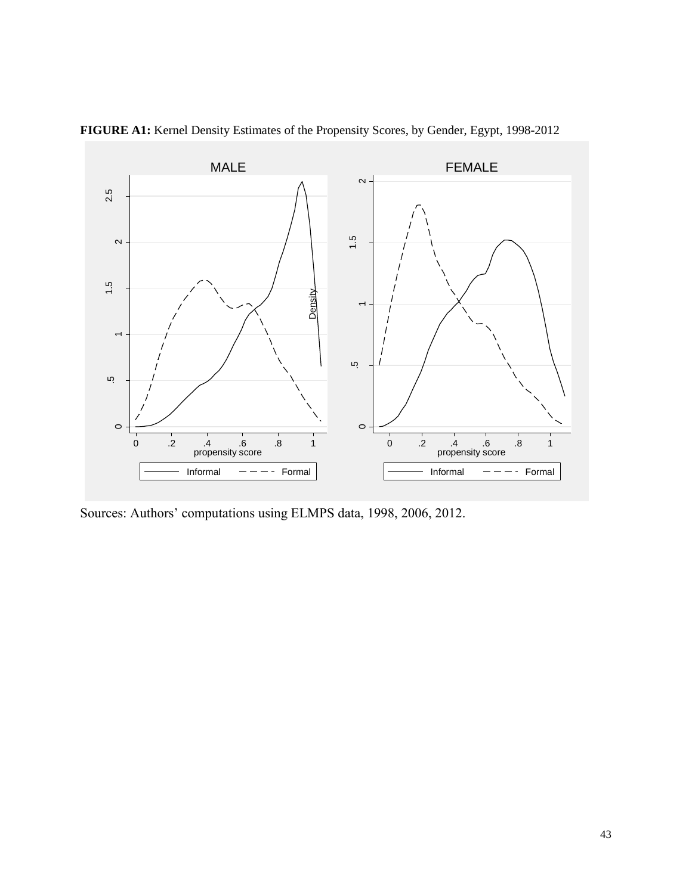**FIGURE A1:** Kernel Density Estimates of the Propensity Scores, by Gender, Egypt, 1998-2012

Sources: Authors' computations using ELMPS data, 1998, 2006, 2012.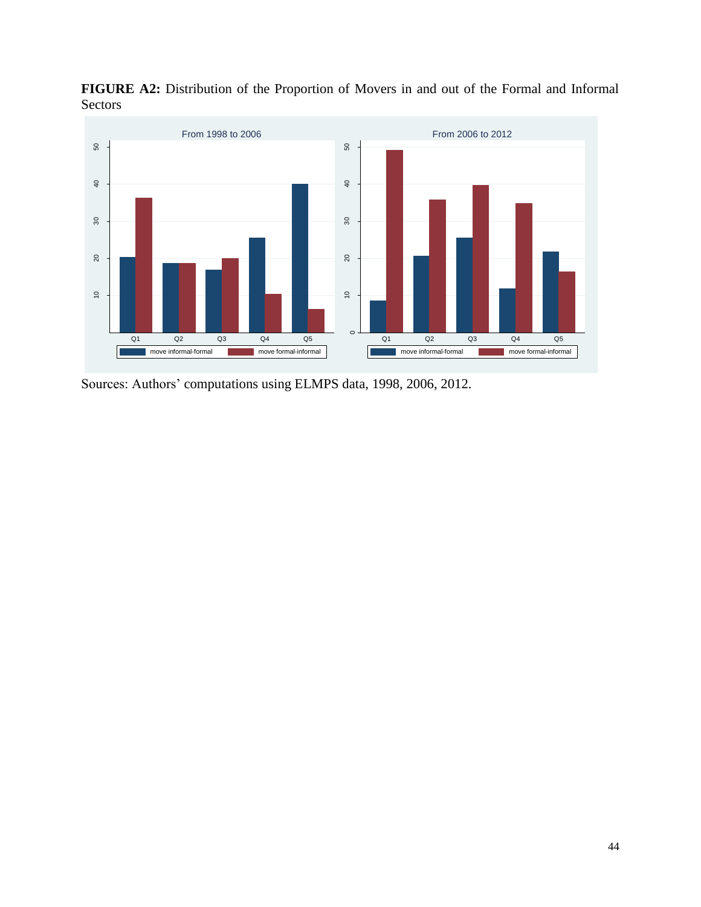**FIGURE A2:** Distribution of the Proportion of Movers in and out of the Formal and Informal Sectors

Sources: Authors' computations using ELMPS data, 1998, 2006, 2012.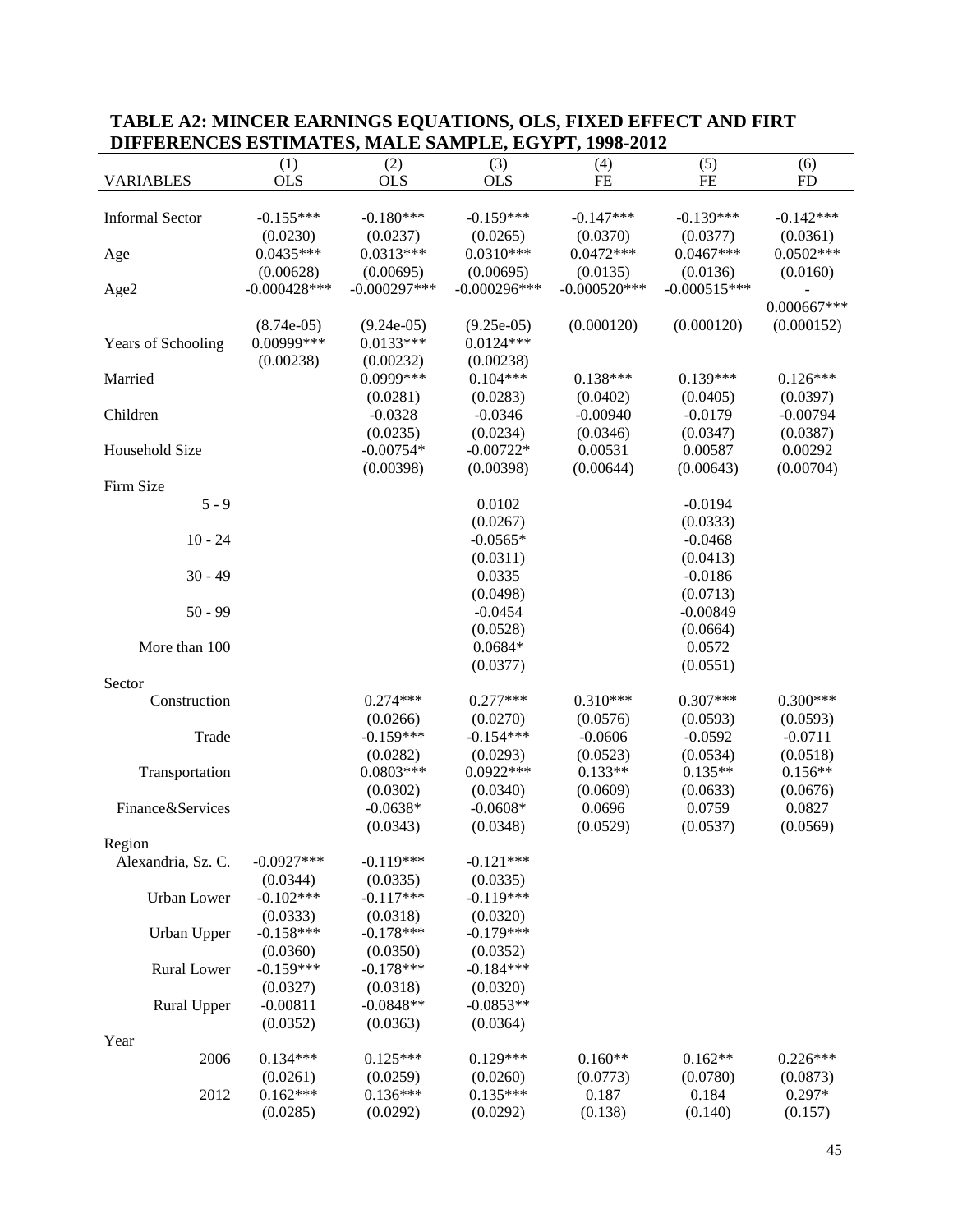**TABLE A2: MINCER EARNINGS EQUATIONS, OLS, FIXED EFFECT AND FIRT DIFFERENCES ESTIMATES, MALE SAMPLE, EGYPT, 1998-2012**

| VARIABLES | (1) OLS | (2) OLS | (3) OLS | (4) FE | (5) FE | (6) FD |
|---|---|---|---|---|---|---|
| Informal Sector | -0.155*** | -0.180*** | -0.159*** | -0.147*** | -0.139*** | -0.142*** |
| | (0.0230) | (0.0237) | (0.0265) | (0.0370) | (0.0377) | (0.0361) |
| Age | 0.0435*** | 0.0313*** | 0.0310*** | 0.0472*** | 0.0467*** | 0.0502*** |
| | (0.00628) | (0.00695) | (0.00695) | (0.0135) | (0.0136) | (0.0160) |
| Age2 | -0.000428*** | -0.000297*** | -0.000296*** | -0.000520*** | -0.000515*** | -0.000667*** |
| | (8.74e-05) | (9.24e-05) | (9.25e-05) | (0.000120) | (0.000120) | (0.000152) |
| Years of Schooling | 0.00999*** | 0.0133*** | 0.0124*** | | | |
| | (0.00238) | (0.00232) | (0.00238) | | | |
| Married | | 0.0999*** | 0.104*** | 0.138*** | 0.139*** | 0.126*** |
| | | (0.0281) | (0.0283) | (0.0402) | (0.0405) | (0.0397) |
| Children | | -0.0328 | -0.0346 | -0.00940 | -0.0179 | -0.00794 |
| | | (0.0235) | (0.0234) | (0.0346) | (0.0347) | (0.0387) |
| Household Size | | -0.00754* | -0.00722* | 0.00531 | 0.00587 | 0.00292 |
| | | (0.00398) | (0.00398) | (0.00644) | (0.00643) | (0.00704) |
| Firm Size | | | | | | |
| 5 - 9 | | | 0.0102 | | -0.0194 | |
| | | | (0.0267) | | (0.0333) | |
| 10 - 24 | | | -0.0565* | | -0.0468 | |
| | | | (0.0311) | | (0.0413) | |
| 30 - 49 | | | 0.0335 | | -0.0186 | |
| | | | (0.0498) | | (0.0713) | |
| 50 - 99 | | | -0.0454 | | -0.00849 | |
| | | | (0.0528) | | (0.0664) | |
| More than 100 | | | 0.0684* | | 0.0572 | |
| | | | (0.0377) | | (0.0551) | |
| Sector | | | | | | |
| Construction | | 0.274*** | 0.277*** | 0.310*** | 0.307*** | 0.300*** |
| | | (0.0266) | (0.0270) | (0.0576) | (0.0593) | (0.0593) |
| Trade | | -0.159*** | -0.154*** | -0.0606 | -0.0592 | -0.0711 |
| | | (0.0282) | (0.0293) | (0.0523) | (0.0534) | (0.0518) |
| Transportation | | 0.0803*** | 0.0922*** | 0.133** | 0.135** | 0.156** |
| | | (0.0302) | (0.0340) | (0.0609) | (0.0633) | (0.0676) |
| Finance&Services | | -0.0638* | -0.0608* | 0.0696 | 0.0759 | 0.0827 |
| | | (0.0343) | (0.0348) | (0.0529) | (0.0537) | (0.0569) |
| Region | | | | | | |
| Alexandria, Sz. C. | -0.0927*** | -0.119*** | -0.121*** | | | |
| | (0.0344) | (0.0335) | (0.0335) | | | |
| Urban Lower | -0.102*** | -0.117*** | -0.119*** | | | |
| | (0.0333) | (0.0318) | (0.0320) | | | |
| Urban Upper | -0.158*** | -0.178*** | -0.179*** | | | |
| | (0.0360) | (0.0350) | (0.0352) | | | |
| Rural Lower | -0.159*** | -0.178*** | -0.184*** | | | |
| | (0.0327) | (0.0318) | (0.0320) | | | |
| Rural Upper | -0.00811 | -0.0848** | -0.0853** | | | |
| | (0.0352) | (0.0363) | (0.0364) | | | |
| Year | | | | | | |
| 2006 | 0.134*** | 0.125*** | 0.129*** | 0.160** | 0.162** | 0.226*** |
| | (0.0261) | (0.0259) | (0.0260) | (0.0773) | (0.0780) | (0.0873) |
| 2012 | 0.162*** | 0.136*** | 0.135*** | 0.187 | 0.184 | 0.297* |
| | (0.0285) | (0.0292) | (0.0292) | (0.138) | (0.140) | (0.157) |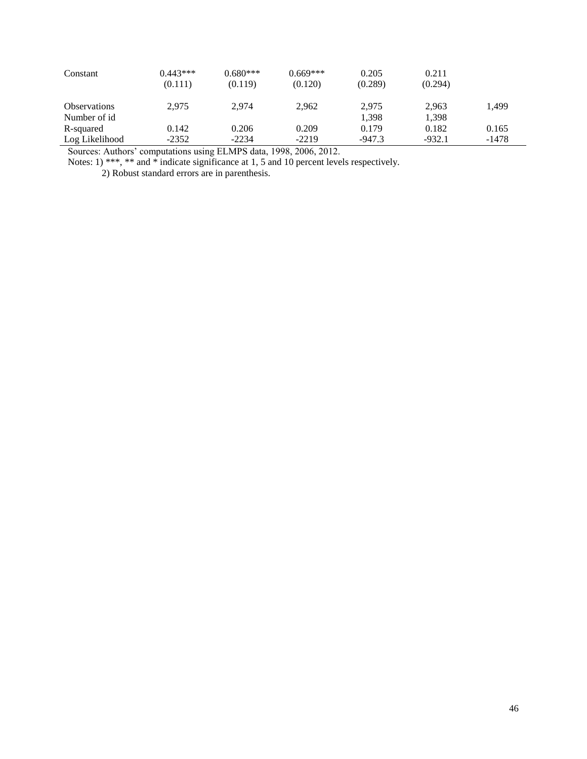| | | | | | | |
|---|---|---|---|---|---|---|
| Constant | 0.443*** | 0.680*** | 0.669*** | 0.205 | 0.211 | |
| | (0.111) | (0.119) | (0.120) | (0.289) | (0.294) | |
| Observations | 2,975 | 2,974 | 2,962 | 2,975 | 2,963 | 1,499 |
| Number of id | | | | 1,398 | 1,398 | |
| R-squared | 0.142 | 0.206 | 0.209 | 0.179 | 0.182 | 0.165 |
| Log Likelihood | -2352 | -2234 | -2219 | -947.3 | -932.1 | -1478 |

Sources: Authors' computations using ELMPS data, 1998, 2006, 2012.

Notes: 1) ***, ** and * indicate significance at 1, 5 and 10 percent levels respectively.

2) Robust standard errors are in parenthesis.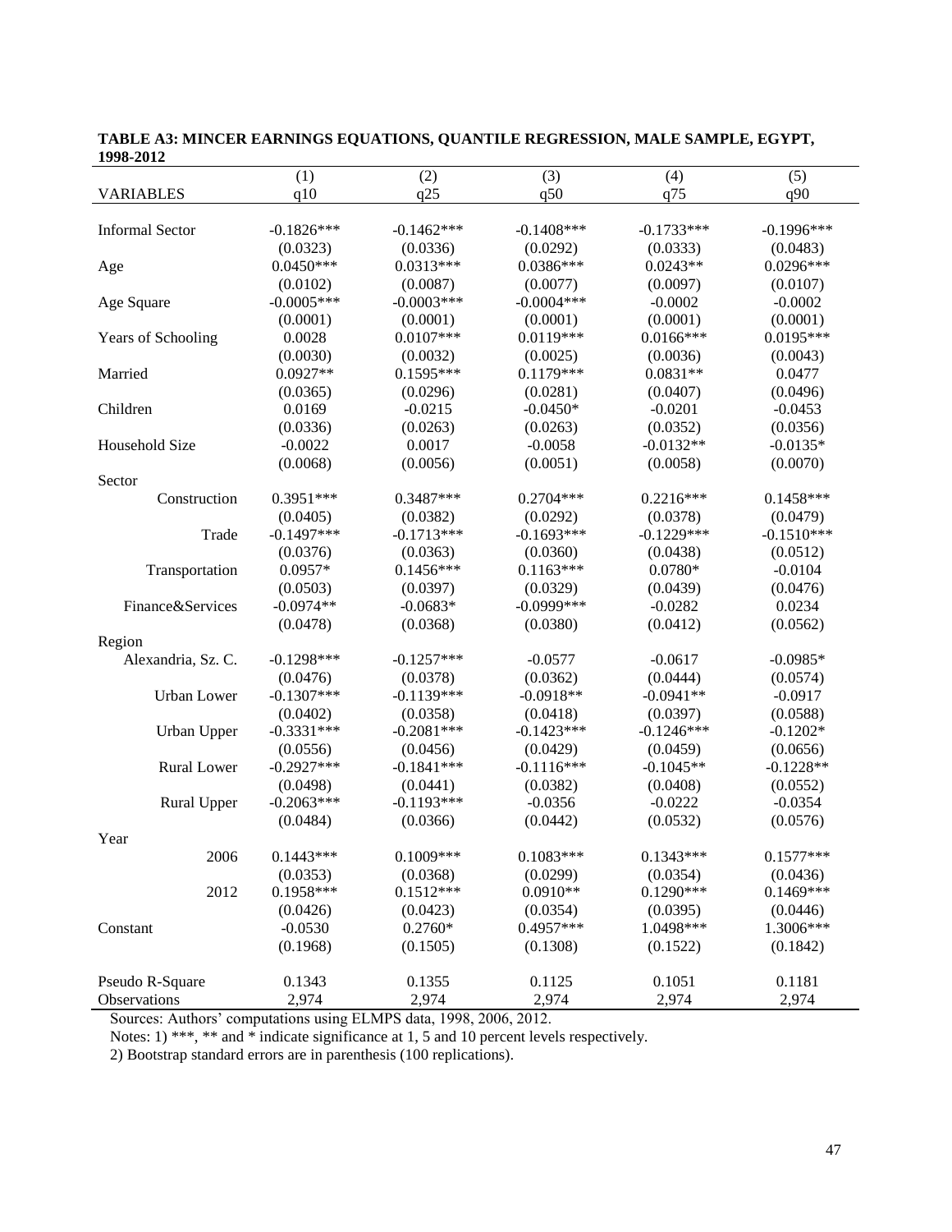**TABLE A3: MINCER EARNINGS EQUATIONS, QUANTILE REGRESSION, MALE SAMPLE, EGYPT, 1998-2012**

| | (1) | (2) | (3) | (4) | (5) |
|---|---|---|---|---|---|
| VARIABLES | q10 | q25 | q50 | q75 | q90 |
| Informal Sector | -0.1826*** | -0.1462*** | -0.1408*** | -0.1733*** | -0.1996*** |
| | (0.0323) | (0.0336) | (0.0292) | (0.0333) | (0.0483) |
| Age | 0.0450*** | 0.0313*** | 0.0386*** | 0.0243** | 0.0296*** |
| | (0.0102) | (0.0087) | (0.0077) | (0.0097) | (0.0107) |
| Age Square | -0.0005*** | -0.0003*** | -0.0004*** | -0.0002 | -0.0002 |
| | (0.0001) | (0.0001) | (0.0001) | (0.0001) | (0.0001) |
| Years of Schooling | 0.0028 | 0.0107*** | 0.0119*** | 0.0166*** | 0.0195*** |
| | (0.0030) | (0.0032) | (0.0025) | (0.0036) | (0.0043) |
| Married | 0.0927** | 0.1595*** | 0.1179*** | 0.0831** | 0.0477 |
| | (0.0365) | (0.0296) | (0.0281) | (0.0407) | (0.0496) |
| Children | 0.0169 | -0.0215 | -0.0450* | -0.0201 | -0.0453 |
| | (0.0336) | (0.0263) | (0.0263) | (0.0352) | (0.0356) |
| Household Size | -0.0022 | 0.0017 | -0.0058 | -0.0132** | -0.0135* |
| | (0.0068) | (0.0056) | (0.0051) | (0.0058) | (0.0070) |
| Sector | | | | | |
| Construction | 0.3951*** | 0.3487*** | 0.2704*** | 0.2216*** | 0.1458*** |
| | (0.0405) | (0.0382) | (0.0292) | (0.0378) | (0.0479) |
| Trade | -0.1497*** | -0.1713*** | -0.1693*** | -0.1229*** | -0.1510*** |
| | (0.0376) | (0.0363) | (0.0360) | (0.0438) | (0.0512) |
| Transportation | 0.0957* | 0.1456*** | 0.1163*** | 0.0780* | -0.0104 |
| | (0.0503) | (0.0397) | (0.0329) | (0.0439) | (0.0476) |
| Finance&Services | -0.0974** | -0.0683* | -0.0999*** | -0.0282 | 0.0234 |
| | (0.0478) | (0.0368) | (0.0380) | (0.0412) | (0.0562) |
| Region | | | | | |
| Alexandria, Sz. C. | -0.1298*** | -0.1257*** | -0.0577 | -0.0617 | -0.0985* |
| | (0.0476) | (0.0378) | (0.0362) | (0.0444) | (0.0574) |
| Urban Lower | -0.1307*** | -0.1139*** | -0.0918** | -0.0941** | -0.0917 |
| | (0.0402) | (0.0358) | (0.0418) | (0.0397) | (0.0588) |
| Urban Upper | -0.3331*** | -0.2081*** | -0.1423*** | -0.1246*** | -0.1202* |
| | (0.0556) | (0.0456) | (0.0429) | (0.0459) | (0.0656) |
| Rural Lower | -0.2927*** | -0.1841*** | -0.1116*** | -0.1045** | -0.1228** |
| | (0.0498) | (0.0441) | (0.0382) | (0.0408) | (0.0552) |
| Rural Upper | -0.2063*** | -0.1193*** | -0.0356 | -0.0222 | -0.0354 |
| | (0.0484) | (0.0366) | (0.0442) | (0.0532) | (0.0576) |
| Year | | | | | |
| 2006 | 0.1443*** | 0.1009*** | 0.1083*** | 0.1343*** | 0.1577*** |
| | (0.0353) | (0.0368) | (0.0299) | (0.0354) | (0.0436) |
| 2012 | 0.1958*** | 0.1512*** | 0.0910** | 0.1290*** | 0.1469*** |
| | (0.0426) | (0.0423) | (0.0354) | (0.0395) | (0.0446) |
| Constant | -0.0530 | 0.2760* | 0.4957*** | 1.0498*** | 1.3006*** |
| | (0.1968) | (0.1505) | (0.1308) | (0.1522) | (0.1842) |
| Pseudo R-Square | 0.1343 | 0.1355 | 0.1125 | 0.1051 | 0.1181 |
| Observations | 2,974 | 2,974 | 2,974 | 2,974 | 2,974 |

Sources: Authors' computations using ELMPS data, 1998, 2006, 2012.

Notes: 1) ***, ** and * indicate significance at 1, 5 and 10 percent levels respectively.

2) Bootstrap standard errors are in parenthesis (100 replications).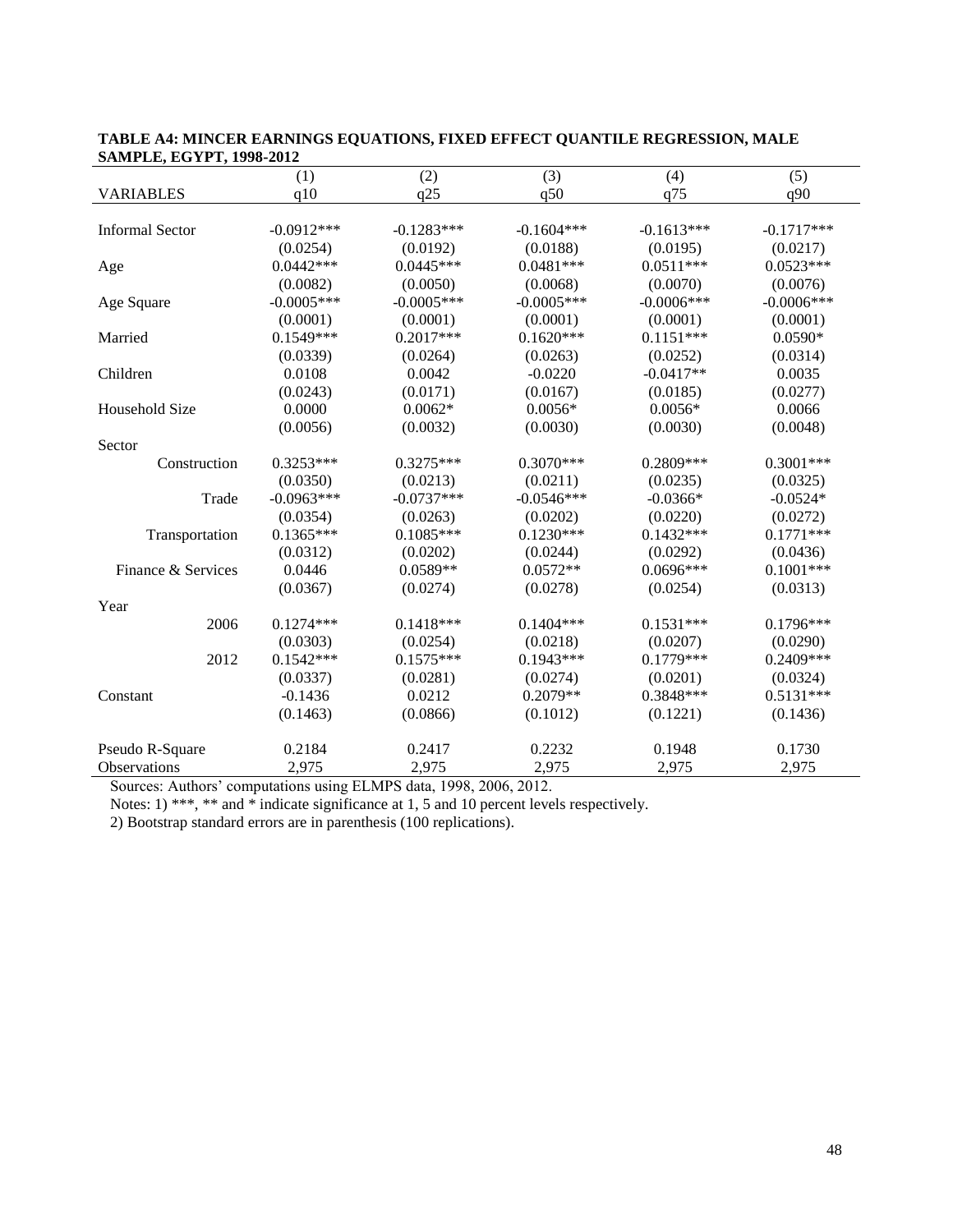**TABLE A4: MINCER EARNINGS EQUATIONS, FIXED EFFECT QUANTILE REGRESSION, MALE SAMPLE, EGYPT, 1998-2012**

| | (1) | (2) | (3) | (4) | (5) |
|---|---|---|---|---|---|
| VARIABLES | q10 | q25 | q50 | q75 | q90 |
| Informal Sector | -0.0912*** | -0.1283*** | -0.1604*** | -0.1613*** | -0.1717*** |
| | (0.0254) | (0.0192) | (0.0188) | (0.0195) | (0.0217) |
| Age | 0.0442*** | 0.0445*** | 0.0481*** | 0.0511*** | 0.0523*** |
| | (0.0082) | (0.0050) | (0.0068) | (0.0070) | (0.0076) |
| Age Square | -0.0005*** | -0.0005*** | -0.0005*** | -0.0006*** | -0.0006*** |
| | (0.0001) | (0.0001) | (0.0001) | (0.0001) | (0.0001) |
| Married | 0.1549*** | 0.2017*** | 0.1620*** | 0.1151*** | 0.0590* |
| | (0.0339) | (0.0264) | (0.0263) | (0.0252) | (0.0314) |
| Children | 0.0108 | 0.0042 | -0.0220 | -0.0417** | 0.0035 |
| | (0.0243) | (0.0171) | (0.0167) | (0.0185) | (0.0277) |
| Household Size | 0.0000 | 0.0062* | 0.0056* | 0.0056* | 0.0066 |
| | (0.0056) | (0.0032) | (0.0030) | (0.0030) | (0.0048) |
| Sector | | | | | |
| Construction | 0.3253*** | 0.3275*** | 0.3070*** | 0.2809*** | 0.3001*** |
| | (0.0350) | (0.0213) | (0.0211) | (0.0235) | (0.0325) |
| Trade | -0.0963*** | -0.0737*** | -0.0546*** | -0.0366* | -0.0524* |
| | (0.0354) | (0.0263) | (0.0202) | (0.0220) | (0.0272) |
| Transportation | 0.1365*** | 0.1085*** | 0.1230*** | 0.1432*** | 0.1771*** |
| | (0.0312) | (0.0202) | (0.0244) | (0.0292) | (0.0436) |
| Finance & Services | 0.0446 | 0.0589** | 0.0572** | 0.0696*** | 0.1001*** |
| | (0.0367) | (0.0274) | (0.0278) | (0.0254) | (0.0313) |
| Year | | | | | |
| 2006 | 0.1274*** | 0.1418*** | 0.1404*** | 0.1531*** | 0.1796*** |
| | (0.0303) | (0.0254) | (0.0218) | (0.0207) | (0.0290) |
| 2012 | 0.1542*** | 0.1575*** | 0.1943*** | 0.1779*** | 0.2409*** |
| | (0.0337) | (0.0281) | (0.0274) | (0.0201) | (0.0324) |
| Constant | -0.1436 | 0.0212 | 0.2079** | 0.3848*** | 0.5131*** |
| | (0.1463) | (0.0866) | (0.1012) | (0.1221) | (0.1436) |
| Pseudo R-Square | 0.2184 | 0.2417 | 0.2232 | 0.1948 | 0.1730 |
| Observations | 2,975 | 2,975 | 2,975 | 2,975 | 2,975 |

Sources: Authors' computations using ELMPS data, 1998, 2006, 2012.

Notes: 1) ***, ** and * indicate significance at 1, 5 and 10 percent levels respectively.

2) Bootstrap standard errors are in parenthesis (100 replications).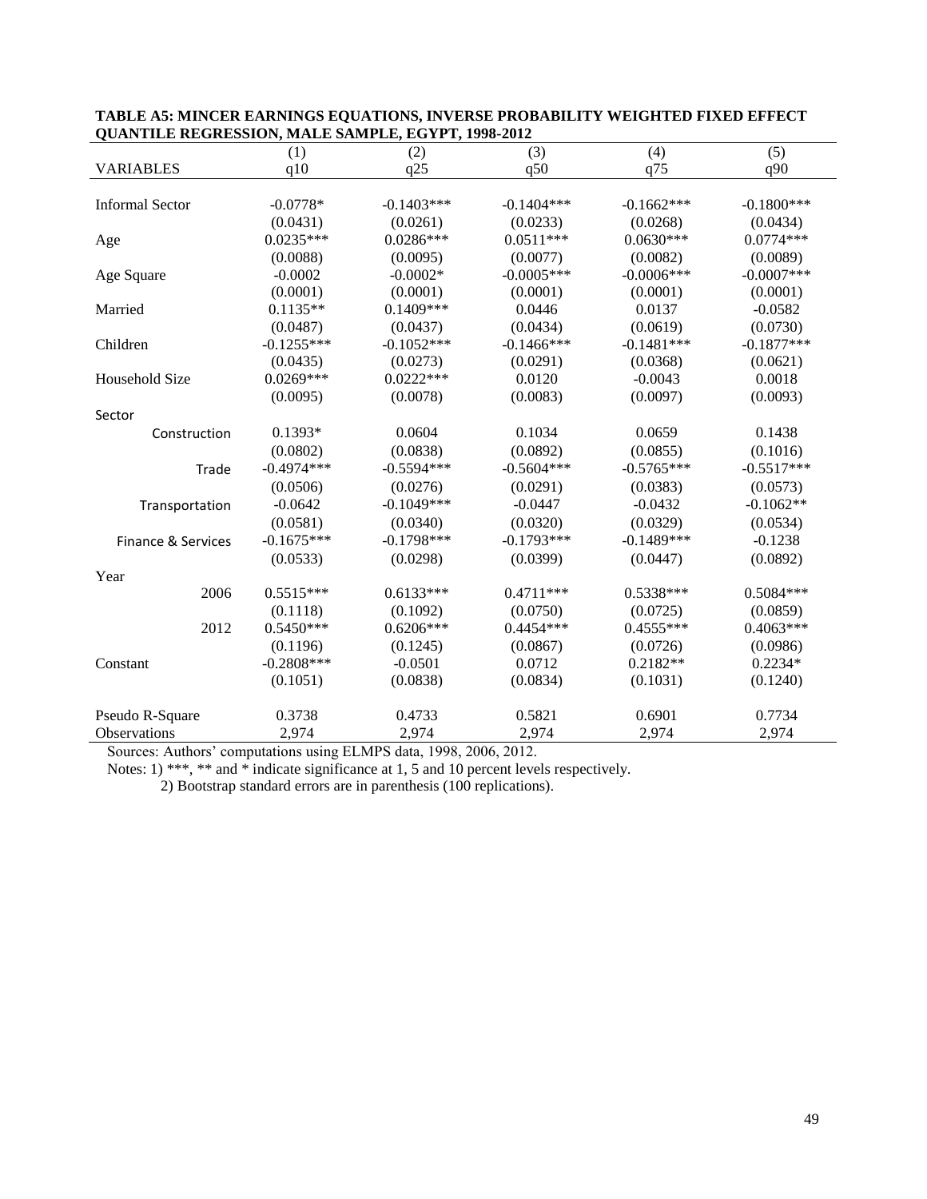**TABLE A5: MINCER EARNINGS EQUATIONS, INVERSE PROBABILITY WEIGHTED FIXED EFFECT QUANTILE REGRESSION, MALE SAMPLE, EGYPT, 1998-2012**

| | (1) | (2) | (3) | (4) | (5) |
|---|---|---|---|---|---|
| VARIABLES | q10 | q25 | q50 | q75 | q90 |
| Informal Sector | -0.0778* | -0.1403*** | -0.1404*** | -0.1662*** | -0.1800*** |
| | (0.0431) | (0.0261) | (0.0233) | (0.0268) | (0.0434) |
| Age | 0.0235*** | 0.0286*** | 0.0511*** | 0.0630*** | 0.0774*** |
| | (0.0088) | (0.0095) | (0.0077) | (0.0082) | (0.0089) |
| Age Square | -0.0002 | -0.0002* | -0.0005*** | -0.0006*** | -0.0007*** |
| | (0.0001) | (0.0001) | (0.0001) | (0.0001) | (0.0001) |
| Married | 0.1135** | 0.1409*** | 0.0446 | 0.0137 | -0.0582 |
| | (0.0487) | (0.0437) | (0.0434) | (0.0619) | (0.0730) |
| Children | -0.1255*** | -0.1052*** | -0.1466*** | -0.1481*** | -0.1877*** |
| | (0.0435) | (0.0273) | (0.0291) | (0.0368) | (0.0621) |
| Household Size | 0.0269*** | 0.0222*** | 0.0120 | -0.0043 | 0.0018 |
| | (0.0095) | (0.0078) | (0.0083) | (0.0097) | (0.0093) |
| Sector | | | | | |
| Construction | 0.1393* | 0.0604 | 0.1034 | 0.0659 | 0.1438 |
| | (0.0802) | (0.0838) | (0.0892) | (0.0855) | (0.1016) |
| Trade | -0.4974*** | -0.5594*** | -0.5604*** | -0.5765*** | -0.5517*** |
| | (0.0506) | (0.0276) | (0.0291) | (0.0383) | (0.0573) |
| Transportation | -0.0642 | -0.1049*** | -0.0447 | -0.0432 | -0.1062** |
| | (0.0581) | (0.0340) | (0.0320) | (0.0329) | (0.0534) |
| Finance & Services | -0.1675*** | -0.1798*** | -0.1793*** | -0.1489*** | -0.1238 |
| | (0.0533) | (0.0298) | (0.0399) | (0.0447) | (0.0892) |
| Year | | | | | |
| 2006 | 0.5515*** | 0.6133*** | 0.4711*** | 0.5338*** | 0.5084*** |
| | (0.1118) | (0.1092) | (0.0750) | (0.0725) | (0.0859) |
| 2012 | 0.5450*** | 0.6206*** | 0.4454*** | 0.4555*** | 0.4063*** |
| | (0.1196) | (0.1245) | (0.0867) | (0.0726) | (0.0986) |
| Constant | -0.2808*** | -0.0501 | 0.0712 | 0.2182** | 0.2234* |
| | (0.1051) | (0.0838) | (0.0834) | (0.1031) | (0.1240) |
| Pseudo R-Square | 0.3738 | 0.4733 | 0.5821 | 0.6901 | 0.7734 |
| Observations | 2,974 | 2,974 | 2,974 | 2,974 | 2,974 |

Sources: Authors' computations using ELMPS data, 1998, 2006, 2012.

Notes: 1) ***, ** and * indicate significance at 1, 5 and 10 percent levels respectively.

2) Bootstrap standard errors are in parenthesis (100 replications).